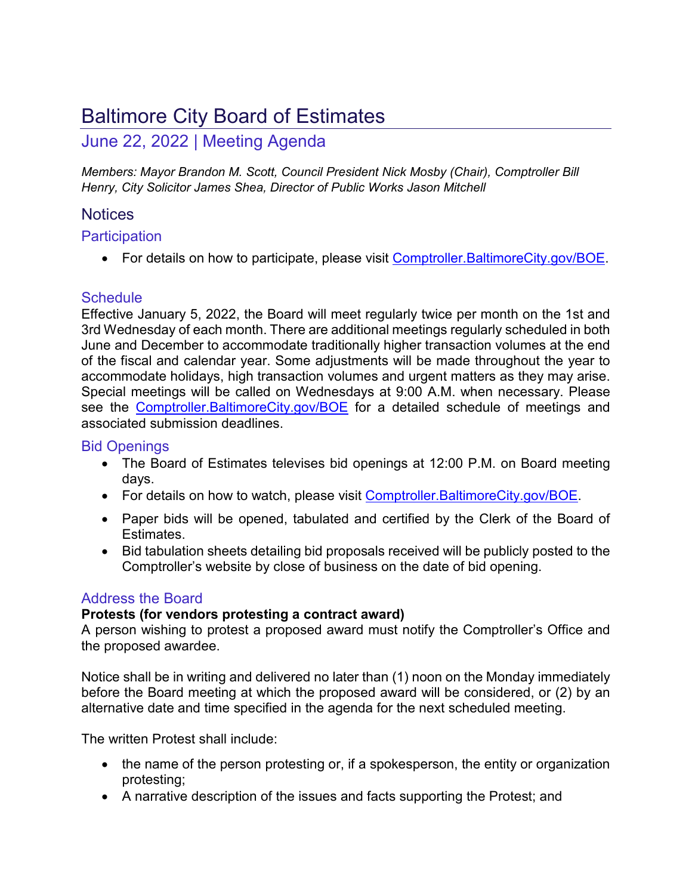# Baltimore City Board of Estimates

## June 22, 2022 | Meeting Agenda

*Members: Mayor Brandon M. Scott, Council President Nick Mosby (Chair), Comptroller Bill Henry, City Solicitor James Shea, Director of Public Works Jason Mitchell*

## Notices

### Participation

- For details on how to participate, please visit Comptroller.BaltimoreCity.gov/BOE.

### Schedule

Effective January 5, 2022, the Board will meet regularly twice per month on the 1st and 3rd Wednesday of each month. There are additional meetings regularly scheduled in both June and December to accommodate traditionally higher transaction volumes at the end of the fiscal and calendar year. Some adjustments will be made throughout the year to accommodate holidays, high transaction volumes and urgent matters as they may arise. Special meetings will be called on Wednesdays at 9:00 A.M. when necessary. Please see the Comptroller.BaltimoreCity.gov/BOE for a detailed schedule of meetings and associated submission deadlines.

### Bid Openings

- The Board of Estimates televises bid openings at 12:00 P.M. on Board meeting days.
- For details on how to watch, please visit Comptroller.BaltimoreCity.gov/BOE.
- Paper bids will be opened, tabulated and certified by the Clerk of the Board of Estimates.
- Bid tabulation sheets detailing bid proposals received will be publicly posted to the Comptroller's website by close of business on the date of bid opening.

### Address the Board

**Protests (for vendors protesting a contract award)**

A person wishing to protest a proposed award must notify the Comptroller's Office and the proposed awardee.

Notice shall be in writing and delivered no later than (1) noon on the Monday immediately before the Board meeting at which the proposed award will be considered, or (2) by an alternative date and time specified in the agenda for the next scheduled meeting.

The written Protest shall include:

- the name of the person protesting or, if a spokesperson, the entity or organization protesting;
- A narrative description of the issues and facts supporting the Protest; and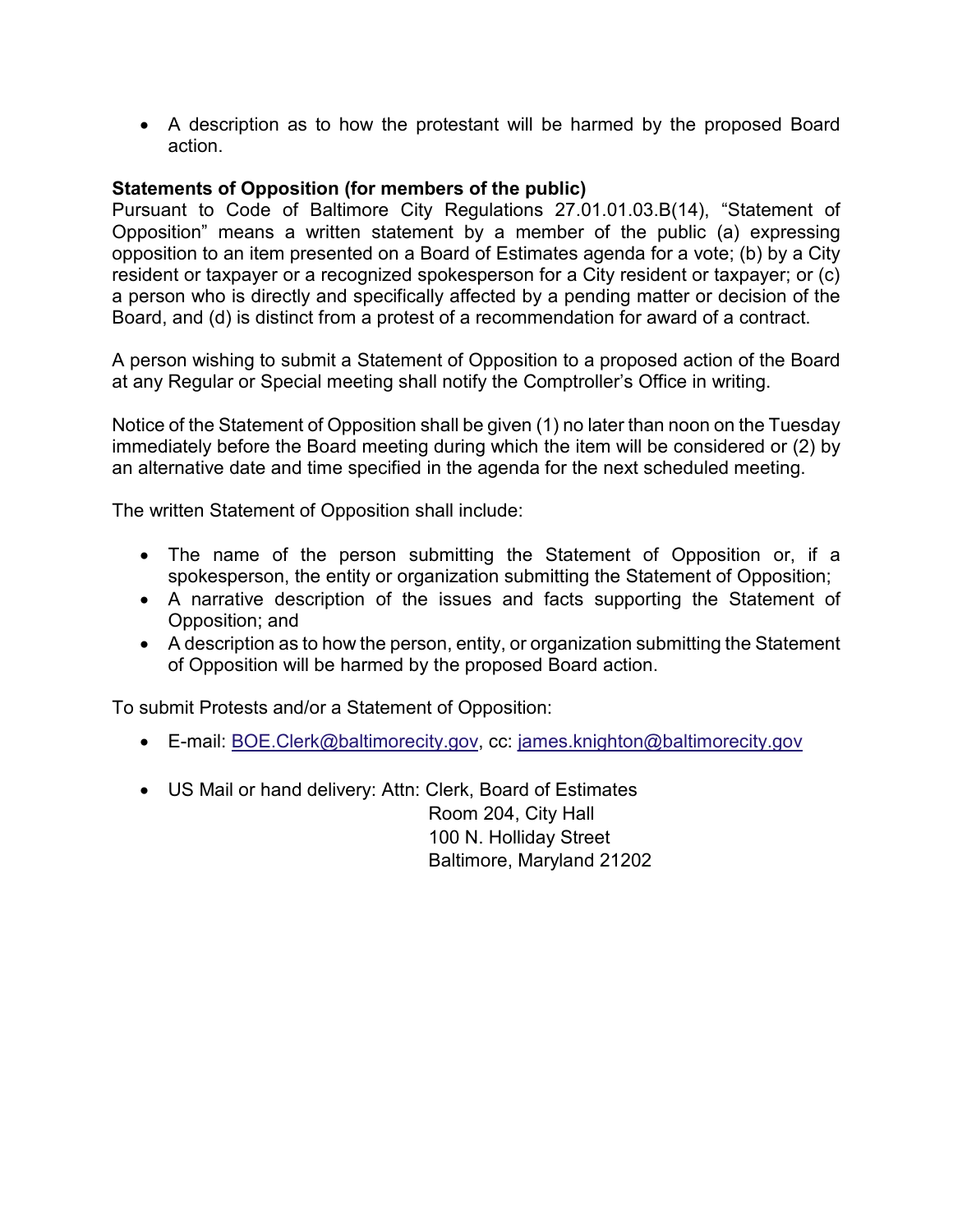- A description as to how the protestant will be harmed by the proposed Board action.

**Statements of Opposition (for members of the public)**

Pursuant to Code of Baltimore City Regulations 27.01.01.03.B(14), "Statement of Opposition" means a written statement by a member of the public (a) expressing opposition to an item presented on a Board of Estimates agenda for a vote; (b) by a City resident or taxpayer or a recognized spokesperson for a City resident or taxpayer; or (c) a person who is directly and specifically affected by a pending matter or decision of the Board, and (d) is distinct from a protest of a recommendation for award of a contract.

A person wishing to submit a Statement of Opposition to a proposed action of the Board at any Regular or Special meeting shall notify the Comptroller's Office in writing.

Notice of the Statement of Opposition shall be given (1) no later than noon on the Tuesday immediately before the Board meeting during which the item will be considered or (2) by an alternative date and time specified in the agenda for the next scheduled meeting.

The written Statement of Opposition shall include:

- The name of the person submitting the Statement of Opposition or, if a spokesperson, the entity or organization submitting the Statement of Opposition;
- A narrative description of the issues and facts supporting the Statement of Opposition; and
- A description as to how the person, entity, or organization submitting the Statement of Opposition will be harmed by the proposed Board action.

To submit Protests and/or a Statement of Opposition:

- E-mail: BOE.Clerk@baltimorecity.gov, cc: james.knighton@baltimorecity.gov

- US Mail or hand delivery: Attn: Clerk, Board of Estimates
  Room 204, City Hall
  100 N. Holliday Street
  Baltimore, Maryland 21202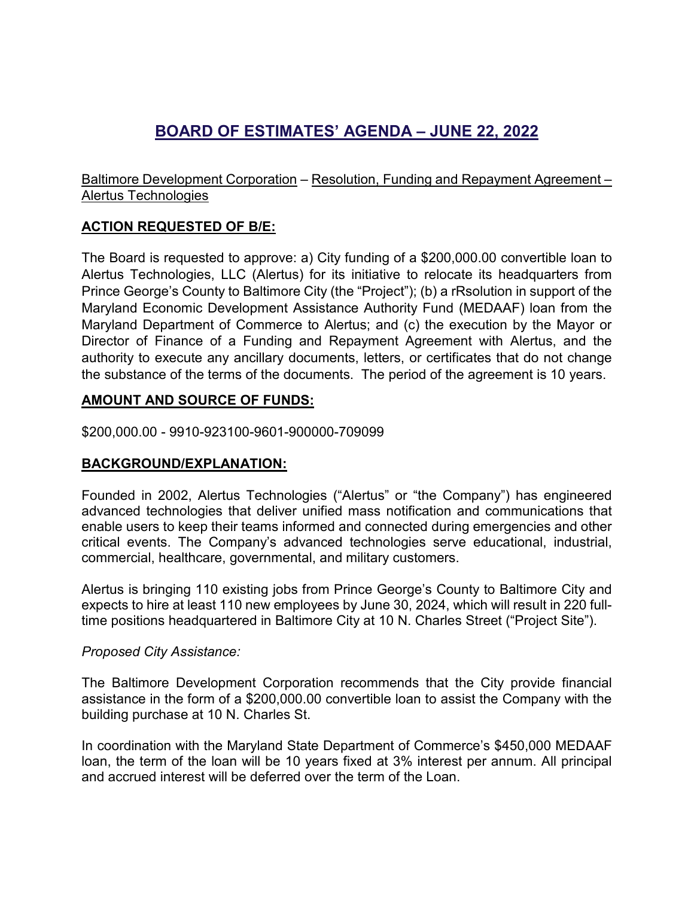# BOARD OF ESTIMATES' AGENDA – JUNE 22, 2022

Baltimore Development Corporation – Resolution, Funding and Repayment Agreement – Alertus Technologies

**ACTION REQUESTED OF B/E:**

The Board is requested to approve: a) City funding of a $200,000.00 convertible loan to Alertus Technologies, LLC (Alertus) for its initiative to relocate its headquarters from Prince George's County to Baltimore City (the "Project"); (b) a rRsolution in support of the Maryland Economic Development Assistance Authority Fund (MEDAAF) loan from the Maryland Department of Commerce to Alertus; and (c) the execution by the Mayor or Director of Finance of a Funding and Repayment Agreement with Alertus, and the authority to execute any ancillary documents, letters, or certificates that do not change the substance of the terms of the documents. The period of the agreement is 10 years.

**AMOUNT AND SOURCE OF FUNDS:**

$200,000.00 - 9910-923100-9601-900000-709099

**BACKGROUND/EXPLANATION:**

Founded in 2002, Alertus Technologies ("Alertus" or "the Company") has engineered advanced technologies that deliver unified mass notification and communications that enable users to keep their teams informed and connected during emergencies and other critical events. The Company's advanced technologies serve educational, industrial, commercial, healthcare, governmental, and military customers.

Alertus is bringing 110 existing jobs from Prince George's County to Baltimore City and expects to hire at least 110 new employees by June 30, 2024, which will result in 220 full-time positions headquartered in Baltimore City at 10 N. Charles Street ("Project Site").

*Proposed City Assistance:*

The Baltimore Development Corporation recommends that the City provide financial assistance in the form of a $200,000.00 convertible loan to assist the Company with the building purchase at 10 N. Charles St.

In coordination with the Maryland State Department of Commerce's $450,000 MEDAAF loan, the term of the loan will be 10 years fixed at 3% interest per annum. All principal and accrued interest will be deferred over the term of the Loan.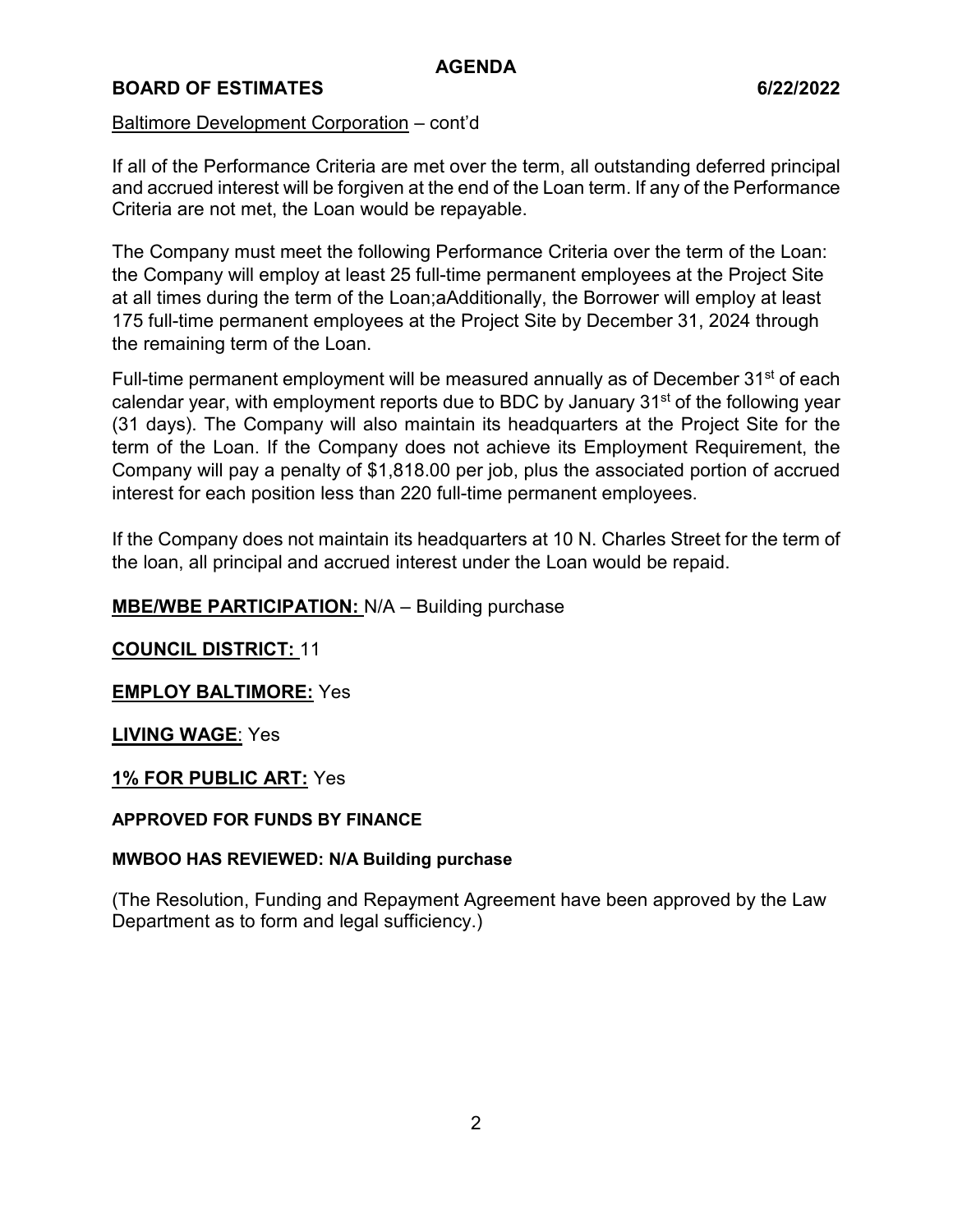Baltimore Development Corporation – cont'd

If all of the Performance Criteria are met over the term, all outstanding deferred principal and accrued interest will be forgiven at the end of the Loan term. If any of the Performance Criteria are not met, the Loan would be repayable.

The Company must meet the following Performance Criteria over the term of the Loan: the Company will employ at least 25 full-time permanent employees at the Project Site at all times during the term of the Loan;aAdditionally, the Borrower will employ at least 175 full-time permanent employees at the Project Site by December 31, 2024 through the remaining term of the Loan.

Full-time permanent employment will be measured annually as of December 31st of each calendar year, with employment reports due to BDC by January 31st of the following year (31 days). The Company will also maintain its headquarters at the Project Site for the term of the Loan. If the Company does not achieve its Employment Requirement, the Company will pay a penalty of $1,818.00 per job, plus the associated portion of accrued interest for each position less than 220 full-time permanent employees.

If the Company does not maintain its headquarters at 10 N. Charles Street for the term of the loan, all principal and accrued interest under the Loan would be repaid.

**MBE/WBE PARTICIPATION:** N/A – Building purchase

**COUNCIL DISTRICT:** 11

**EMPLOY BALTIMORE:** Yes

**LIVING WAGE**: Yes

**1% FOR PUBLIC ART:** Yes

**APPROVED FOR FUNDS BY FINANCE**

**MWBOO HAS REVIEWED: N/A Building purchase**

(The Resolution, Funding and Repayment Agreement have been approved by the Law Department as to form and legal sufficiency.)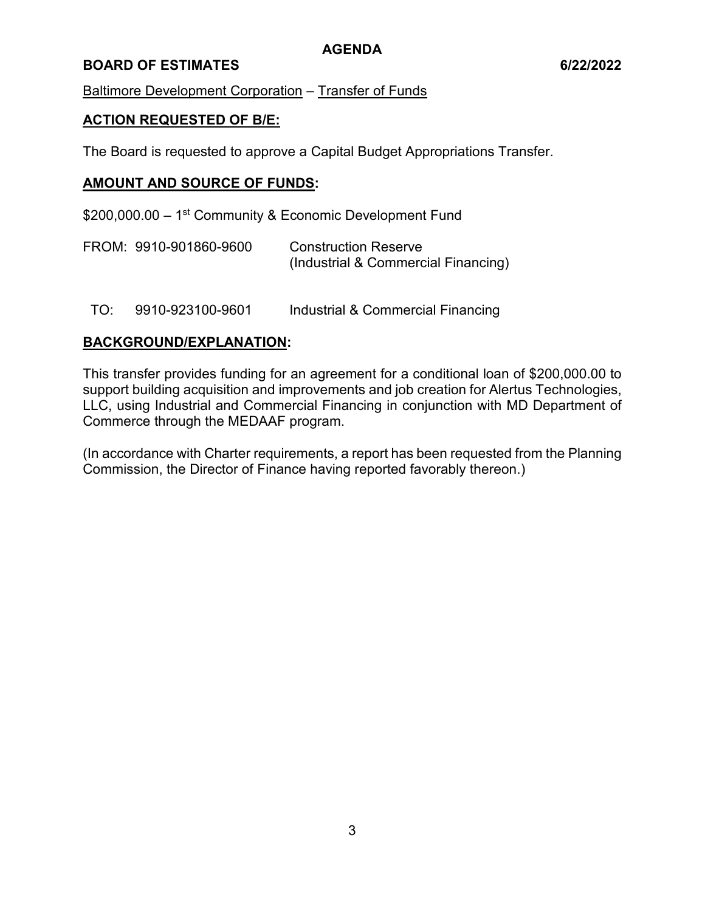# AGENDA

**BOARD OF ESTIMATES** **6/22/2022**

Baltimore Development Corporation – Transfer of Funds

## ACTION REQUESTED OF B/E:

The Board is requested to approve a Capital Budget Appropriations Transfer.

## AMOUNT AND SOURCE OF FUNDS:

$200,000.00 – 1st Community & Economic Development Fund

| | | |
|---|---|---|
| FROM: | 9910-901860-9600 | Construction Reserve (Industrial & Commercial Financing) |
| TO: | 9910-923100-9601 | Industrial & Commercial Financing |

## BACKGROUND/EXPLANATION:

This transfer provides funding for an agreement for a conditional loan of $200,000.00 to support building acquisition and improvements and job creation for Alertus Technologies, LLC, using Industrial and Commercial Financing in conjunction with MD Department of Commerce through the MEDAAF program.

(In accordance with Charter requirements, a report has been requested from the Planning Commission, the Director of Finance having reported favorably thereon.)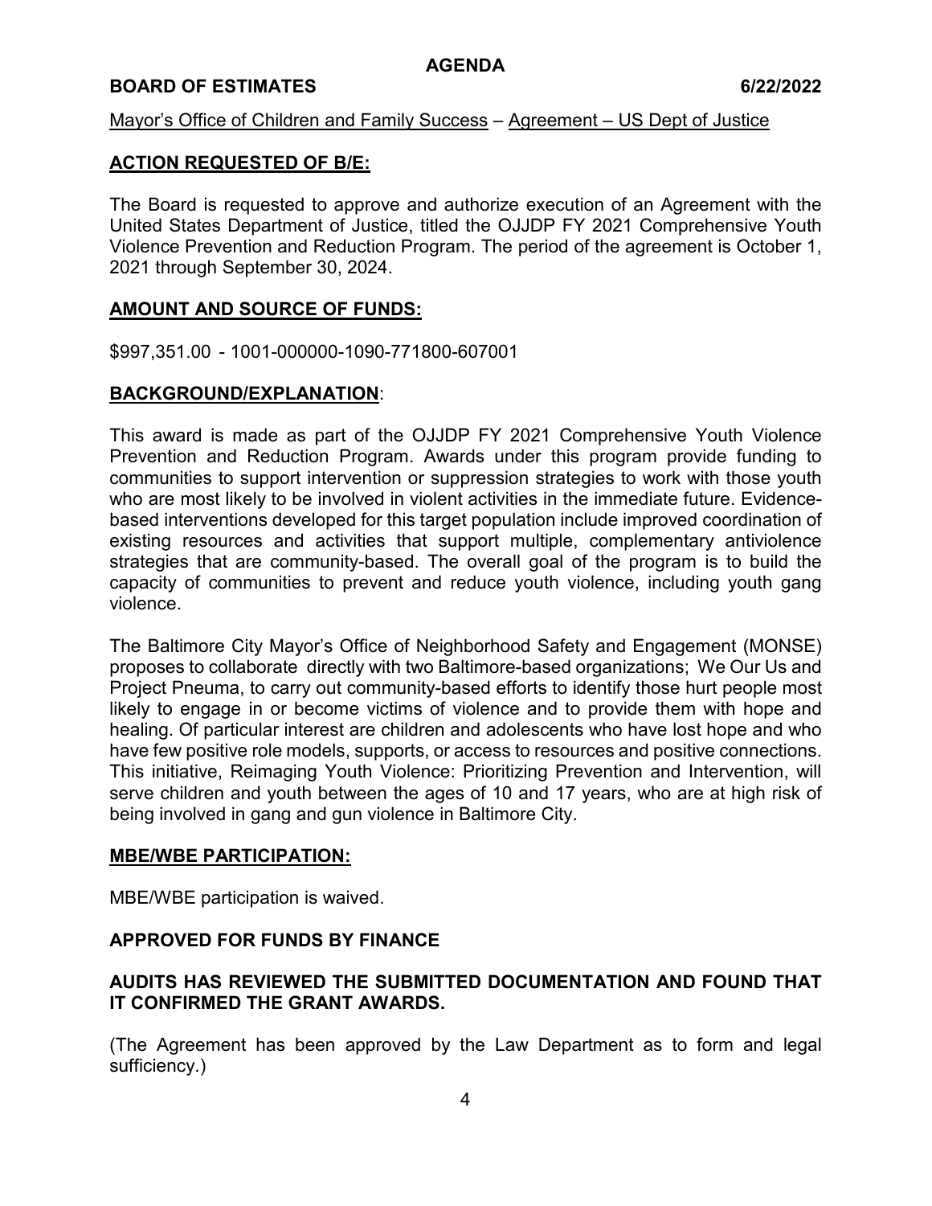**AGENDA**

**BOARD OF ESTIMATES 6/22/2022**

Mayor's Office of Children and Family Success – Agreement – US Dept of Justice

## ACTION REQUESTED OF B/E:

The Board is requested to approve and authorize execution of an Agreement with the United States Department of Justice, titled the OJJDP FY 2021 Comprehensive Youth Violence Prevention and Reduction Program. The period of the agreement is October 1, 2021 through September 30, 2024.

## AMOUNT AND SOURCE OF FUNDS:

$997,351.00 - 1001-000000-1090-771800-607001

## BACKGROUND/EXPLANATION:

This award is made as part of the OJJDP FY 2021 Comprehensive Youth Violence Prevention and Reduction Program. Awards under this program provide funding to communities to support intervention or suppression strategies to work with those youth who are most likely to be involved in violent activities in the immediate future. Evidence-based interventions developed for this target population include improved coordination of existing resources and activities that support multiple, complementary antiviolence strategies that are community-based. The overall goal of the program is to build the capacity of communities to prevent and reduce youth violence, including youth gang violence.

The Baltimore City Mayor's Office of Neighborhood Safety and Engagement (MONSE) proposes to collaborate directly with two Baltimore-based organizations; We Our Us and Project Pneuma, to carry out community-based efforts to identify those hurt people most likely to engage in or become victims of violence and to provide them with hope and healing. Of particular interest are children and adolescents who have lost hope and who have few positive role models, supports, or access to resources and positive connections. This initiative, Reimaging Youth Violence: Prioritizing Prevention and Intervention, will serve children and youth between the ages of 10 and 17 years, who are at high risk of being involved in gang and gun violence in Baltimore City.

## MBE/WBE PARTICIPATION:

MBE/WBE participation is waived.

**APPROVED FOR FUNDS BY FINANCE**

**AUDITS HAS REVIEWED THE SUBMITTED DOCUMENTATION AND FOUND THAT IT CONFIRMED THE GRANT AWARDS.**

(The Agreement has been approved by the Law Department as to form and legal sufficiency.)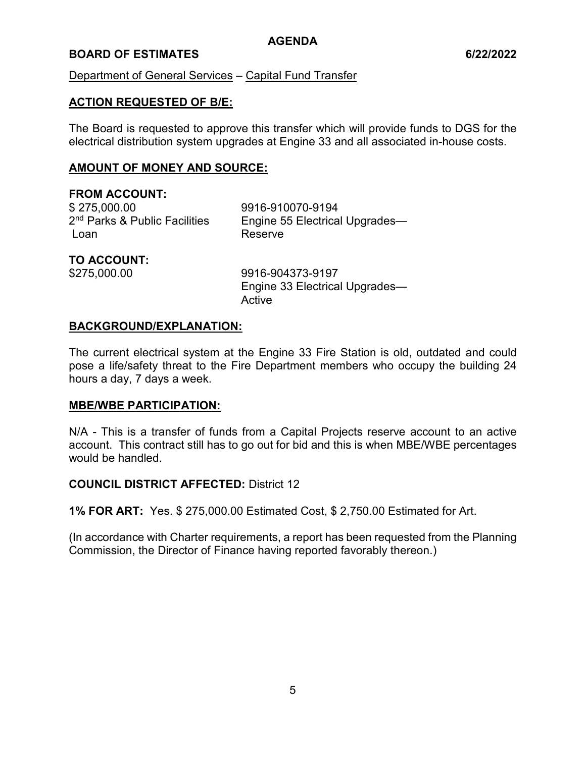**AGENDA**

**BOARD OF ESTIMATES 6/22/2022**

Department of General Services – Capital Fund Transfer

**ACTION REQUESTED OF B/E:**

The Board is requested to approve this transfer which will provide funds to DGS for the electrical distribution system upgrades at Engine 33 and all associated in-house costs.

**AMOUNT OF MONEY AND SOURCE:**

**FROM ACCOUNT:**

| | |
|---|---|
| $ 275,000.00 | 9916-910070-9194 |
| 2nd Parks & Public Facilities Loan | Engine 55 Electrical Upgrades—Reserve |

**TO ACCOUNT:**

| | |
|---|---|
| $275,000.00 | 9916-904373-9197 |
| | Engine 33 Electrical Upgrades—Active |

**BACKGROUND/EXPLANATION:**

The current electrical system at the Engine 33 Fire Station is old, outdated and could pose a life/safety threat to the Fire Department members who occupy the building 24 hours a day, 7 days a week.

**MBE/WBE PARTICIPATION:**

N/A - This is a transfer of funds from a Capital Projects reserve account to an active account. This contract still has to go out for bid and this is when MBE/WBE percentages would be handled.

**COUNCIL DISTRICT AFFECTED:** District 12

**1% FOR ART:** Yes. $ 275,000.00 Estimated Cost, $ 2,750.00 Estimated for Art.

(In accordance with Charter requirements, a report has been requested from the Planning Commission, the Director of Finance having reported favorably thereon.)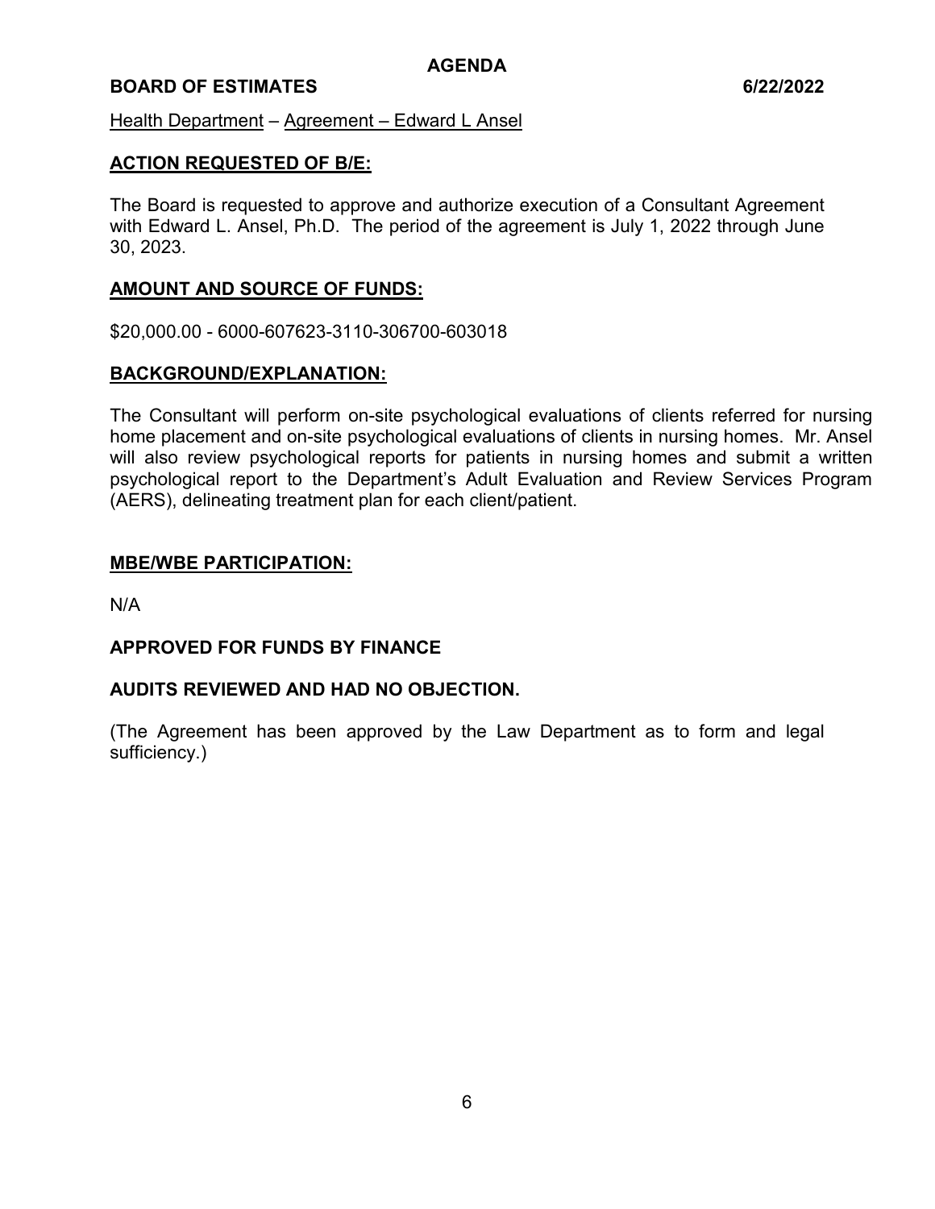**AGENDA**

**BOARD OF ESTIMATES** **6/22/2022**

Health Department – Agreement – Edward L Ansel

## ACTION REQUESTED OF B/E:

The Board is requested to approve and authorize execution of a Consultant Agreement with Edward L. Ansel, Ph.D. The period of the agreement is July 1, 2022 through June 30, 2023.

## AMOUNT AND SOURCE OF FUNDS:

$20,000.00 - 6000-607623-3110-306700-603018

## BACKGROUND/EXPLANATION:

The Consultant will perform on-site psychological evaluations of clients referred for nursing home placement and on-site psychological evaluations of clients in nursing homes. Mr. Ansel will also review psychological reports for patients in nursing homes and submit a written psychological report to the Department's Adult Evaluation and Review Services Program (AERS), delineating treatment plan for each client/patient.

## MBE/WBE PARTICIPATION:

N/A

**APPROVED FOR FUNDS BY FINANCE**

**AUDITS REVIEWED AND HAD NO OBJECTION.**

(The Agreement has been approved by the Law Department as to form and legal sufficiency.)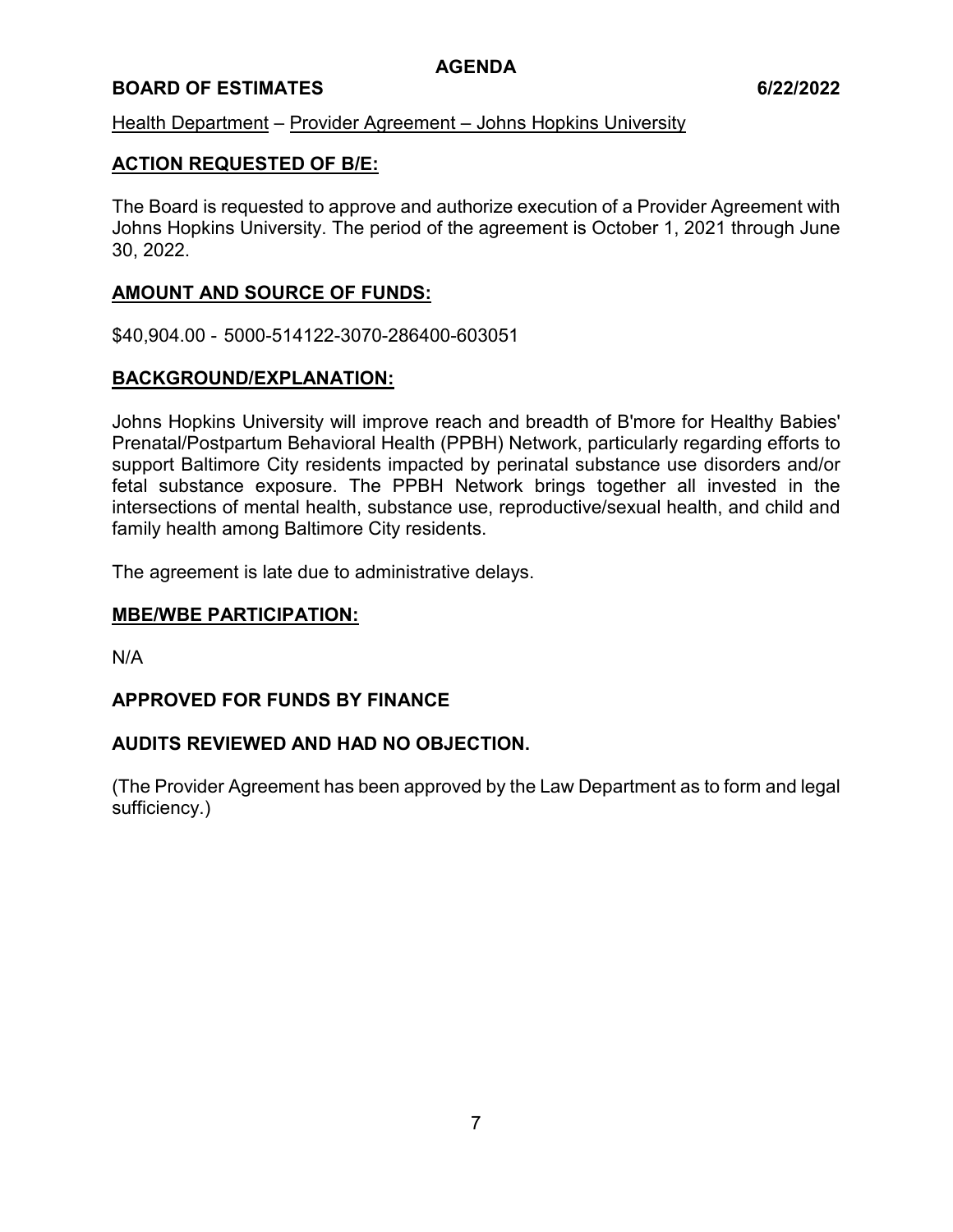**AGENDA**

**BOARD OF ESTIMATES 6/22/2022**

Health Department – Provider Agreement – Johns Hopkins University

## ACTION REQUESTED OF B/E:

The Board is requested to approve and authorize execution of a Provider Agreement with Johns Hopkins University. The period of the agreement is October 1, 2021 through June 30, 2022.

## AMOUNT AND SOURCE OF FUNDS:

$40,904.00 - 5000-514122-3070-286400-603051

## BACKGROUND/EXPLANATION:

Johns Hopkins University will improve reach and breadth of B'more for Healthy Babies' Prenatal/Postpartum Behavioral Health (PPBH) Network, particularly regarding efforts to support Baltimore City residents impacted by perinatal substance use disorders and/or fetal substance exposure. The PPBH Network brings together all invested in the intersections of mental health, substance use, reproductive/sexual health, and child and family health among Baltimore City residents.

The agreement is late due to administrative delays.

## MBE/WBE PARTICIPATION:

N/A

**APPROVED FOR FUNDS BY FINANCE**

**AUDITS REVIEWED AND HAD NO OBJECTION.**

(The Provider Agreement has been approved by the Law Department as to form and legal sufficiency.)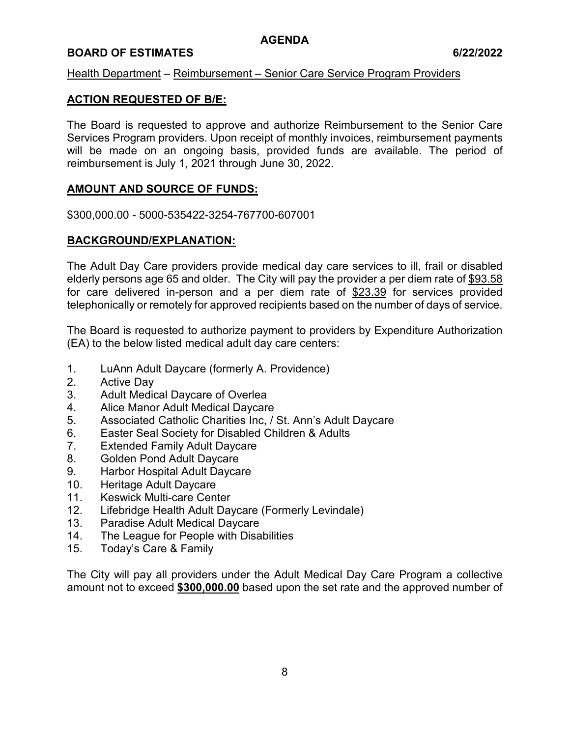**AGENDA**

**BOARD OF ESTIMATES 6/22/2022**

Health Department – Reimbursement – Senior Care Service Program Providers

**ACTION REQUESTED OF B/E:**

The Board is requested to approve and authorize Reimbursement to the Senior Care Services Program providers. Upon receipt of monthly invoices, reimbursement payments will be made on an ongoing basis, provided funds are available. The period of reimbursement is July 1, 2021 through June 30, 2022.

**AMOUNT AND SOURCE OF FUNDS:**

$300,000.00 - 5000-535422-3254-767700-607001

**BACKGROUND/EXPLANATION:**

The Adult Day Care providers provide medical day care services to ill, frail or disabled elderly persons age 65 and older. The City will pay the provider a per diem rate of $93.58 for care delivered in-person and a per diem rate of $23.39 for services provided telephonically or remotely for approved recipients based on the number of days of service.

The Board is requested to authorize payment to providers by Expenditure Authorization (EA) to the below listed medical adult day care centers:

1. LuAnn Adult Daycare (formerly A. Providence)
2. Active Day
3. Adult Medical Daycare of Overlea
4. Alice Manor Adult Medical Daycare
5. Associated Catholic Charities Inc, / St. Ann's Adult Daycare
6. Easter Seal Society for Disabled Children & Adults
7. Extended Family Adult Daycare
8. Golden Pond Adult Daycare
9. Harbor Hospital Adult Daycare
10. Heritage Adult Daycare
11. Keswick Multi-care Center
12. Lifebridge Health Adult Daycare (Formerly Levindale)
13. Paradise Adult Medical Daycare
14. The League for People with Disabilities
15. Today's Care & Family

The City will pay all providers under the Adult Medical Day Care Program a collective amount not to exceed **$300,000.00** based upon the set rate and the approved number of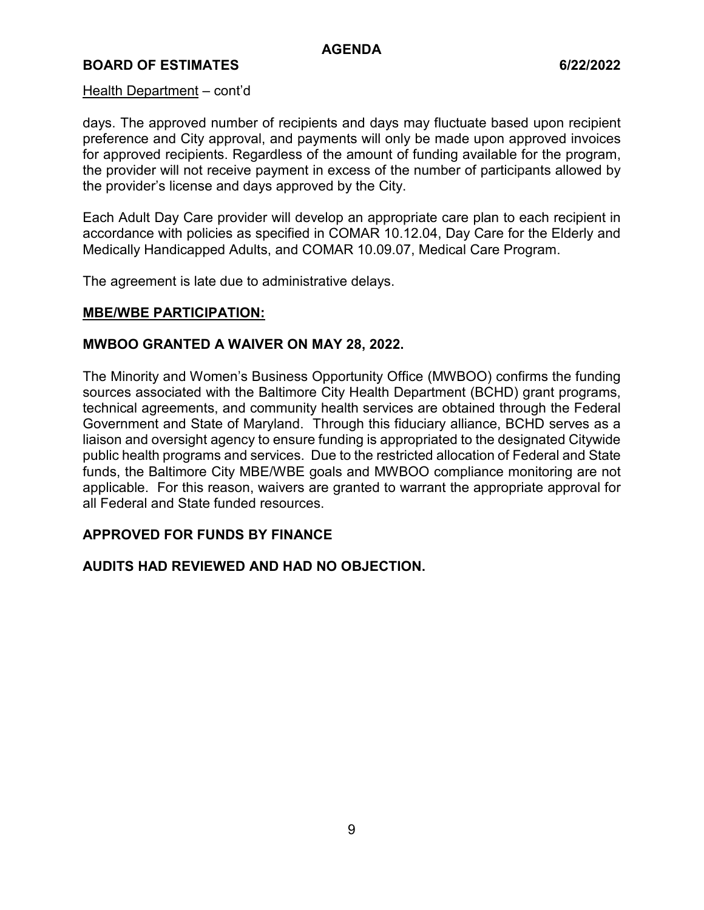Health Department – cont'd

days. The approved number of recipients and days may fluctuate based upon recipient preference and City approval, and payments will only be made upon approved invoices for approved recipients. Regardless of the amount of funding available for the program, the provider will not receive payment in excess of the number of participants allowed by the provider's license and days approved by the City.

Each Adult Day Care provider will develop an appropriate care plan to each recipient in accordance with policies as specified in COMAR 10.12.04, Day Care for the Elderly and Medically Handicapped Adults, and COMAR 10.09.07, Medical Care Program.

The agreement is late due to administrative delays.

**MBE/WBE PARTICIPATION:**

**MWBOO GRANTED A WAIVER ON MAY 28, 2022.**

The Minority and Women's Business Opportunity Office (MWBOO) confirms the funding sources associated with the Baltimore City Health Department (BCHD) grant programs, technical agreements, and community health services are obtained through the Federal Government and State of Maryland. Through this fiduciary alliance, BCHD serves as a liaison and oversight agency to ensure funding is appropriated to the designated Citywide public health programs and services. Due to the restricted allocation of Federal and State funds, the Baltimore City MBE/WBE goals and MWBOO compliance monitoring are not applicable. For this reason, waivers are granted to warrant the appropriate approval for all Federal and State funded resources.

**APPROVED FOR FUNDS BY FINANCE**

**AUDITS HAD REVIEWED AND HAD NO OBJECTION.**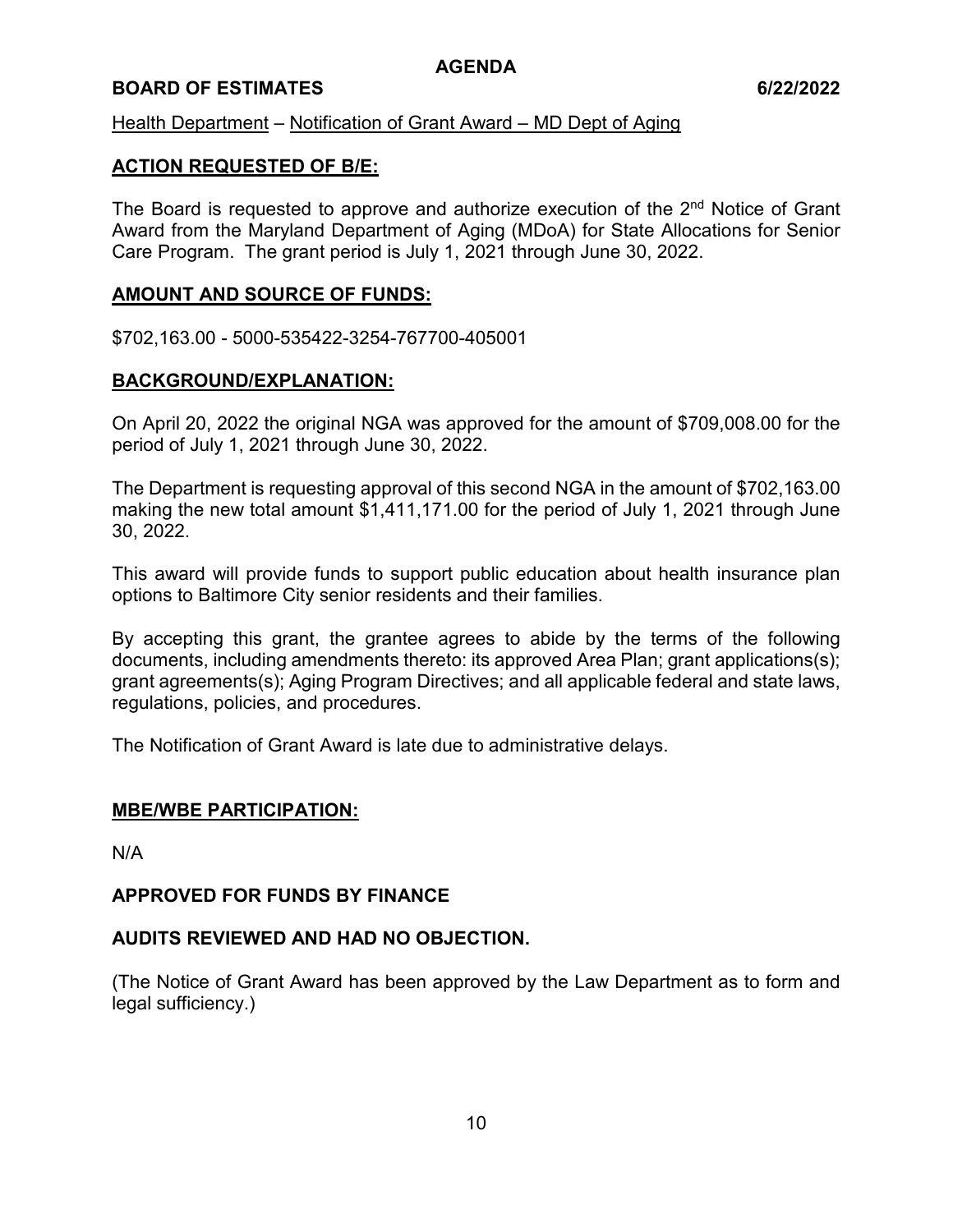AGENDA

**BOARD OF ESTIMATES 6/22/2022**

Health Department – Notification of Grant Award – MD Dept of Aging

## ACTION REQUESTED OF B/E:

The Board is requested to approve and authorize execution of the 2nd Notice of Grant Award from the Maryland Department of Aging (MDoA) for State Allocations for Senior Care Program. The grant period is July 1, 2021 through June 30, 2022.

## AMOUNT AND SOURCE OF FUNDS:

$702,163.00 - 5000-535422-3254-767700-405001

## BACKGROUND/EXPLANATION:

On April 20, 2022 the original NGA was approved for the amount of $709,008.00 for the period of July 1, 2021 through June 30, 2022.

The Department is requesting approval of this second NGA in the amount of $702,163.00 making the new total amount $1,411,171.00 for the period of July 1, 2021 through June 30, 2022.

This award will provide funds to support public education about health insurance plan options to Baltimore City senior residents and their families.

By accepting this grant, the grantee agrees to abide by the terms of the following documents, including amendments thereto: its approved Area Plan; grant applications(s); grant agreements(s); Aging Program Directives; and all applicable federal and state laws, regulations, policies, and procedures.

The Notification of Grant Award is late due to administrative delays.

## MBE/WBE PARTICIPATION:

N/A

**APPROVED FOR FUNDS BY FINANCE**

**AUDITS REVIEWED AND HAD NO OBJECTION.**

(The Notice of Grant Award has been approved by the Law Department as to form and legal sufficiency.)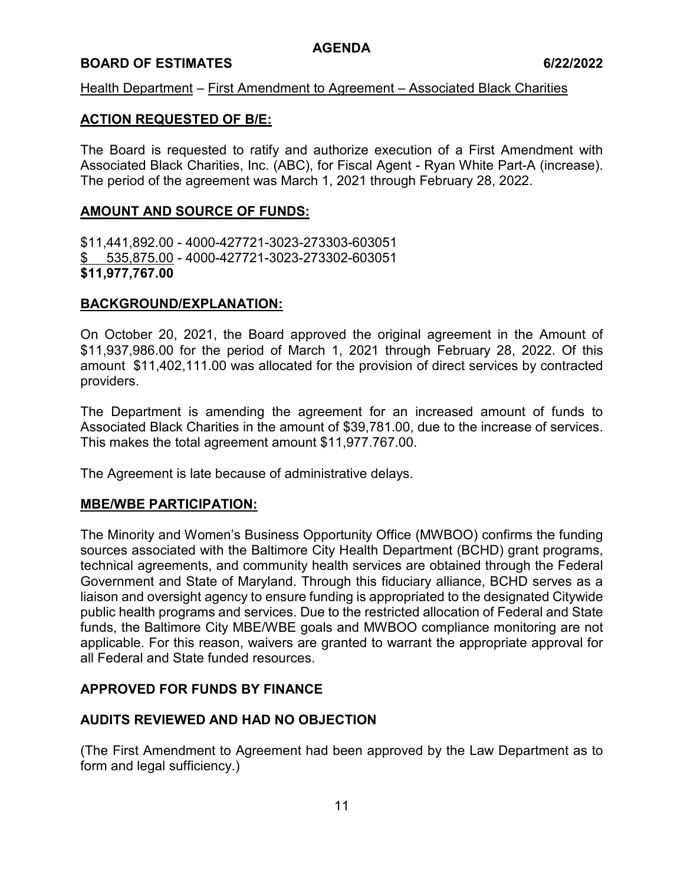**AGENDA**

**BOARD OF ESTIMATES 6/22/2022**

Health Department – First Amendment to Agreement – Associated Black Charities

## ACTION REQUESTED OF B/E:

The Board is requested to ratify and authorize execution of a First Amendment with Associated Black Charities, Inc. (ABC), for Fiscal Agent - Ryan White Part-A (increase). The period of the agreement was March 1, 2021 through February 28, 2022.

## AMOUNT AND SOURCE OF FUNDS:

$11,441,892.00 - 4000-427721-3023-273303-603051
$ 535,875.00 - 4000-427721-3023-273302-603051
**$11,977,767.00**

## BACKGROUND/EXPLANATION:

On October 20, 2021, the Board approved the original agreement in the Amount of $11,937,986.00 for the period of March 1, 2021 through February 28, 2022. Of this amount $11,402,111.00 was allocated for the provision of direct services by contracted providers.

The Department is amending the agreement for an increased amount of funds to Associated Black Charities in the amount of $39,781.00, due to the increase of services. This makes the total agreement amount $11,977.767.00.

The Agreement is late because of administrative delays.

## MBE/WBE PARTICIPATION:

The Minority and Women's Business Opportunity Office (MWBOO) confirms the funding sources associated with the Baltimore City Health Department (BCHD) grant programs, technical agreements, and community health services are obtained through the Federal Government and State of Maryland. Through this fiduciary alliance, BCHD serves as a liaison and oversight agency to ensure funding is appropriated to the designated Citywide public health programs and services. Due to the restricted allocation of Federal and State funds, the Baltimore City MBE/WBE goals and MWBOO compliance monitoring are not applicable. For this reason, waivers are granted to warrant the appropriate approval for all Federal and State funded resources.

**APPROVED FOR FUNDS BY FINANCE**

**AUDITS REVIEWED AND HAD NO OBJECTION**

(The First Amendment to Agreement had been approved by the Law Department as to form and legal sufficiency.)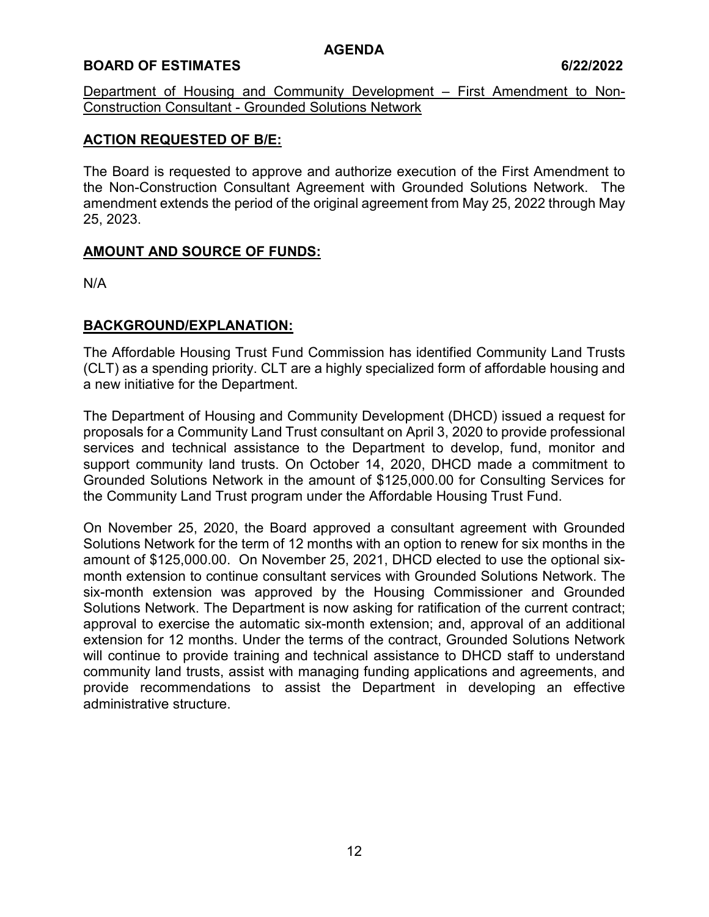**AGENDA**

**BOARD OF ESTIMATES 6/22/2022**

Department of Housing and Community Development – First Amendment to Non-Construction Consultant - Grounded Solutions Network

## ACTION REQUESTED OF B/E:

The Board is requested to approve and authorize execution of the First Amendment to the Non-Construction Consultant Agreement with Grounded Solutions Network. The amendment extends the period of the original agreement from May 25, 2022 through May 25, 2023.

## AMOUNT AND SOURCE OF FUNDS:

N/A

## BACKGROUND/EXPLANATION:

The Affordable Housing Trust Fund Commission has identified Community Land Trusts (CLT) as a spending priority. CLT are a highly specialized form of affordable housing and a new initiative for the Department.

The Department of Housing and Community Development (DHCD) issued a request for proposals for a Community Land Trust consultant on April 3, 2020 to provide professional services and technical assistance to the Department to develop, fund, monitor and support community land trusts. On October 14, 2020, DHCD made a commitment to Grounded Solutions Network in the amount of $125,000.00 for Consulting Services for the Community Land Trust program under the Affordable Housing Trust Fund.

On November 25, 2020, the Board approved a consultant agreement with Grounded Solutions Network for the term of 12 months with an option to renew for six months in the amount of $125,000.00. On November 25, 2021, DHCD elected to use the optional six-month extension to continue consultant services with Grounded Solutions Network. The six-month extension was approved by the Housing Commissioner and Grounded Solutions Network. The Department is now asking for ratification of the current contract; approval to exercise the automatic six-month extension; and, approval of an additional extension for 12 months. Under the terms of the contract, Grounded Solutions Network will continue to provide training and technical assistance to DHCD staff to understand community land trusts, assist with managing funding applications and agreements, and provide recommendations to assist the Department in developing an effective administrative structure.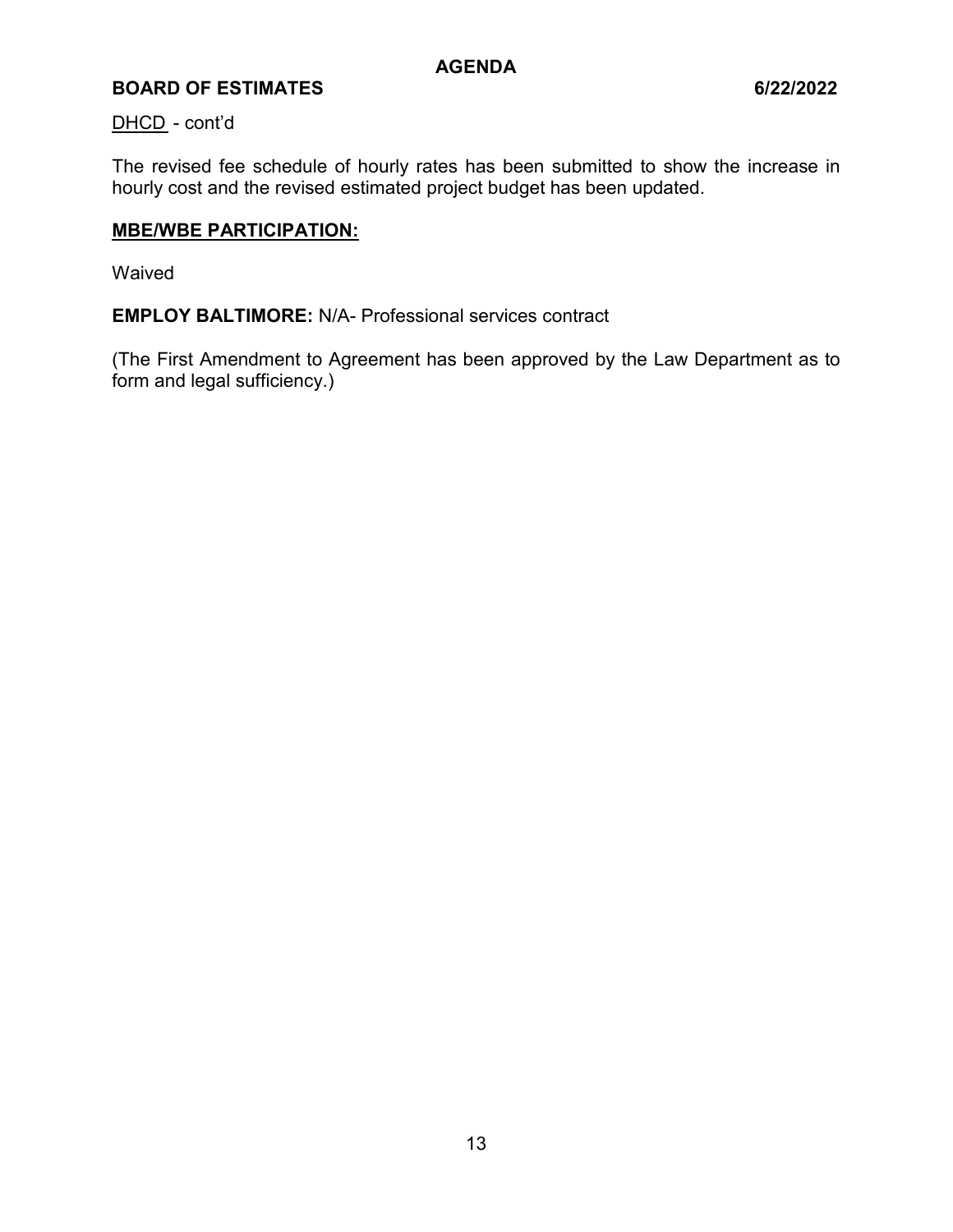DHCD - cont'd

The revised fee schedule of hourly rates has been submitted to show the increase in hourly cost and the revised estimated project budget has been updated.

**MBE/WBE PARTICIPATION:**

Waived

**EMPLOY BALTIMORE:** N/A- Professional services contract

(The First Amendment to Agreement has been approved by the Law Department as to form and legal sufficiency.)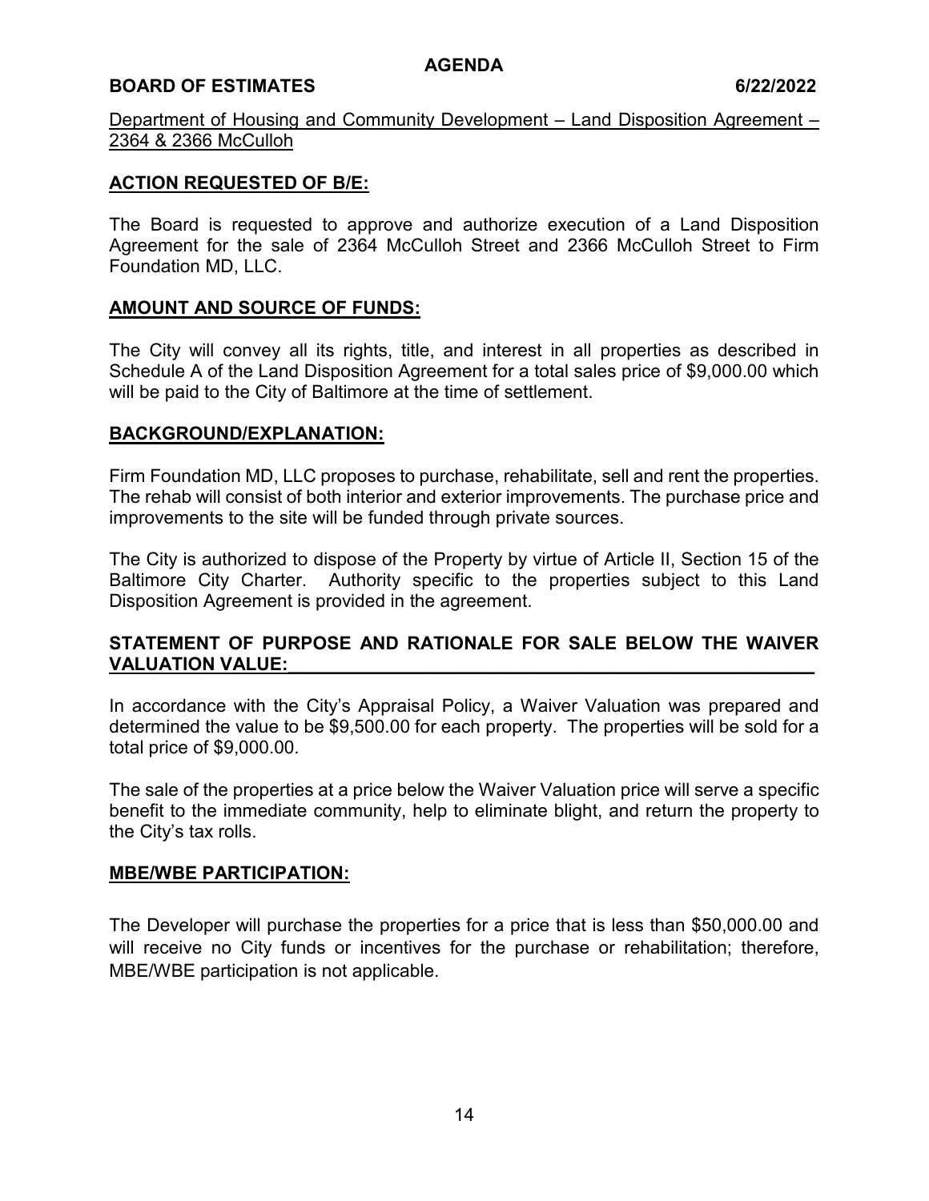AGENDA

**BOARD OF ESTIMATES 6/22/2022**

Department of Housing and Community Development – Land Disposition Agreement – 2364 & 2366 McCulloh

**ACTION REQUESTED OF B/E:**

The Board is requested to approve and authorize execution of a Land Disposition Agreement for the sale of 2364 McCulloh Street and 2366 McCulloh Street to Firm Foundation MD, LLC.

**AMOUNT AND SOURCE OF FUNDS:**

The City will convey all its rights, title, and interest in all properties as described in Schedule A of the Land Disposition Agreement for a total sales price of $9,000.00 which will be paid to the City of Baltimore at the time of settlement.

**BACKGROUND/EXPLANATION:**

Firm Foundation MD, LLC proposes to purchase, rehabilitate, sell and rent the properties. The rehab will consist of both interior and exterior improvements. The purchase price and improvements to the site will be funded through private sources.

The City is authorized to dispose of the Property by virtue of Article II, Section 15 of the Baltimore City Charter. Authority specific to the properties subject to this Land Disposition Agreement is provided in the agreement.

**STATEMENT OF PURPOSE AND RATIONALE FOR SALE BELOW THE WAIVER VALUATION VALUE:**

In accordance with the City's Appraisal Policy, a Waiver Valuation was prepared and determined the value to be $9,500.00 for each property. The properties will be sold for a total price of $9,000.00.

The sale of the properties at a price below the Waiver Valuation price will serve a specific benefit to the immediate community, help to eliminate blight, and return the property to the City's tax rolls.

**MBE/WBE PARTICIPATION:**

The Developer will purchase the properties for a price that is less than $50,000.00 and will receive no City funds or incentives for the purchase or rehabilitation; therefore, MBE/WBE participation is not applicable.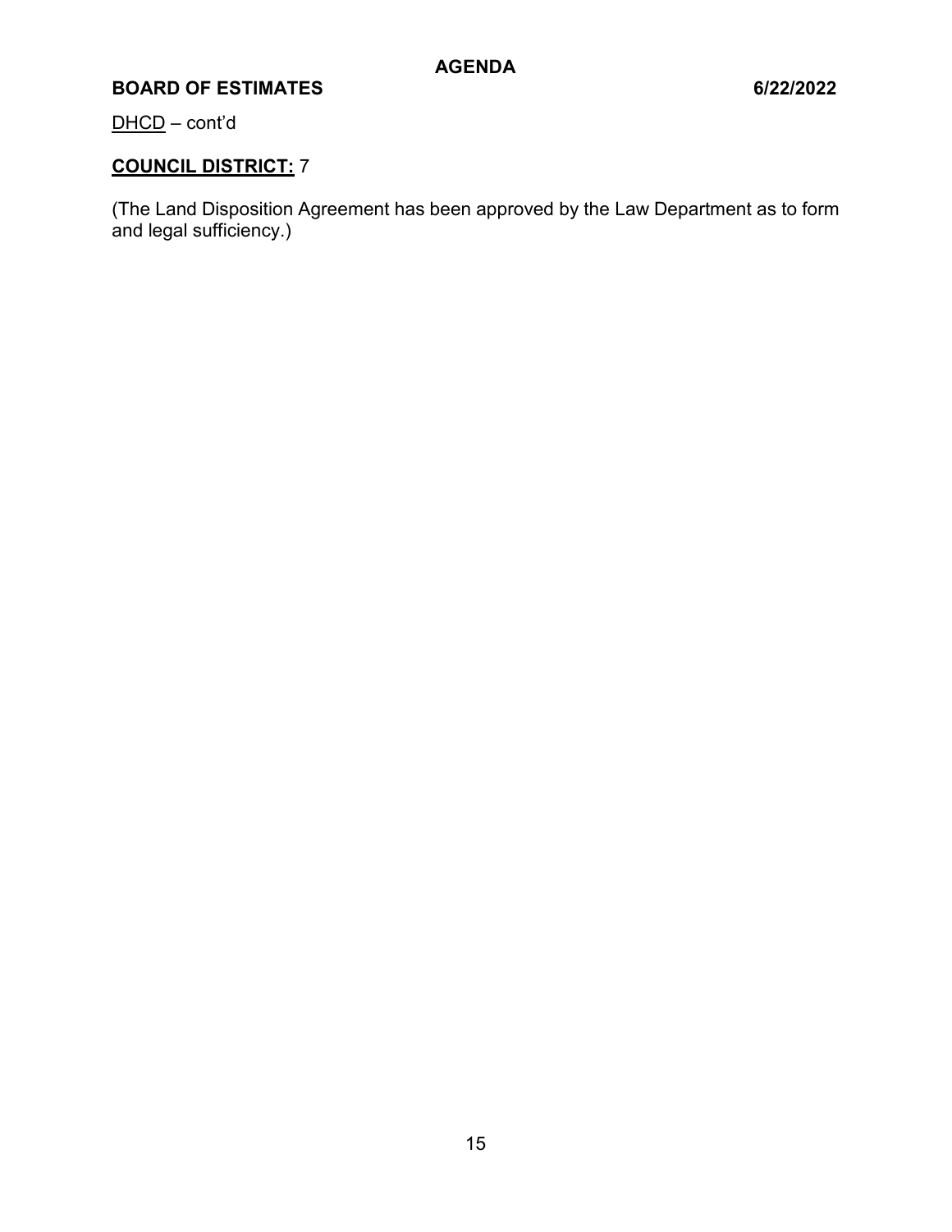DHCD – cont'd

**COUNCIL DISTRICT:** 7

(The Land Disposition Agreement has been approved by the Law Department as to form and legal sufficiency.)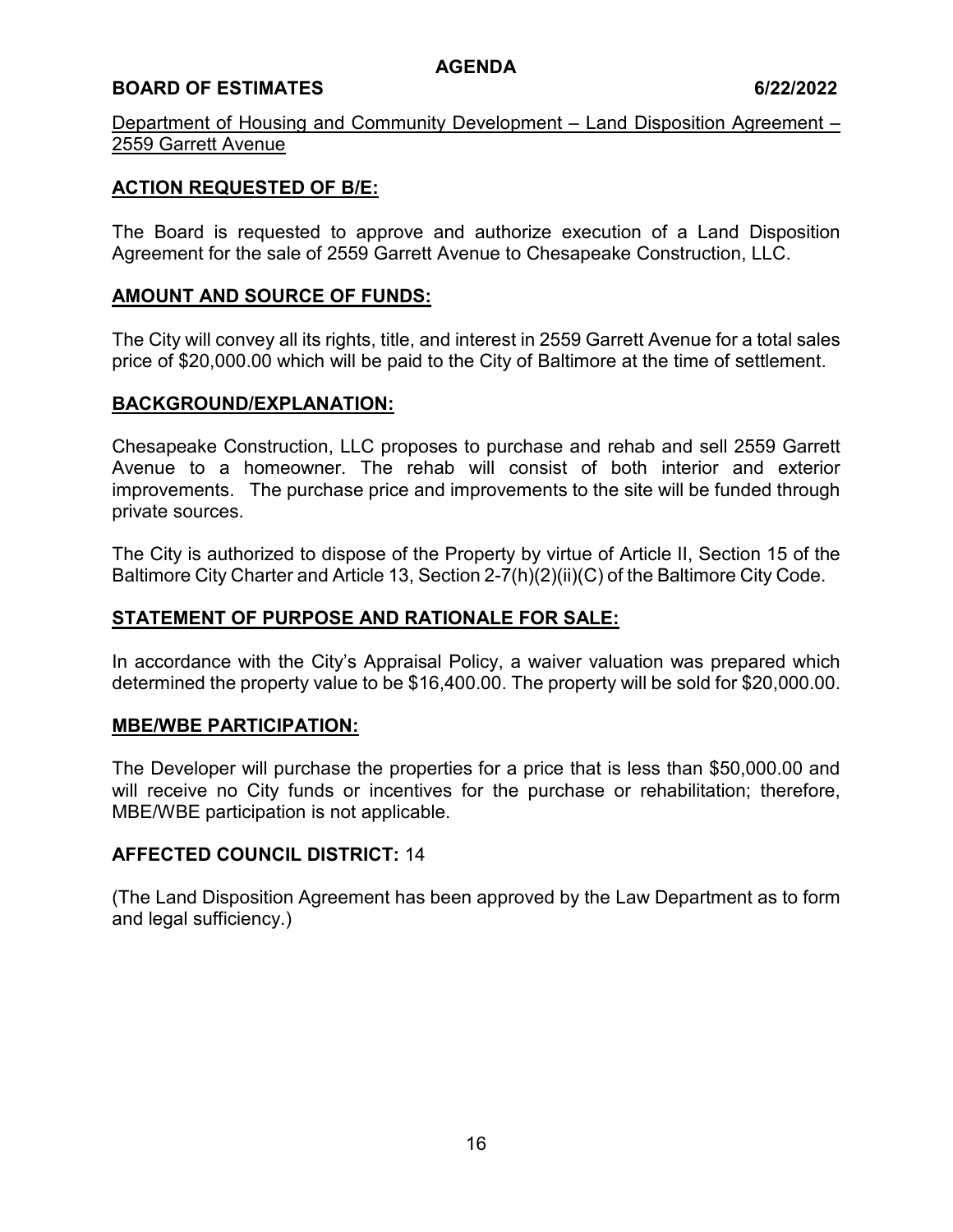**AGENDA**

**BOARD OF ESTIMATES 6/22/2022**

Department of Housing and Community Development – Land Disposition Agreement – 2559 Garrett Avenue

## ACTION REQUESTED OF B/E:

The Board is requested to approve and authorize execution of a Land Disposition Agreement for the sale of 2559 Garrett Avenue to Chesapeake Construction, LLC.

## AMOUNT AND SOURCE OF FUNDS:

The City will convey all its rights, title, and interest in 2559 Garrett Avenue for a total sales price of $20,000.00 which will be paid to the City of Baltimore at the time of settlement.

## BACKGROUND/EXPLANATION:

Chesapeake Construction, LLC proposes to purchase and rehab and sell 2559 Garrett Avenue to a homeowner. The rehab will consist of both interior and exterior improvements. The purchase price and improvements to the site will be funded through private sources.

The City is authorized to dispose of the Property by virtue of Article II, Section 15 of the Baltimore City Charter and Article 13, Section 2-7(h)(2)(ii)(C) of the Baltimore City Code.

## STATEMENT OF PURPOSE AND RATIONALE FOR SALE:

In accordance with the City's Appraisal Policy, a waiver valuation was prepared which determined the property value to be $16,400.00. The property will be sold for $20,000.00.

## MBE/WBE PARTICIPATION:

The Developer will purchase the properties for a price that is less than $50,000.00 and will receive no City funds or incentives for the purchase or rehabilitation; therefore, MBE/WBE participation is not applicable.

**AFFECTED COUNCIL DISTRICT:** 14

(The Land Disposition Agreement has been approved by the Law Department as to form and legal sufficiency.)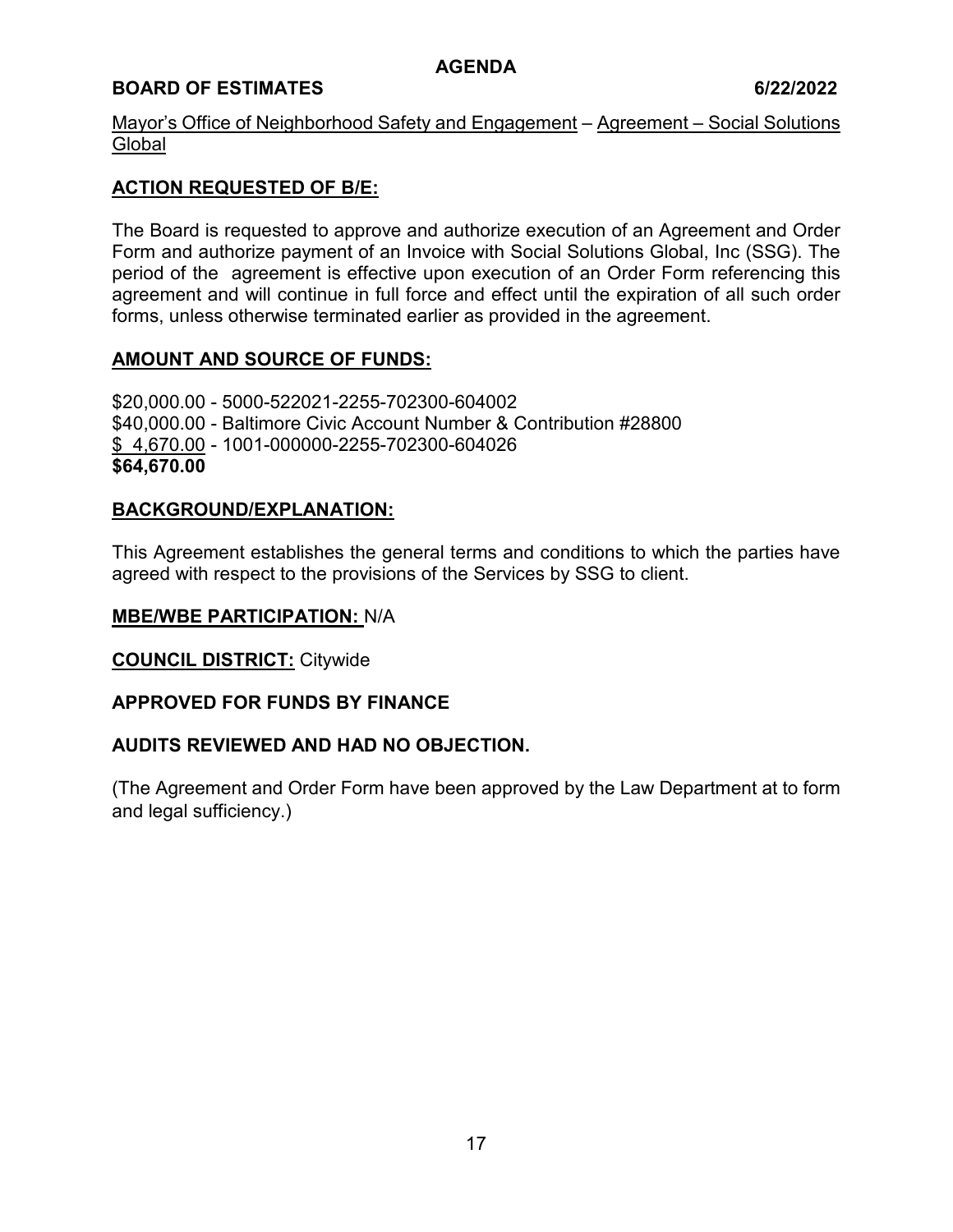**AGENDA**

**BOARD OF ESTIMATES 6/22/2022**

Mayor's Office of Neighborhood Safety and Engagement – Agreement – Social Solutions Global

**ACTION REQUESTED OF B/E:**

The Board is requested to approve and authorize execution of an Agreement and Order Form and authorize payment of an Invoice with Social Solutions Global, Inc (SSG). The period of the agreement is effective upon execution of an Order Form referencing this agreement and will continue in full force and effect until the expiration of all such order forms, unless otherwise terminated earlier as provided in the agreement.

**AMOUNT AND SOURCE OF FUNDS:**

$20,000.00 - 5000-522021-2255-702300-604002
$40,000.00 - Baltimore Civic Account Number & Contribution #28800
$ 4,670.00 - 1001-000000-2255-702300-604026
**$64,670.00**

**BACKGROUND/EXPLANATION:**

This Agreement establishes the general terms and conditions to which the parties have agreed with respect to the provisions of the Services by SSG to client.

**MBE/WBE PARTICIPATION:** N/A

**COUNCIL DISTRICT:** Citywide

**APPROVED FOR FUNDS BY FINANCE**

**AUDITS REVIEWED AND HAD NO OBJECTION.**

(The Agreement and Order Form have been approved by the Law Department at to form and legal sufficiency.)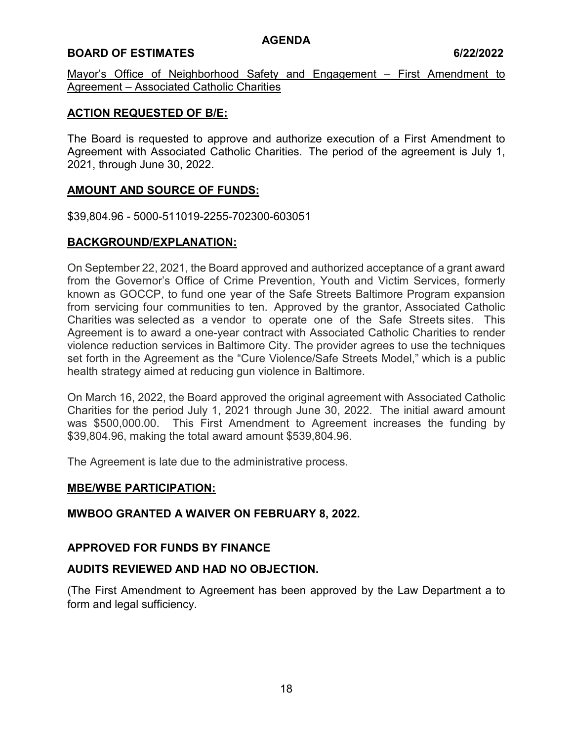**AGENDA**

**BOARD OF ESTIMATES 6/22/2022**

Mayor's Office of Neighborhood Safety and Engagement – First Amendment to Agreement – Associated Catholic Charities

## ACTION REQUESTED OF B/E:

The Board is requested to approve and authorize execution of a First Amendment to Agreement with Associated Catholic Charities. The period of the agreement is July 1, 2021, through June 30, 2022.

## AMOUNT AND SOURCE OF FUNDS:

$39,804.96 - 5000-511019-2255-702300-603051

## BACKGROUND/EXPLANATION:

On September 22, 2021, the Board approved and authorized acceptance of a grant award from the Governor's Office of Crime Prevention, Youth and Victim Services, formerly known as GOCCP, to fund one year of the Safe Streets Baltimore Program expansion from servicing four communities to ten. Approved by the grantor, Associated Catholic Charities was selected as a vendor to operate one of the Safe Streets sites. This Agreement is to award a one-year contract with Associated Catholic Charities to render violence reduction services in Baltimore City. The provider agrees to use the techniques set forth in the Agreement as the "Cure Violence/Safe Streets Model," which is a public health strategy aimed at reducing gun violence in Baltimore.

On March 16, 2022, the Board approved the original agreement with Associated Catholic Charities for the period July 1, 2021 through June 30, 2022. The initial award amount was $500,000.00. This First Amendment to Agreement increases the funding by $39,804.96, making the total award amount $539,804.96.

The Agreement is late due to the administrative process.

## MBE/WBE PARTICIPATION:

**MWBOO GRANTED A WAIVER ON FEBRUARY 8, 2022.**

**APPROVED FOR FUNDS BY FINANCE**

**AUDITS REVIEWED AND HAD NO OBJECTION.**

(The First Amendment to Agreement has been approved by the Law Department a to form and legal sufficiency.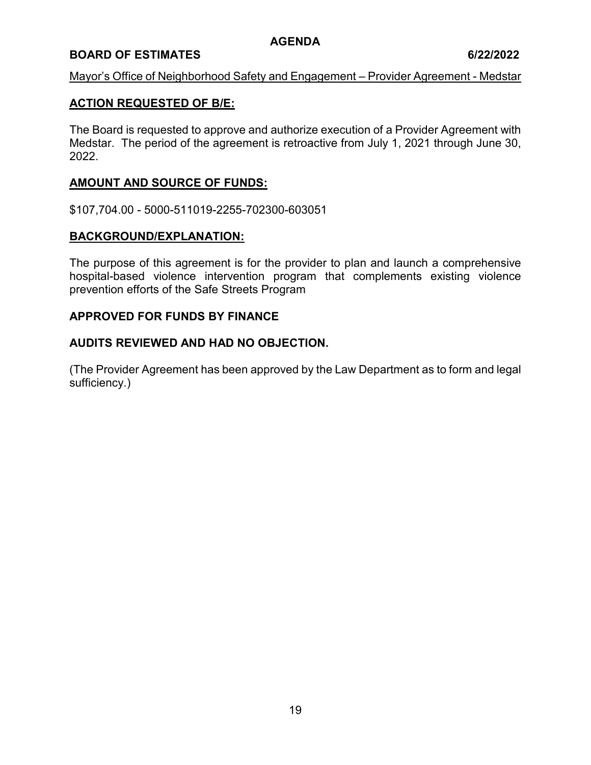**AGENDA**

**BOARD OF ESTIMATES 6/22/2022**

Mayor's Office of Neighborhood Safety and Engagement – Provider Agreement - Medstar

## ACTION REQUESTED OF B/E:

The Board is requested to approve and authorize execution of a Provider Agreement with Medstar. The period of the agreement is retroactive from July 1, 2021 through June 30, 2022.

## AMOUNT AND SOURCE OF FUNDS:

$107,704.00 - 5000-511019-2255-702300-603051

## BACKGROUND/EXPLANATION:

The purpose of this agreement is for the provider to plan and launch a comprehensive hospital-based violence intervention program that complements existing violence prevention efforts of the Safe Streets Program

**APPROVED FOR FUNDS BY FINANCE**

**AUDITS REVIEWED AND HAD NO OBJECTION.**

(The Provider Agreement has been approved by the Law Department as to form and legal sufficiency.)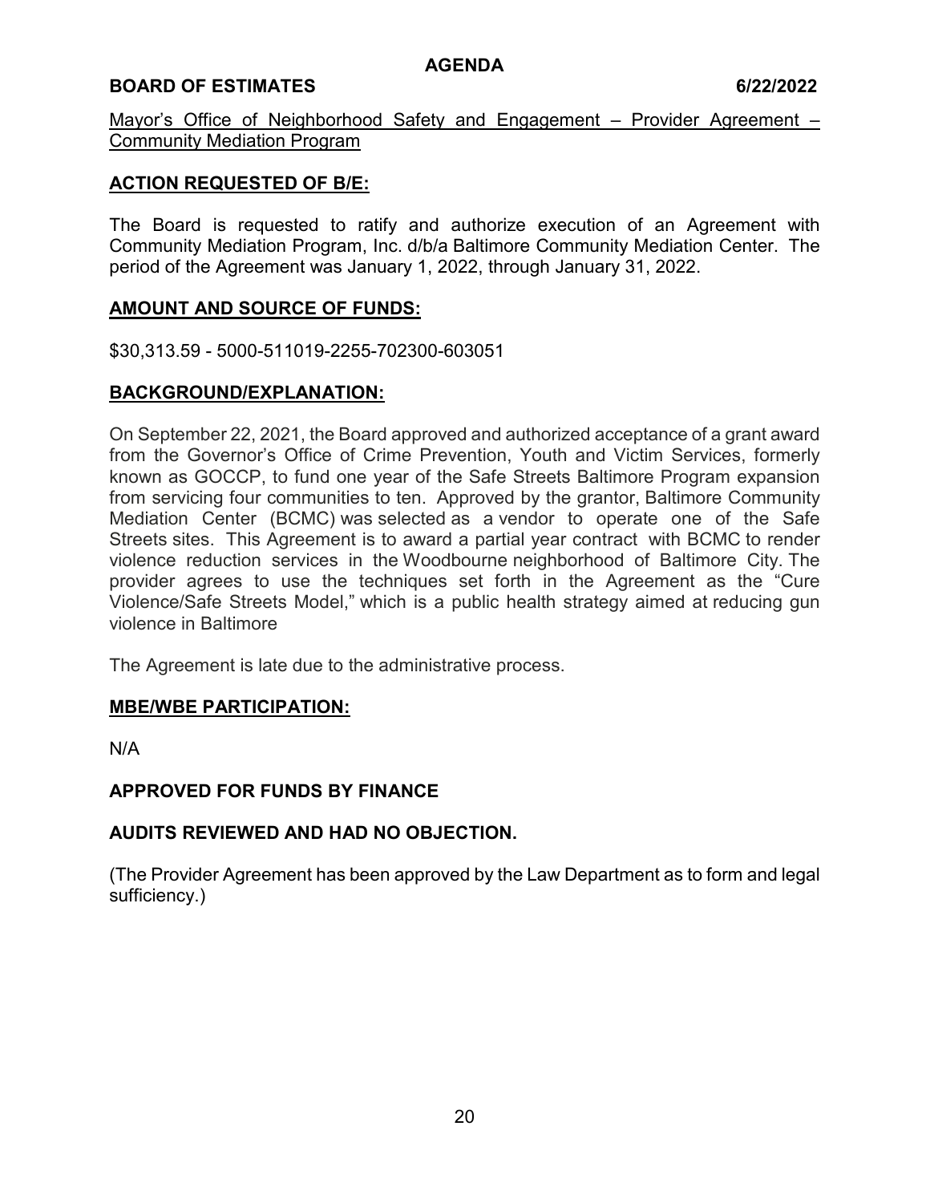**AGENDA**

**BOARD OF ESTIMATES 6/22/2022**

Mayor's Office of Neighborhood Safety and Engagement – Provider Agreement – Community Mediation Program

## ACTION REQUESTED OF B/E:

The Board is requested to ratify and authorize execution of an Agreement with Community Mediation Program, Inc. d/b/a Baltimore Community Mediation Center. The period of the Agreement was January 1, 2022, through January 31, 2022.

## AMOUNT AND SOURCE OF FUNDS:

$30,313.59 - 5000-511019-2255-702300-603051

## BACKGROUND/EXPLANATION:

On September 22, 2021, the Board approved and authorized acceptance of a grant award from the Governor's Office of Crime Prevention, Youth and Victim Services, formerly known as GOCCP, to fund one year of the Safe Streets Baltimore Program expansion from servicing four communities to ten. Approved by the grantor, Baltimore Community Mediation Center (BCMC) was selected as a vendor to operate one of the Safe Streets sites. This Agreement is to award a partial year contract with BCMC to render violence reduction services in the Woodbourne neighborhood of Baltimore City. The provider agrees to use the techniques set forth in the Agreement as the "Cure Violence/Safe Streets Model," which is a public health strategy aimed at reducing gun violence in Baltimore

The Agreement is late due to the administrative process.

## MBE/WBE PARTICIPATION:

N/A

**APPROVED FOR FUNDS BY FINANCE**

**AUDITS REVIEWED AND HAD NO OBJECTION.**

(The Provider Agreement has been approved by the Law Department as to form and legal sufficiency.)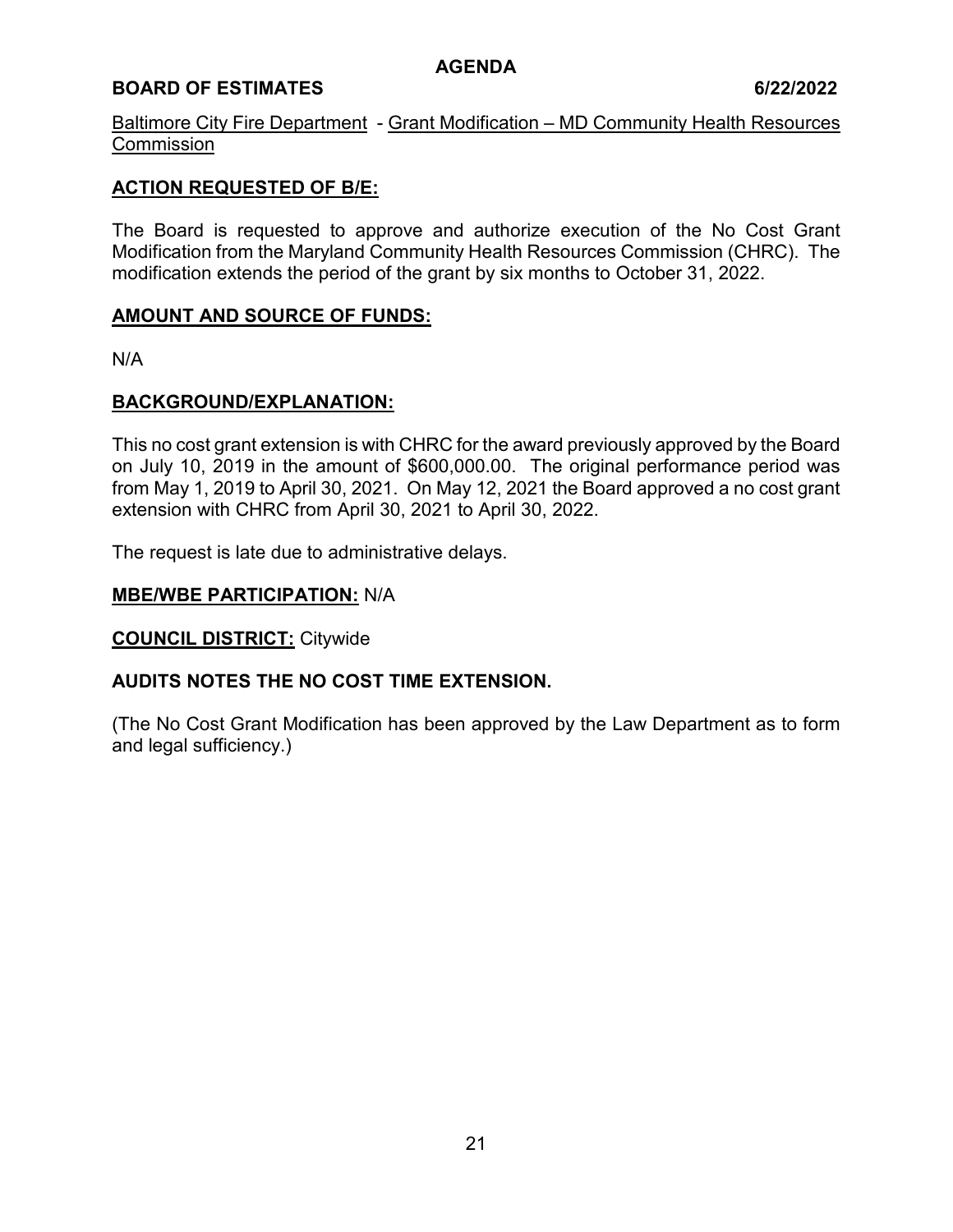**AGENDA**

**BOARD OF ESTIMATES 6/22/2022**

Baltimore City Fire Department - Grant Modification – MD Community Health Resources Commission

## ACTION REQUESTED OF B/E:

The Board is requested to approve and authorize execution of the No Cost Grant Modification from the Maryland Community Health Resources Commission (CHRC). The modification extends the period of the grant by six months to October 31, 2022.

## AMOUNT AND SOURCE OF FUNDS:

N/A

## BACKGROUND/EXPLANATION:

This no cost grant extension is with CHRC for the award previously approved by the Board on July 10, 2019 in the amount of $600,000.00. The original performance period was from May 1, 2019 to April 30, 2021. On May 12, 2021 the Board approved a no cost grant extension with CHRC from April 30, 2021 to April 30, 2022.

The request is late due to administrative delays.

**MBE/WBE PARTICIPATION:** N/A

**COUNCIL DISTRICT:** Citywide

**AUDITS NOTES THE NO COST TIME EXTENSION.**

(The No Cost Grant Modification has been approved by the Law Department as to form and legal sufficiency.)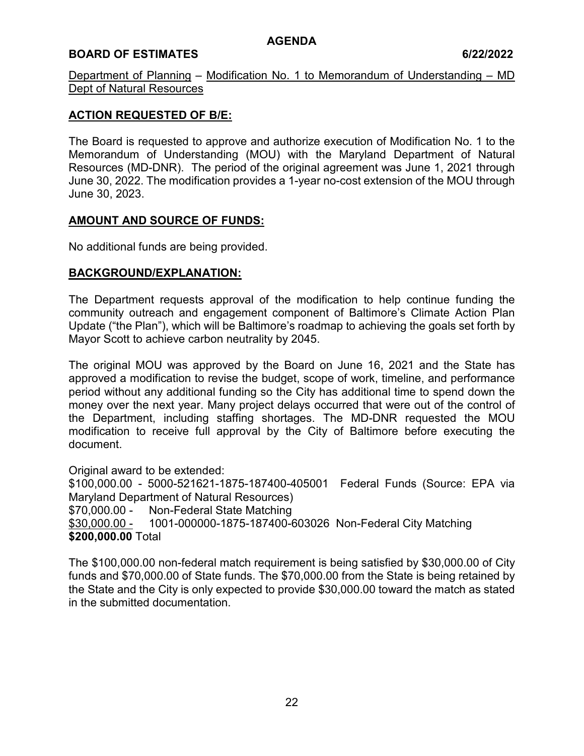## AGENDA

**BOARD OF ESTIMATES 6/22/2022**

Department of Planning – Modification No. 1 to Memorandum of Understanding – MD Dept of Natural Resources

### ACTION REQUESTED OF B/E:

The Board is requested to approve and authorize execution of Modification No. 1 to the Memorandum of Understanding (MOU) with the Maryland Department of Natural Resources (MD-DNR). The period of the original agreement was June 1, 2021 through June 30, 2022. The modification provides a 1-year no-cost extension of the MOU through June 30, 2023.

### AMOUNT AND SOURCE OF FUNDS:

No additional funds are being provided.

### BACKGROUND/EXPLANATION:

The Department requests approval of the modification to help continue funding the community outreach and engagement component of Baltimore's Climate Action Plan Update ("the Plan"), which will be Baltimore's roadmap to achieving the goals set forth by Mayor Scott to achieve carbon neutrality by 2045.

The original MOU was approved by the Board on June 16, 2021 and the State has approved a modification to revise the budget, scope of work, timeline, and performance period without any additional funding so the City has additional time to spend down the money over the next year. Many project delays occurred that were out of the control of the Department, including staffing shortages. The MD-DNR requested the MOU modification to receive full approval by the City of Baltimore before executing the document.

Original award to be extended:
$100,000.00 - 5000-521621-1875-187400-405001 Federal Funds (Source: EPA via Maryland Department of Natural Resources)
$70,000.00 - Non-Federal State Matching
$30,000.00 - 1001-000000-1875-187400-603026 Non-Federal City Matching
**$200,000.00** Total

The $100,000.00 non-federal match requirement is being satisfied by $30,000.00 of City funds and $70,000.00 of State funds. The $70,000.00 from the State is being retained by the State and the City is only expected to provide $30,000.00 toward the match as stated in the submitted documentation.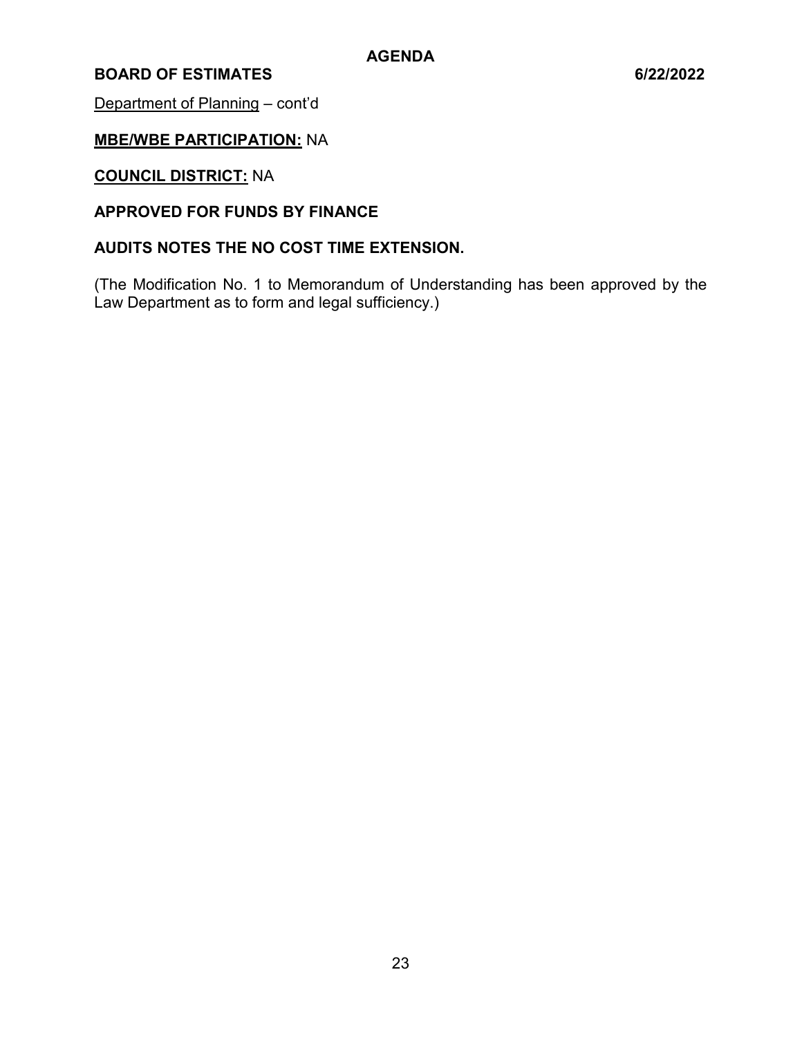Department of Planning – cont'd

**MBE/WBE PARTICIPATION:** NA

**COUNCIL DISTRICT:** NA

**APPROVED FOR FUNDS BY FINANCE**

**AUDITS NOTES THE NO COST TIME EXTENSION.**

(The Modification No. 1 to Memorandum of Understanding has been approved by the Law Department as to form and legal sufficiency.)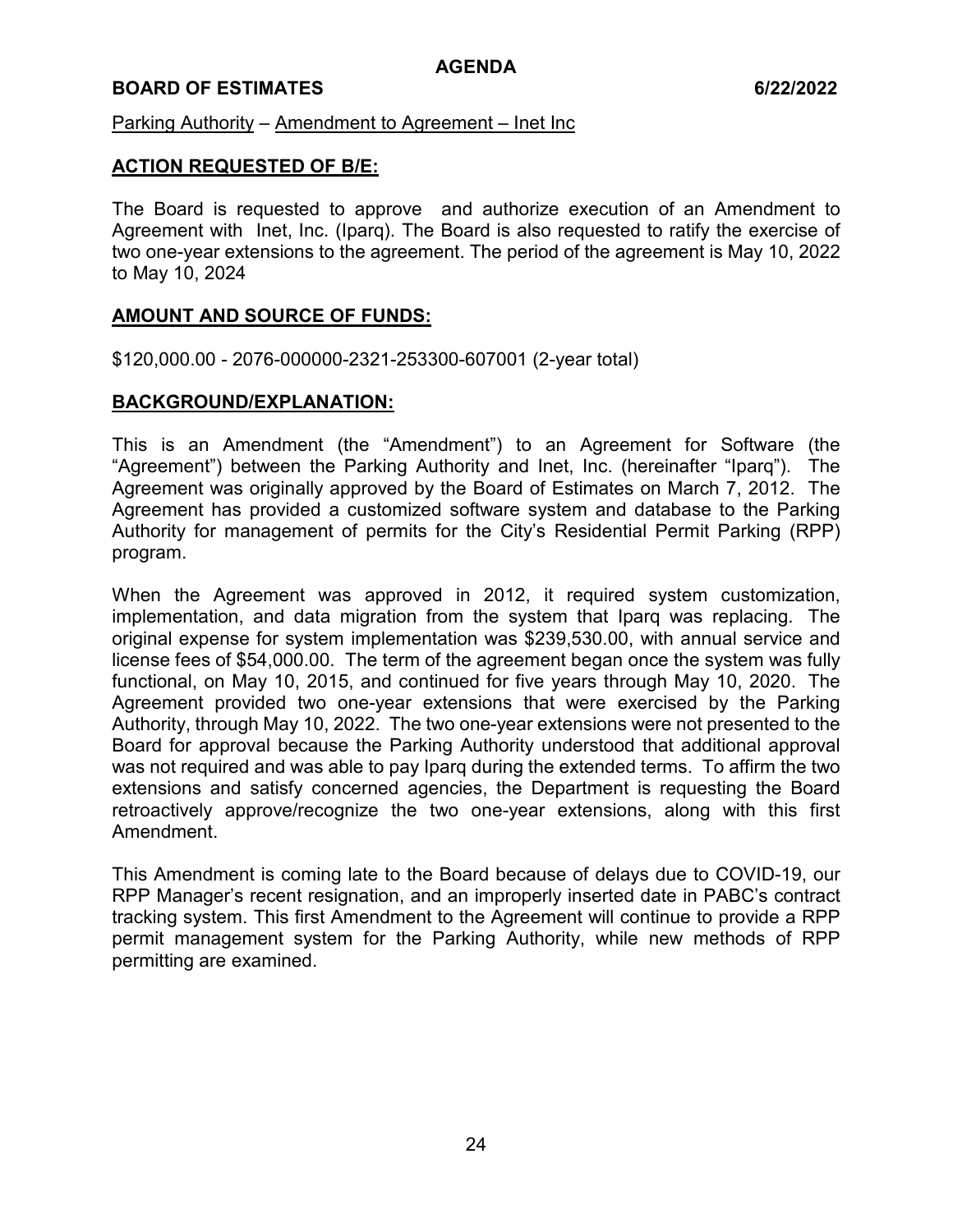**AGENDA**

**BOARD OF ESTIMATES 6/22/2022**

Parking Authority – Amendment to Agreement – Inet Inc

**ACTION REQUESTED OF B/E:**

The Board is requested to approve and authorize execution of an Amendment to Agreement with Inet, Inc. (Iparq). The Board is also requested to ratify the exercise of two one-year extensions to the agreement. The period of the agreement is May 10, 2022 to May 10, 2024

**AMOUNT AND SOURCE OF FUNDS:**

$120,000.00 - 2076-000000-2321-253300-607001 (2-year total)

**BACKGROUND/EXPLANATION:**

This is an Amendment (the "Amendment") to an Agreement for Software (the "Agreement") between the Parking Authority and Inet, Inc. (hereinafter "Iparq"). The Agreement was originally approved by the Board of Estimates on March 7, 2012. The Agreement has provided a customized software system and database to the Parking Authority for management of permits for the City's Residential Permit Parking (RPP) program.

When the Agreement was approved in 2012, it required system customization, implementation, and data migration from the system that Iparq was replacing. The original expense for system implementation was $239,530.00, with annual service and license fees of $54,000.00. The term of the agreement began once the system was fully functional, on May 10, 2015, and continued for five years through May 10, 2020. The Agreement provided two one-year extensions that were exercised by the Parking Authority, through May 10, 2022. The two one-year extensions were not presented to the Board for approval because the Parking Authority understood that additional approval was not required and was able to pay Iparq during the extended terms. To affirm the two extensions and satisfy concerned agencies, the Department is requesting the Board retroactively approve/recognize the two one-year extensions, along with this first Amendment.

This Amendment is coming late to the Board because of delays due to COVID-19, our RPP Manager's recent resignation, and an improperly inserted date in PABC's contract tracking system. This first Amendment to the Agreement will continue to provide a RPP permit management system for the Parking Authority, while new methods of RPP permitting are examined.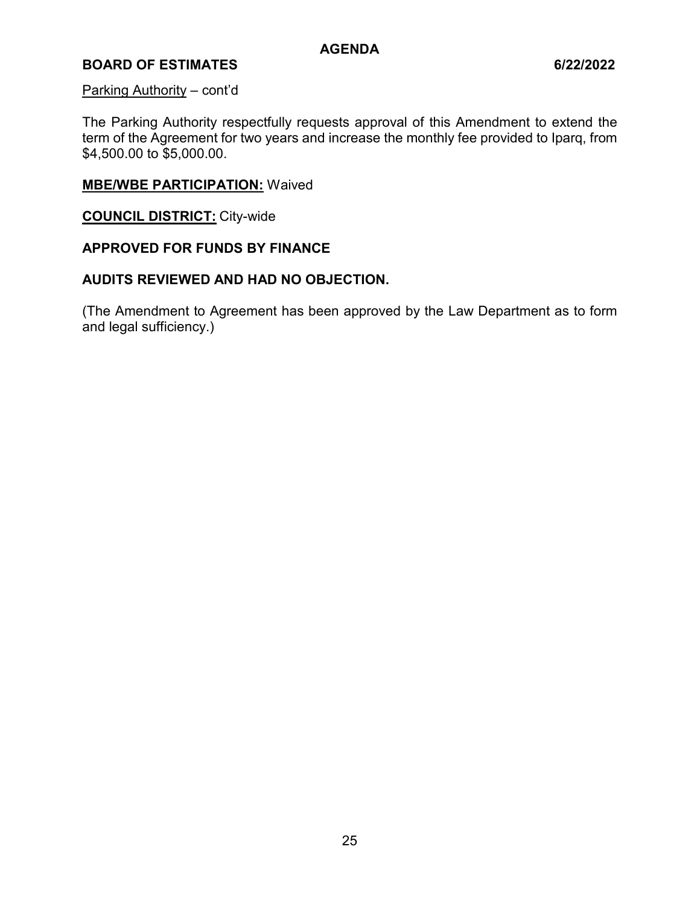Parking Authority – cont'd

The Parking Authority respectfully requests approval of this Amendment to extend the term of the Agreement for two years and increase the monthly fee provided to Iparq, from $4,500.00 to $5,000.00.

**MBE/WBE PARTICIPATION:** Waived

**COUNCIL DISTRICT:** City-wide

**APPROVED FOR FUNDS BY FINANCE**

**AUDITS REVIEWED AND HAD NO OBJECTION.**

(The Amendment to Agreement has been approved by the Law Department as to form and legal sufficiency.)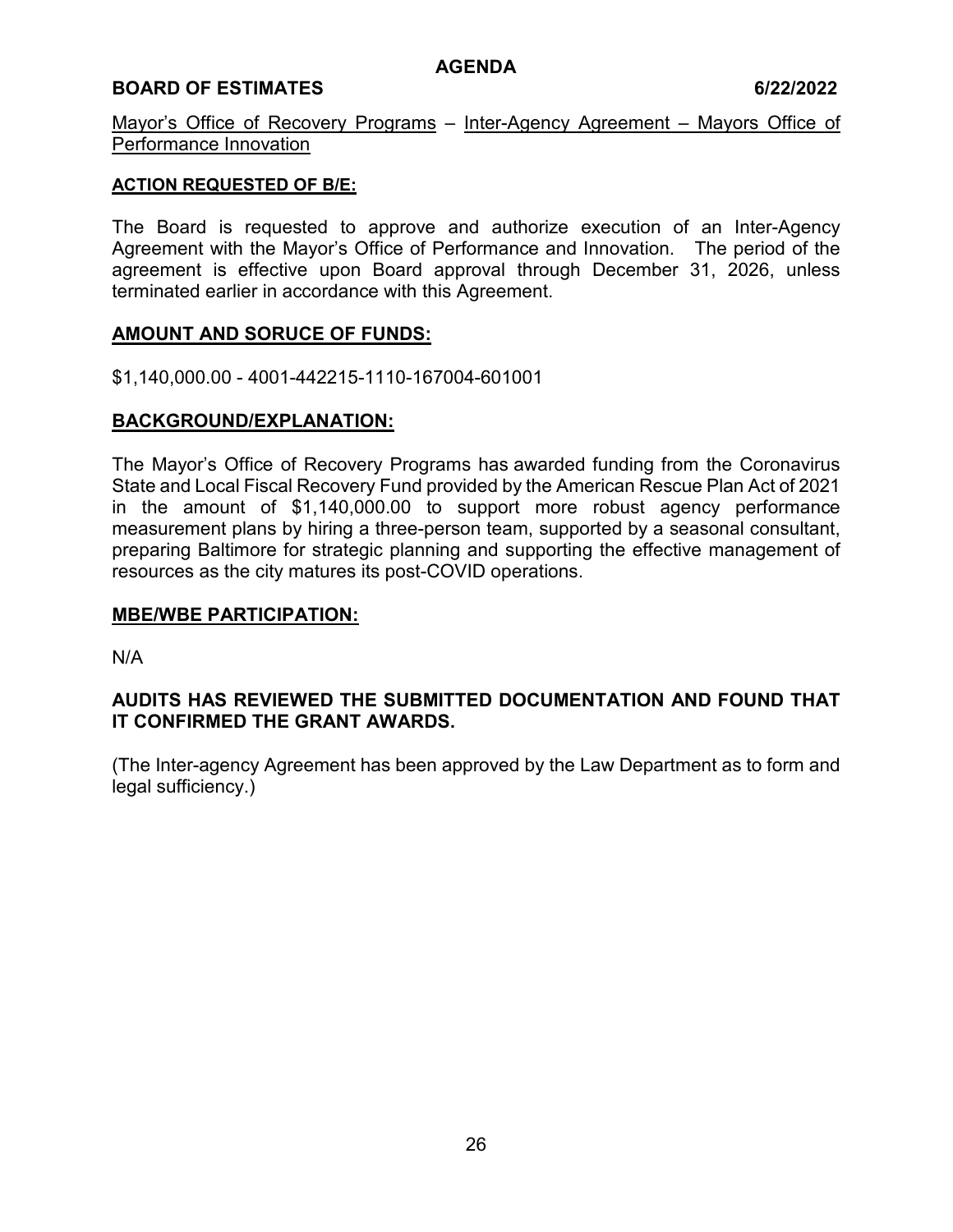Mayor's Office of Recovery Programs – Inter-Agency Agreement – Mayors Office of Performance Innovation

**ACTION REQUESTED OF B/E:**

The Board is requested to approve and authorize execution of an Inter-Agency Agreement with the Mayor's Office of Performance and Innovation. The period of the agreement is effective upon Board approval through December 31, 2026, unless terminated earlier in accordance with this Agreement.

**AMOUNT AND SORUCE OF FUNDS:**

$1,140,000.00 - 4001-442215-1110-167004-601001

**BACKGROUND/EXPLANATION:**

The Mayor's Office of Recovery Programs has awarded funding from the Coronavirus State and Local Fiscal Recovery Fund provided by the American Rescue Plan Act of 2021 in the amount of $1,140,000.00 to support more robust agency performance measurement plans by hiring a three-person team, supported by a seasonal consultant, preparing Baltimore for strategic planning and supporting the effective management of resources as the city matures its post-COVID operations.

**MBE/WBE PARTICIPATION:**

N/A

**AUDITS HAS REVIEWED THE SUBMITTED DOCUMENTATION AND FOUND THAT IT CONFIRMED THE GRANT AWARDS.**

(The Inter-agency Agreement has been approved by the Law Department as to form and legal sufficiency.)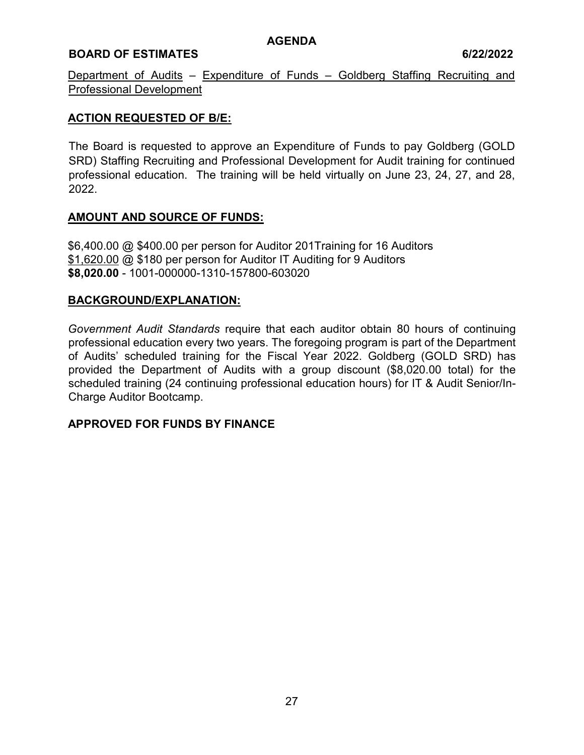Department of Audits – Expenditure of Funds – Goldberg Staffing Recruiting and Professional Development

## ACTION REQUESTED OF B/E:

The Board is requested to approve an Expenditure of Funds to pay Goldberg (GOLD SRD) Staffing Recruiting and Professional Development for Audit training for continued professional education. The training will be held virtually on June 23, 24, 27, and 28, 2022.

## AMOUNT AND SOURCE OF FUNDS:

$6,400.00 @ $400.00 per person for Auditor 201Training for 16 Auditors
$1,620.00 @ $180 per person for Auditor IT Auditing for 9 Auditors
**$8,020.00** - 1001-000000-1310-157800-603020

## BACKGROUND/EXPLANATION:

*Government Audit Standards* require that each auditor obtain 80 hours of continuing professional education every two years. The foregoing program is part of the Department of Audits' scheduled training for the Fiscal Year 2022. Goldberg (GOLD SRD) has provided the Department of Audits with a group discount ($8,020.00 total) for the scheduled training (24 continuing professional education hours) for IT & Audit Senior/In-Charge Auditor Bootcamp.

**APPROVED FOR FUNDS BY FINANCE**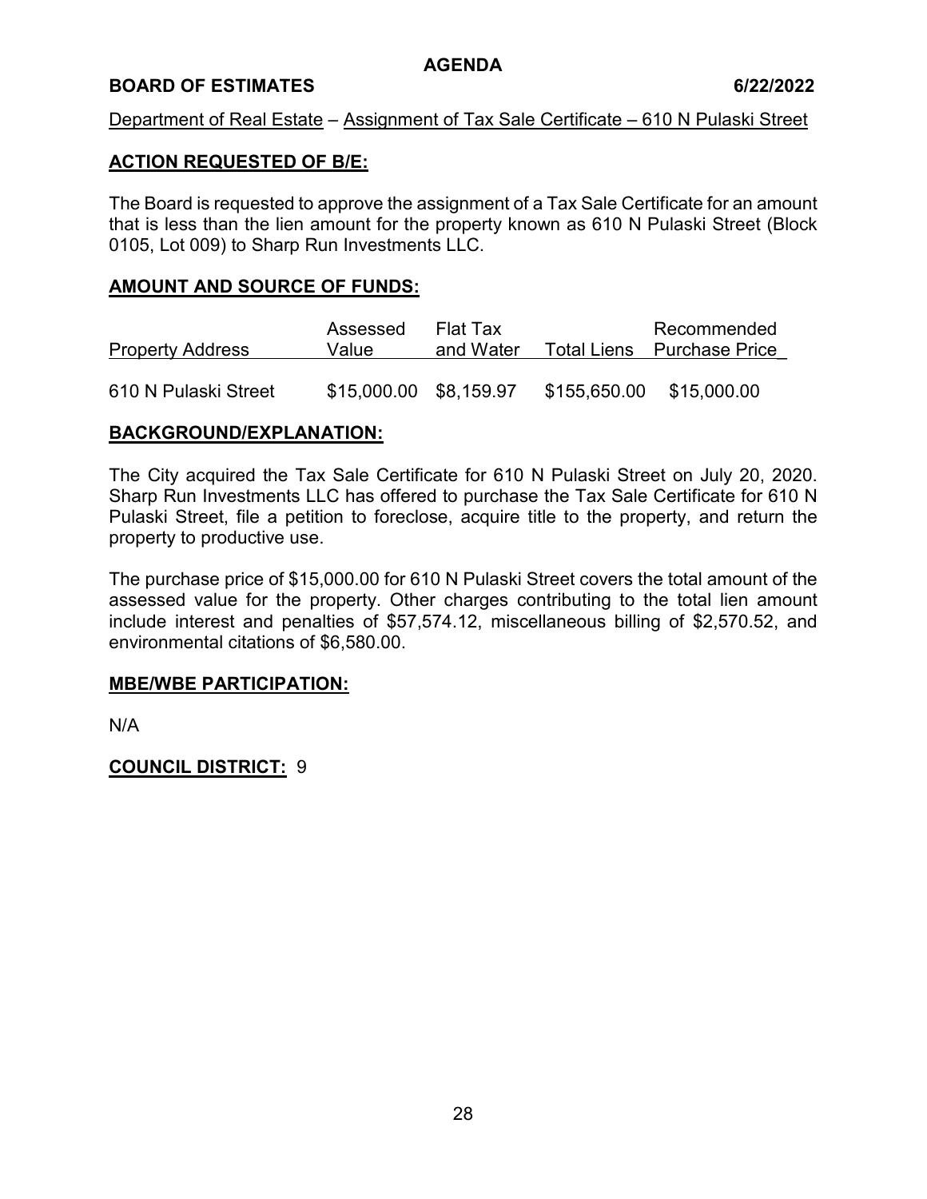**AGENDA**

**BOARD OF ESTIMATES 6/22/2022**

Department of Real Estate – Assignment of Tax Sale Certificate – 610 N Pulaski Street

## ACTION REQUESTED OF B/E:

The Board is requested to approve the assignment of a Tax Sale Certificate for an amount that is less than the lien amount for the property known as 610 N Pulaski Street (Block 0105, Lot 009) to Sharp Run Investments LLC.

## AMOUNT AND SOURCE OF FUNDS:

| Property Address | Assessed Value | Flat Tax and Water | Total Liens | Recommended Purchase Price |
|---|---|---|---|---|
| 610 N Pulaski Street | $15,000.00 | $8,159.97 | $155,650.00 | $15,000.00 |

## BACKGROUND/EXPLANATION:

The City acquired the Tax Sale Certificate for 610 N Pulaski Street on July 20, 2020. Sharp Run Investments LLC has offered to purchase the Tax Sale Certificate for 610 N Pulaski Street, file a petition to foreclose, acquire title to the property, and return the property to productive use.

The purchase price of $15,000.00 for 610 N Pulaski Street covers the total amount of the assessed value for the property. Other charges contributing to the total lien amount include interest and penalties of $57,574.12, miscellaneous billing of $2,570.52, and environmental citations of $6,580.00.

## MBE/WBE PARTICIPATION:

N/A

## COUNCIL DISTRICT: 9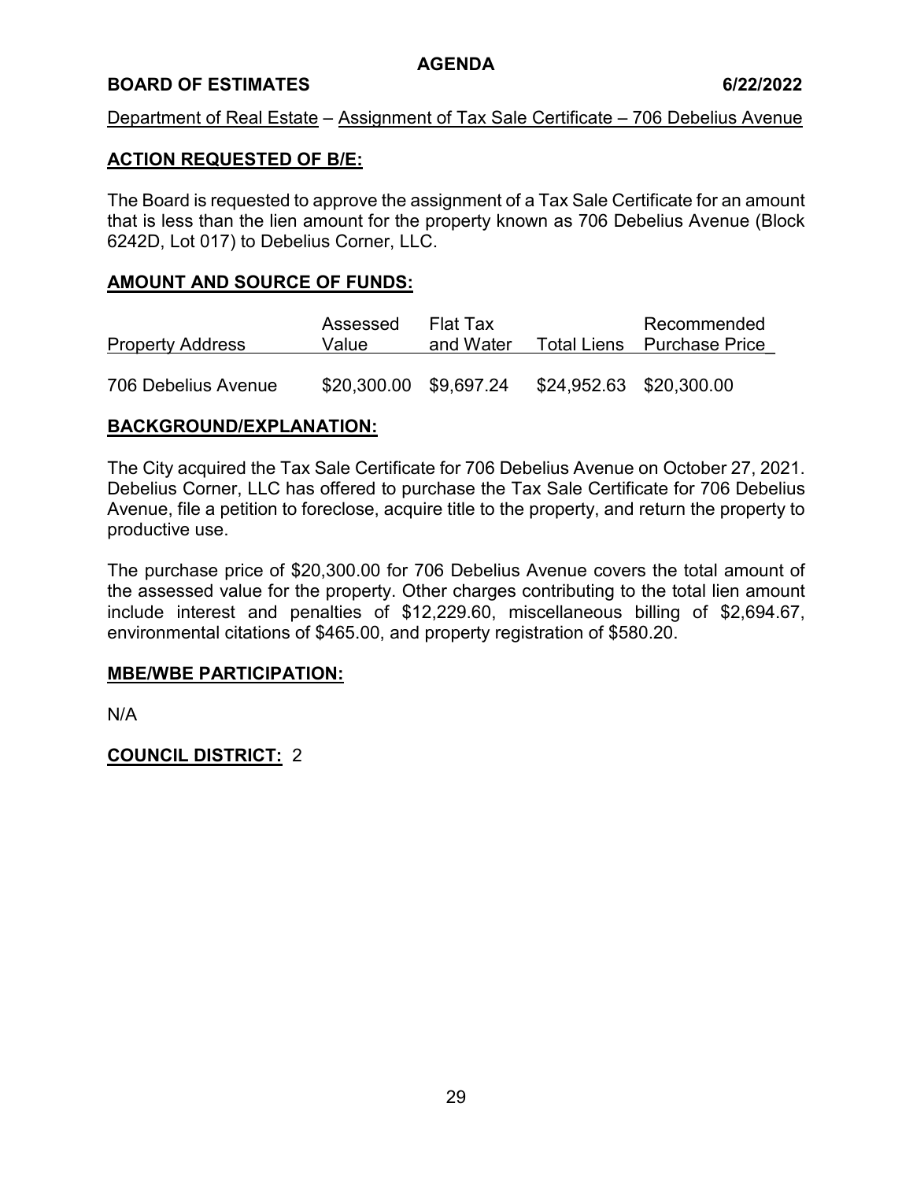# AGENDA

**BOARD OF ESTIMATES** **6/22/2022**

Department of Real Estate – Assignment of Tax Sale Certificate – 706 Debelius Avenue

## ACTION REQUESTED OF B/E:

The Board is requested to approve the assignment of a Tax Sale Certificate for an amount that is less than the lien amount for the property known as 706 Debelius Avenue (Block 6242D, Lot 017) to Debelius Corner, LLC.

## AMOUNT AND SOURCE OF FUNDS:

| Property Address | Assessed Value | Flat Tax and Water | Total Liens | Recommended Purchase Price |
|---|---|---|---|---|
| 706 Debelius Avenue | $20,300.00 | $9,697.24 | $24,952.63 | $20,300.00 |

## BACKGROUND/EXPLANATION:

The City acquired the Tax Sale Certificate for 706 Debelius Avenue on October 27, 2021. Debelius Corner, LLC has offered to purchase the Tax Sale Certificate for 706 Debelius Avenue, file a petition to foreclose, acquire title to the property, and return the property to productive use.

The purchase price of $20,300.00 for 706 Debelius Avenue covers the total amount of the assessed value for the property. Other charges contributing to the total lien amount include interest and penalties of $12,229.60, miscellaneous billing of $2,694.67, environmental citations of $465.00, and property registration of $580.20.

## MBE/WBE PARTICIPATION:

N/A

**COUNCIL DISTRICT:** 2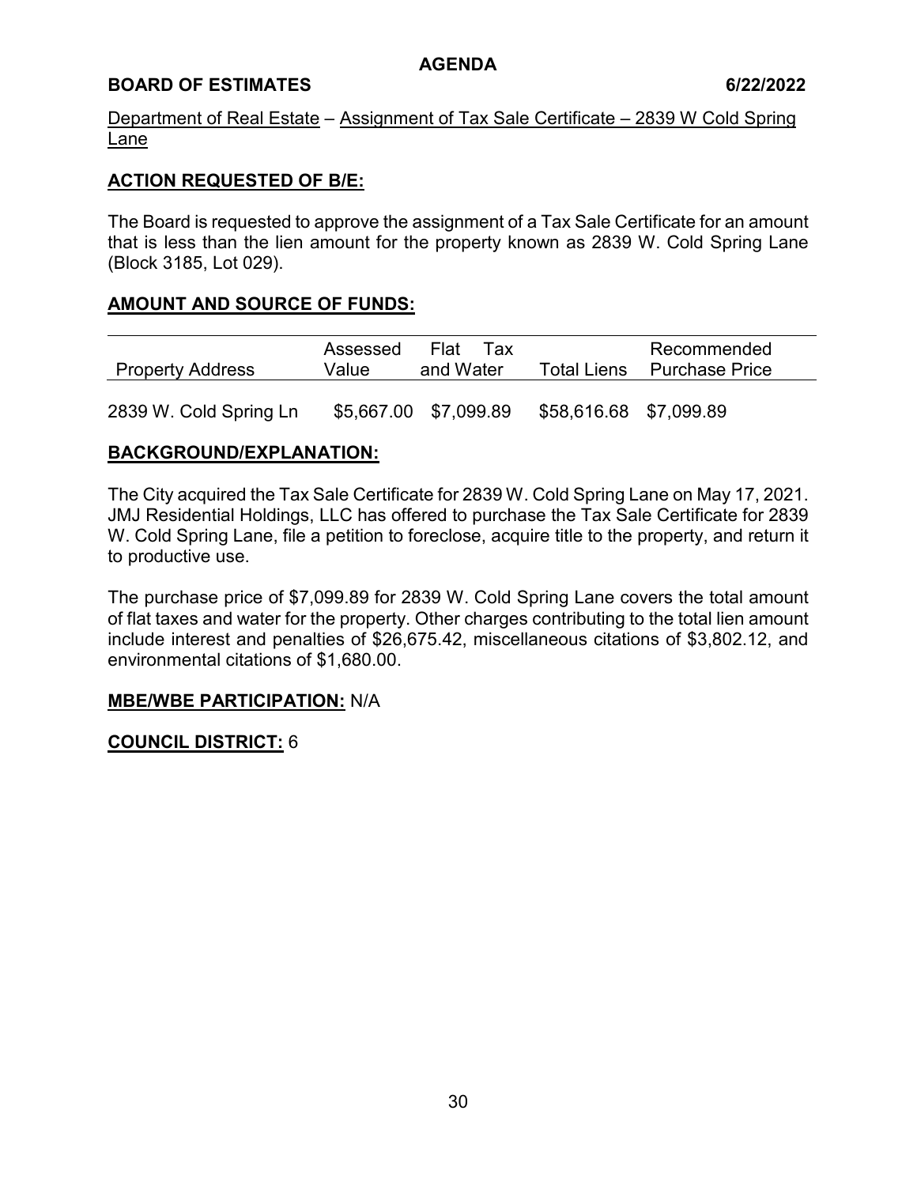**AGENDA**

**BOARD OF ESTIMATES 6/22/2022**

Department of Real Estate – Assignment of Tax Sale Certificate – 2839 W Cold Spring Lane

## ACTION REQUESTED OF B/E:

The Board is requested to approve the assignment of a Tax Sale Certificate for an amount that is less than the lien amount for the property known as 2839 W. Cold Spring Lane (Block 3185, Lot 029).

## AMOUNT AND SOURCE OF FUNDS:

| Property Address | Assessed Value | Flat Tax and Water | Total Liens | Recommended Purchase Price |
|---|---|---|---|---|
| 2839 W. Cold Spring Ln | $5,667.00 | $7,099.89 | $58,616.68 | $7,099.89 |

## BACKGROUND/EXPLANATION:

The City acquired the Tax Sale Certificate for 2839 W. Cold Spring Lane on May 17, 2021. JMJ Residential Holdings, LLC has offered to purchase the Tax Sale Certificate for 2839 W. Cold Spring Lane, file a petition to foreclose, acquire title to the property, and return it to productive use.

The purchase price of $7,099.89 for 2839 W. Cold Spring Lane covers the total amount of flat taxes and water for the property. Other charges contributing to the total lien amount include interest and penalties of $26,675.42, miscellaneous citations of $3,802.12, and environmental citations of $1,680.00.

**MBE/WBE PARTICIPATION:** N/A

**COUNCIL DISTRICT:** 6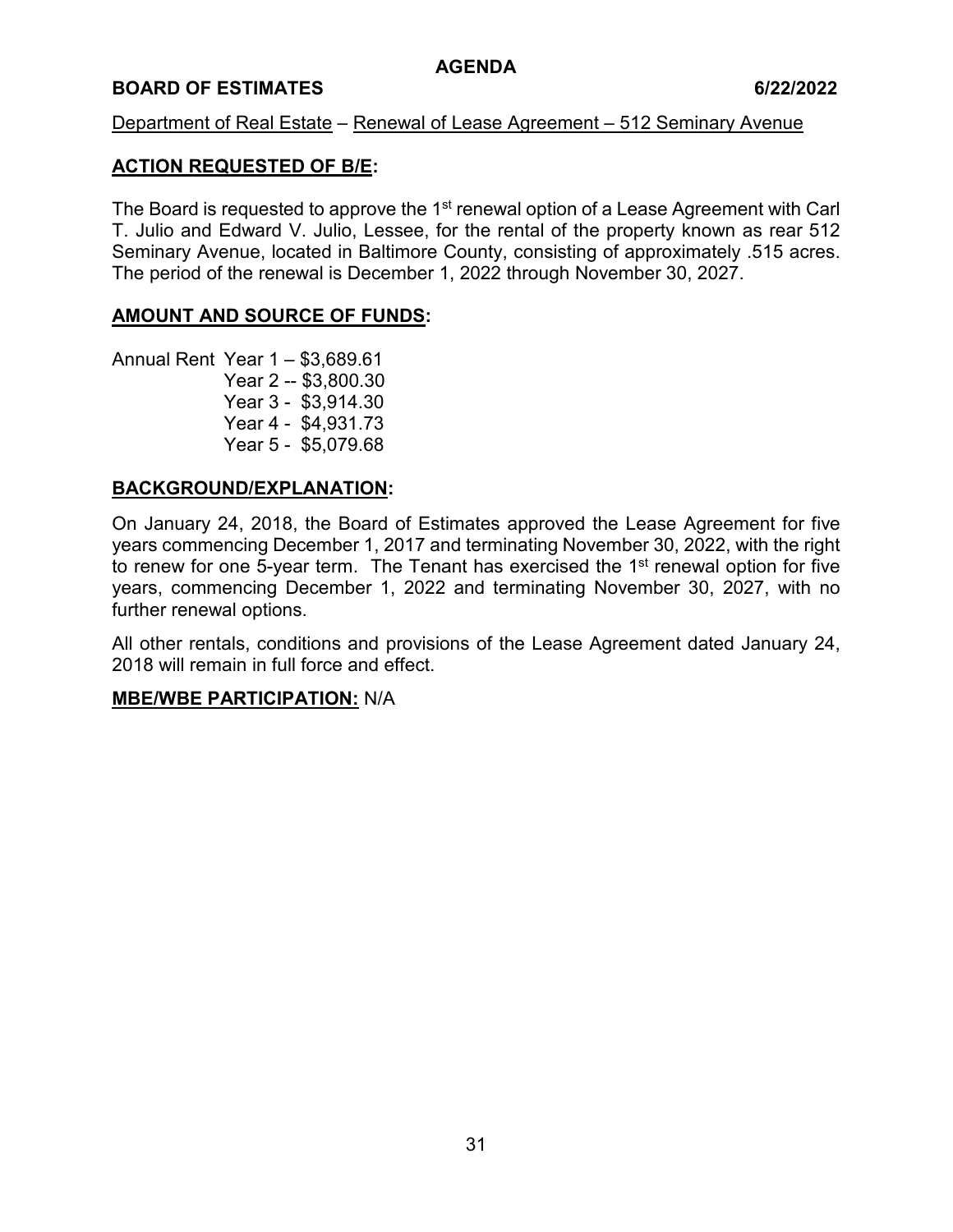# AGENDA

**BOARD OF ESTIMATES 6/22/2022**

Department of Real Estate – Renewal of Lease Agreement – 512 Seminary Avenue

## ACTION REQUESTED OF B/E:

The Board is requested to approve the 1st renewal option of a Lease Agreement with Carl T. Julio and Edward V. Julio, Lessee, for the rental of the property known as rear 512 Seminary Avenue, located in Baltimore County, consisting of approximately .515 acres. The period of the renewal is December 1, 2022 through November 30, 2027.

## AMOUNT AND SOURCE OF FUNDS:

Annual Rent Year 1 – $3,689.61
Year 2 -- $3,800.30
Year 3 - $3,914.30
Year 4 - $4,931.73
Year 5 - $5,079.68

## BACKGROUND/EXPLANATION:

On January 24, 2018, the Board of Estimates approved the Lease Agreement for five years commencing December 1, 2017 and terminating November 30, 2022, with the right to renew for one 5-year term. The Tenant has exercised the 1st renewal option for five years, commencing December 1, 2022 and terminating November 30, 2027, with no further renewal options.

All other rentals, conditions and provisions of the Lease Agreement dated January 24, 2018 will remain in full force and effect.

**MBE/WBE PARTICIPATION:** N/A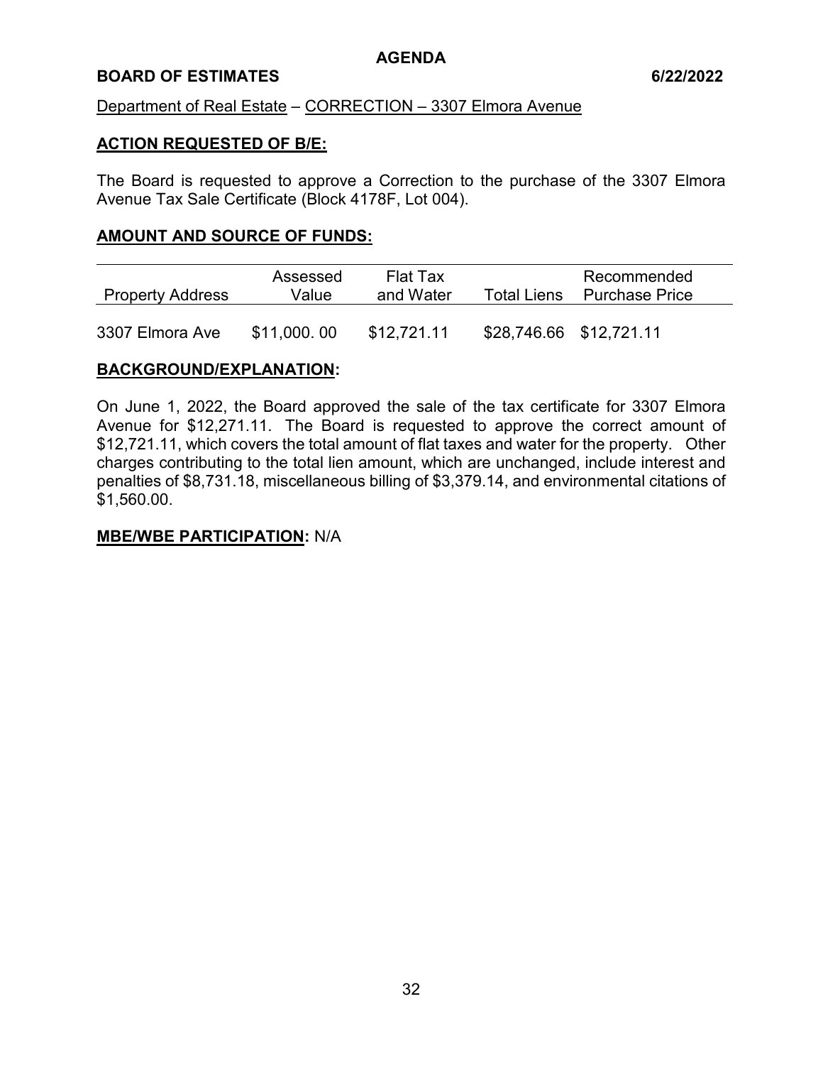**AGENDA**

**BOARD OF ESTIMATES 6/22/2022**

Department of Real Estate – CORRECTION – 3307 Elmora Avenue

## ACTION REQUESTED OF B/E:

The Board is requested to approve a Correction to the purchase of the 3307 Elmora Avenue Tax Sale Certificate (Block 4178F, Lot 004).

## AMOUNT AND SOURCE OF FUNDS:

| Property Address | Assessed Value | Flat Tax and Water | Total Liens | Recommended Purchase Price |
|---|---|---|---|---|
| 3307 Elmora Ave | $11,000. 00 | $12,721.11 | $28,746.66 | $12,721.11 |

## BACKGROUND/EXPLANATION:

On June 1, 2022, the Board approved the sale of the tax certificate for 3307 Elmora Avenue for $12,271.11. The Board is requested to approve the correct amount of $12,721.11, which covers the total amount of flat taxes and water for the property. Other charges contributing to the total lien amount, which are unchanged, include interest and penalties of $8,731.18, miscellaneous billing of $3,379.14, and environmental citations of $1,560.00.

**MBE/WBE PARTICIPATION:** N/A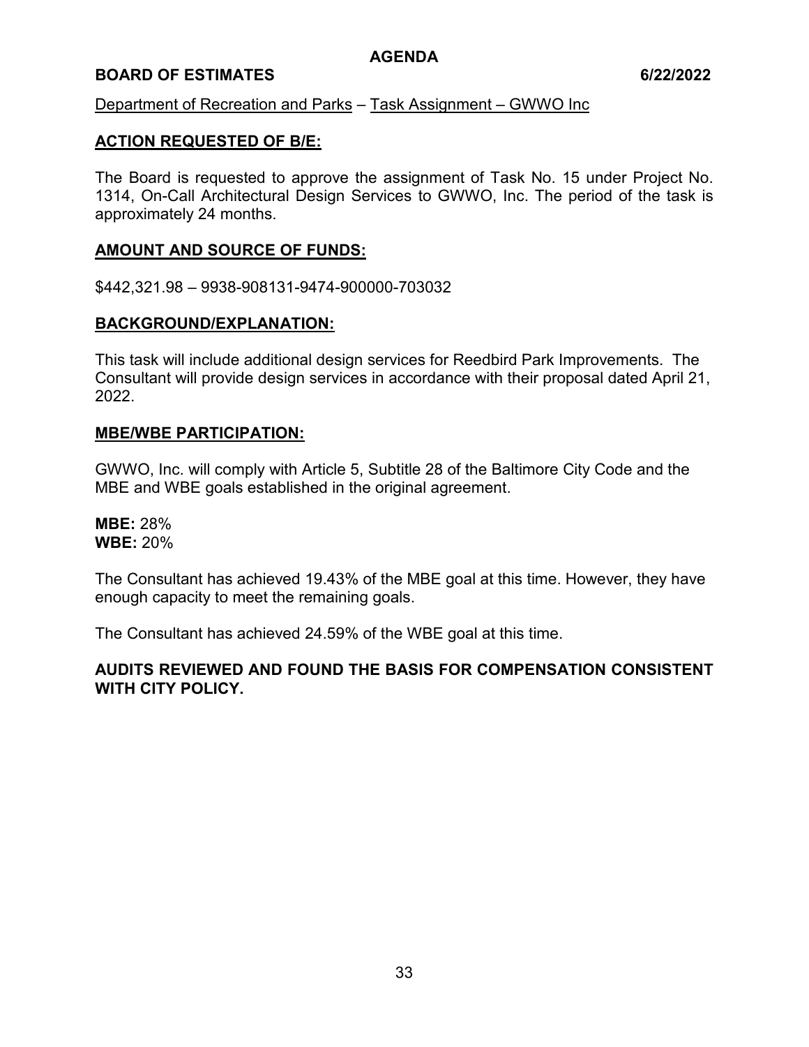**AGENDA**

**BOARD OF ESTIMATES 6/22/2022**

Department of Recreation and Parks – Task Assignment – GWWO Inc

## ACTION REQUESTED OF B/E:

The Board is requested to approve the assignment of Task No. 15 under Project No. 1314, On-Call Architectural Design Services to GWWO, Inc. The period of the task is approximately 24 months.

## AMOUNT AND SOURCE OF FUNDS:

$442,321.98 – 9938-908131-9474-900000-703032

## BACKGROUND/EXPLANATION:

This task will include additional design services for Reedbird Park Improvements. The Consultant will provide design services in accordance with their proposal dated April 21, 2022.

## MBE/WBE PARTICIPATION:

GWWO, Inc. will comply with Article 5, Subtitle 28 of the Baltimore City Code and the MBE and WBE goals established in the original agreement.

**MBE:** 28%
**WBE:** 20%

The Consultant has achieved 19.43% of the MBE goal at this time. However, they have enough capacity to meet the remaining goals.

The Consultant has achieved 24.59% of the WBE goal at this time.

**AUDITS REVIEWED AND FOUND THE BASIS FOR COMPENSATION CONSISTENT WITH CITY POLICY.**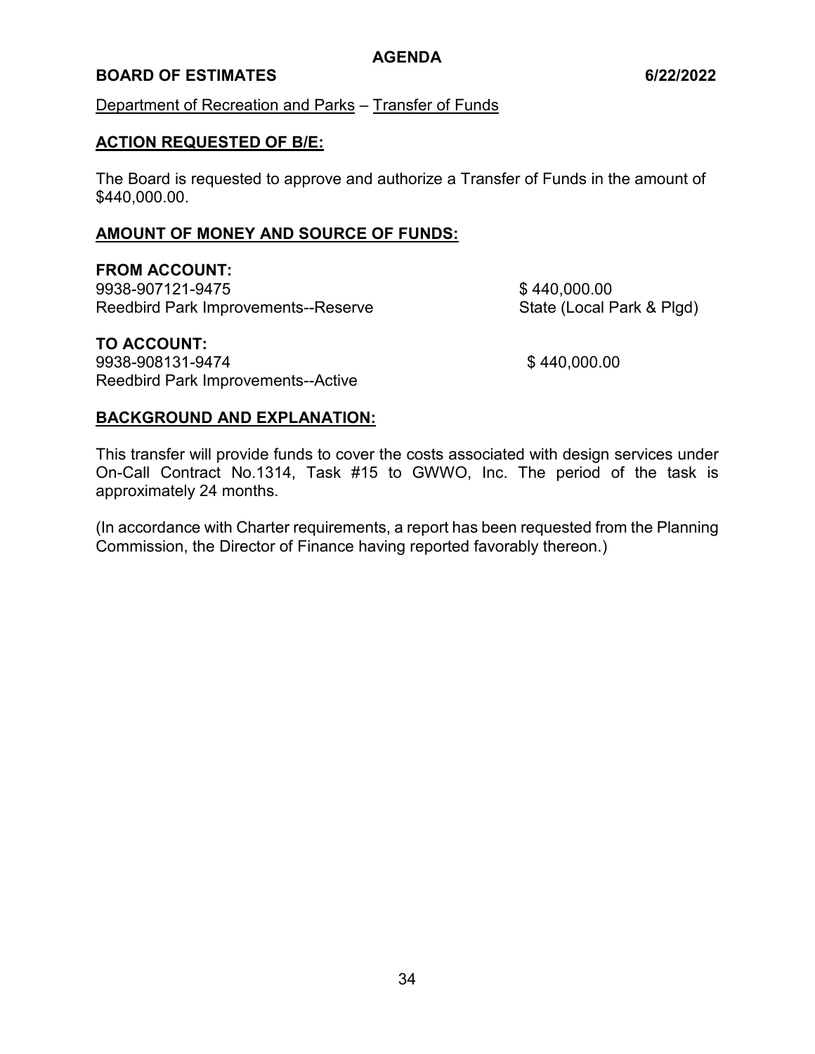AGENDA

**BOARD OF ESTIMATES** **6/22/2022**

Department of Recreation and Parks – Transfer of Funds

## ACTION REQUESTED OF B/E:

The Board is requested to approve and authorize a Transfer of Funds in the amount of $440,000.00.

## AMOUNT OF MONEY AND SOURCE OF FUNDS:

**FROM ACCOUNT:**

| | |
|---|---|
| 9938-907121-9475 | $ 440,000.00 |
| Reedbird Park Improvements--Reserve | State (Local Park & Plgd) |

**TO ACCOUNT:**

| | |
|---|---|
| 9938-908131-9474 | $ 440,000.00 |
| Reedbird Park Improvements--Active | |

## BACKGROUND AND EXPLANATION:

This transfer will provide funds to cover the costs associated with design services under On-Call Contract No.1314, Task #15 to GWWO, Inc. The period of the task is approximately 24 months.

(In accordance with Charter requirements, a report has been requested from the Planning Commission, the Director of Finance having reported favorably thereon.)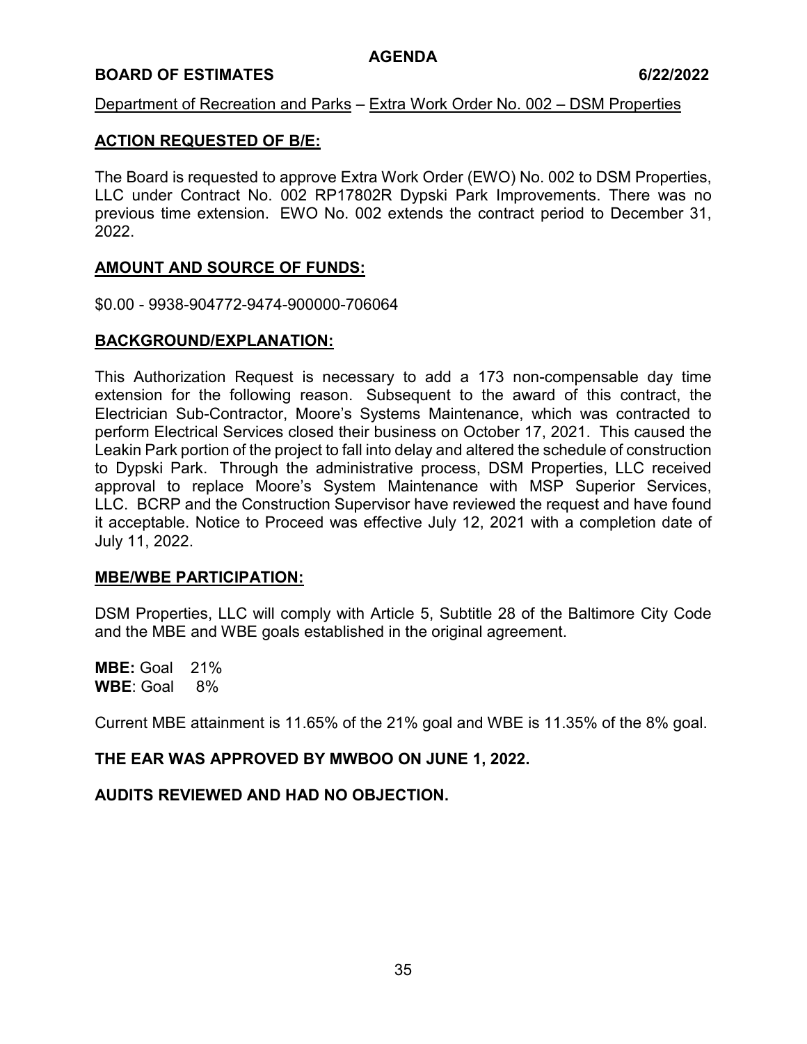**AGENDA**

**BOARD OF ESTIMATES** **6/22/2022**

Department of Recreation and Parks – Extra Work Order No. 002 – DSM Properties

**ACTION REQUESTED OF B/E:**

The Board is requested to approve Extra Work Order (EWO) No. 002 to DSM Properties, LLC under Contract No. 002 RP17802R Dypski Park Improvements. There was no previous time extension. EWO No. 002 extends the contract period to December 31, 2022.

**AMOUNT AND SOURCE OF FUNDS:**

$0.00 - 9938-904772-9474-900000-706064

**BACKGROUND/EXPLANATION:**

This Authorization Request is necessary to add a 173 non-compensable day time extension for the following reason. Subsequent to the award of this contract, the Electrician Sub-Contractor, Moore's Systems Maintenance, which was contracted to perform Electrical Services closed their business on October 17, 2021. This caused the Leakin Park portion of the project to fall into delay and altered the schedule of construction to Dypski Park. Through the administrative process, DSM Properties, LLC received approval to replace Moore's System Maintenance with MSP Superior Services, LLC. BCRP and the Construction Supervisor have reviewed the request and have found it acceptable. Notice to Proceed was effective July 12, 2021 with a completion date of July 11, 2022.

**MBE/WBE PARTICIPATION:**

DSM Properties, LLC will comply with Article 5, Subtitle 28 of the Baltimore City Code and the MBE and WBE goals established in the original agreement.

**MBE:** Goal 21%
**WBE**: Goal 8%

Current MBE attainment is 11.65% of the 21% goal and WBE is 11.35% of the 8% goal.

**THE EAR WAS APPROVED BY MWBOO ON JUNE 1, 2022.**

**AUDITS REVIEWED AND HAD NO OBJECTION.**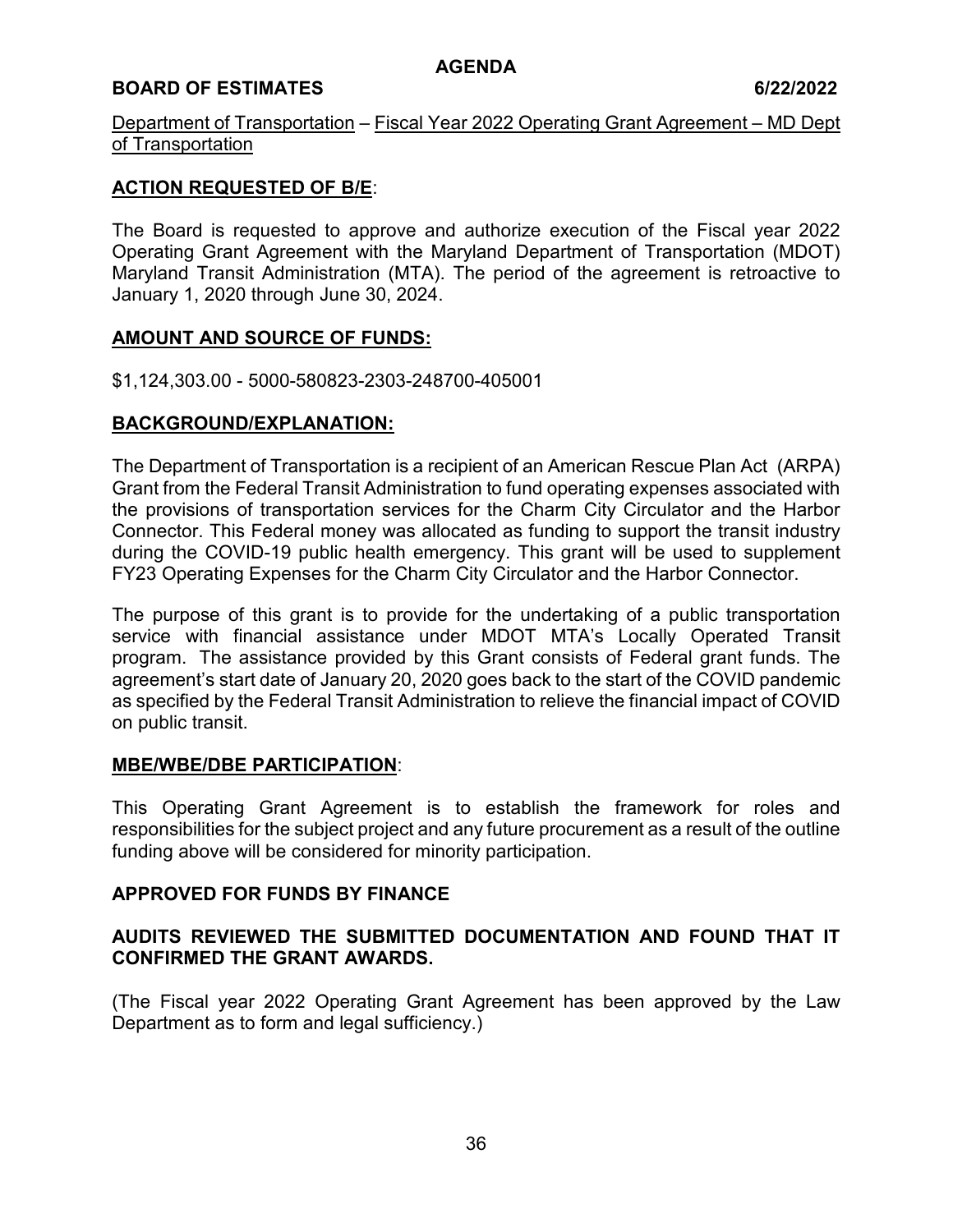**AGENDA**

**BOARD OF ESTIMATES 6/22/2022**

Department of Transportation – Fiscal Year 2022 Operating Grant Agreement – MD Dept of Transportation

**ACTION REQUESTED OF B/E:**

The Board is requested to approve and authorize execution of the Fiscal year 2022 Operating Grant Agreement with the Maryland Department of Transportation (MDOT) Maryland Transit Administration (MTA). The period of the agreement is retroactive to January 1, 2020 through June 30, 2024.

**AMOUNT AND SOURCE OF FUNDS:**

$1,124,303.00 - 5000-580823-2303-248700-405001

**BACKGROUND/EXPLANATION:**

The Department of Transportation is a recipient of an American Rescue Plan Act (ARPA) Grant from the Federal Transit Administration to fund operating expenses associated with the provisions of transportation services for the Charm City Circulator and the Harbor Connector. This Federal money was allocated as funding to support the transit industry during the COVID-19 public health emergency. This grant will be used to supplement FY23 Operating Expenses for the Charm City Circulator and the Harbor Connector.

The purpose of this grant is to provide for the undertaking of a public transportation service with financial assistance under MDOT MTA's Locally Operated Transit program. The assistance provided by this Grant consists of Federal grant funds. The agreement's start date of January 20, 2020 goes back to the start of the COVID pandemic as specified by the Federal Transit Administration to relieve the financial impact of COVID on public transit.

**MBE/WBE/DBE PARTICIPATION:**

This Operating Grant Agreement is to establish the framework for roles and responsibilities for the subject project and any future procurement as a result of the outline funding above will be considered for minority participation.

**APPROVED FOR FUNDS BY FINANCE**

**AUDITS REVIEWED THE SUBMITTED DOCUMENTATION AND FOUND THAT IT CONFIRMED THE GRANT AWARDS.**

(The Fiscal year 2022 Operating Grant Agreement has been approved by the Law Department as to form and legal sufficiency.)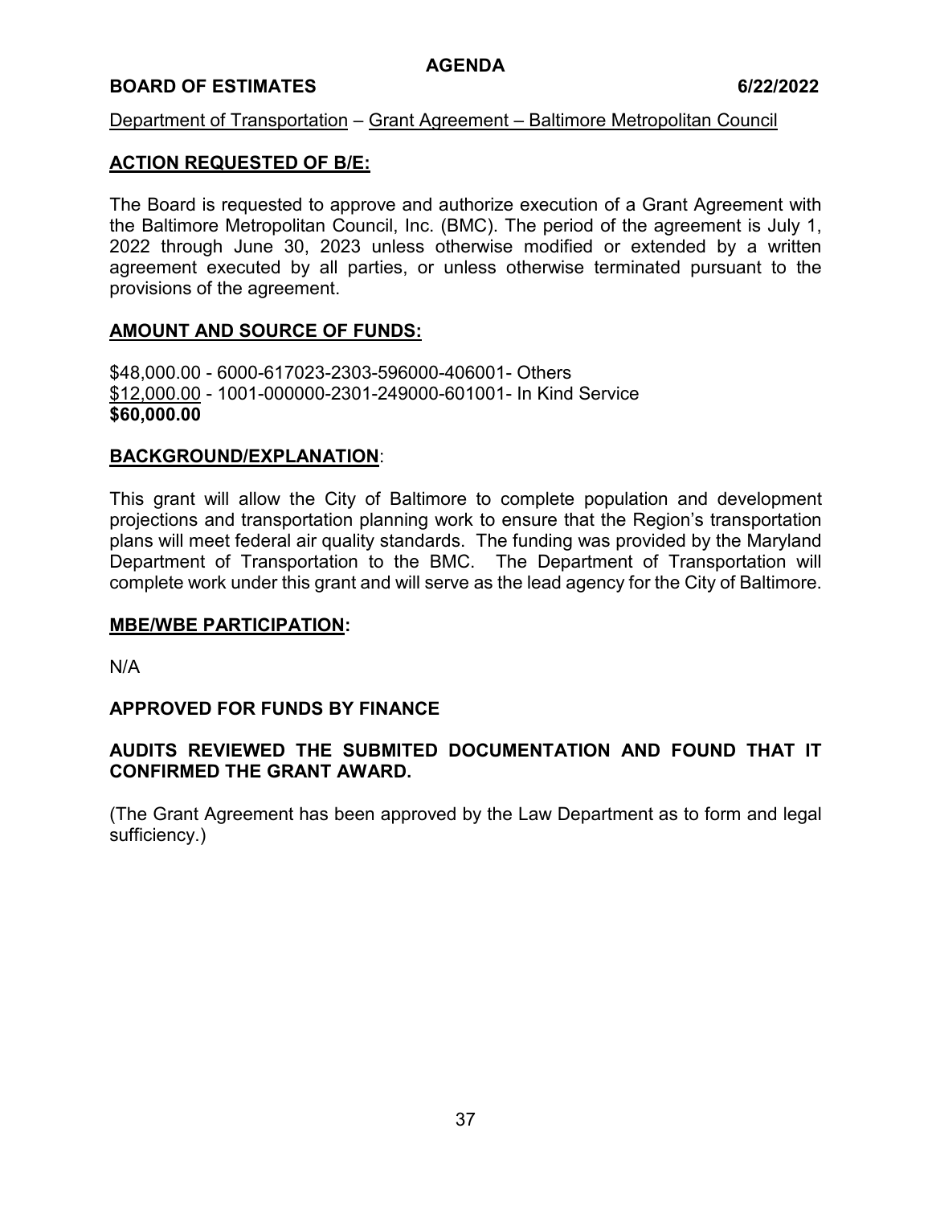**AGENDA**

**BOARD OF ESTIMATES 6/22/2022**

Department of Transportation – Grant Agreement – Baltimore Metropolitan Council

## ACTION REQUESTED OF B/E:

The Board is requested to approve and authorize execution of a Grant Agreement with the Baltimore Metropolitan Council, Inc. (BMC). The period of the agreement is July 1, 2022 through June 30, 2023 unless otherwise modified or extended by a written agreement executed by all parties, or unless otherwise terminated pursuant to the provisions of the agreement.

## AMOUNT AND SOURCE OF FUNDS:

$48,000.00 - 6000-617023-2303-596000-406001- Others
$12,000.00 - 1001-000000-2301-249000-601001- In Kind Service
**$60,000.00**

## BACKGROUND/EXPLANATION:

This grant will allow the City of Baltimore to complete population and development projections and transportation planning work to ensure that the Region's transportation plans will meet federal air quality standards. The funding was provided by the Maryland Department of Transportation to the BMC. The Department of Transportation will complete work under this grant and will serve as the lead agency for the City of Baltimore.

## MBE/WBE PARTICIPATION:

N/A

**APPROVED FOR FUNDS BY FINANCE**

**AUDITS REVIEWED THE SUBMITED DOCUMENTATION AND FOUND THAT IT CONFIRMED THE GRANT AWARD.**

(The Grant Agreement has been approved by the Law Department as to form and legal sufficiency.)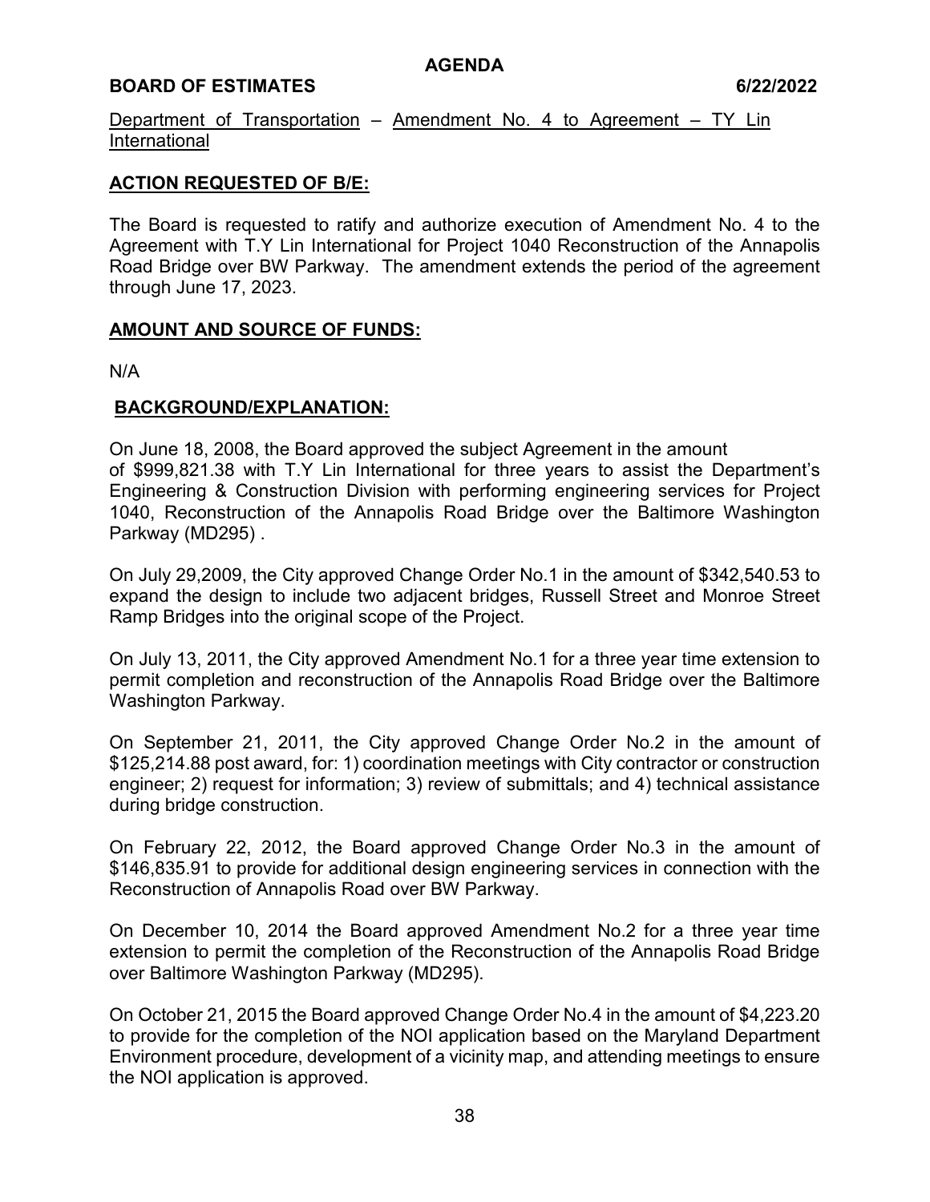**AGENDA**

**BOARD OF ESTIMATES** **6/22/2022**

Department of Transportation – Amendment No. 4 to Agreement – TY Lin International

## ACTION REQUESTED OF B/E:

The Board is requested to ratify and authorize execution of Amendment No. 4 to the Agreement with T.Y Lin International for Project 1040 Reconstruction of the Annapolis Road Bridge over BW Parkway. The amendment extends the period of the agreement through June 17, 2023.

## AMOUNT AND SOURCE OF FUNDS:

N/A

## BACKGROUND/EXPLANATION:

On June 18, 2008, the Board approved the subject Agreement in the amount of $999,821.38 with T.Y Lin International for three years to assist the Department's Engineering & Construction Division with performing engineering services for Project 1040, Reconstruction of the Annapolis Road Bridge over the Baltimore Washington Parkway (MD295) .

On July 29,2009, the City approved Change Order No.1 in the amount of $342,540.53 to expand the design to include two adjacent bridges, Russell Street and Monroe Street Ramp Bridges into the original scope of the Project.

On July 13, 2011, the City approved Amendment No.1 for a three year time extension to permit completion and reconstruction of the Annapolis Road Bridge over the Baltimore Washington Parkway.

On September 21, 2011, the City approved Change Order No.2 in the amount of $125,214.88 post award, for: 1) coordination meetings with City contractor or construction engineer; 2) request for information; 3) review of submittals; and 4) technical assistance during bridge construction.

On February 22, 2012, the Board approved Change Order No.3 in the amount of $146,835.91 to provide for additional design engineering services in connection with the Reconstruction of Annapolis Road over BW Parkway.

On December 10, 2014 the Board approved Amendment No.2 for a three year time extension to permit the completion of the Reconstruction of the Annapolis Road Bridge over Baltimore Washington Parkway (MD295).

On October 21, 2015 the Board approved Change Order No.4 in the amount of $4,223.20 to provide for the completion of the NOI application based on the Maryland Department Environment procedure, development of a vicinity map, and attending meetings to ensure the NOI application is approved.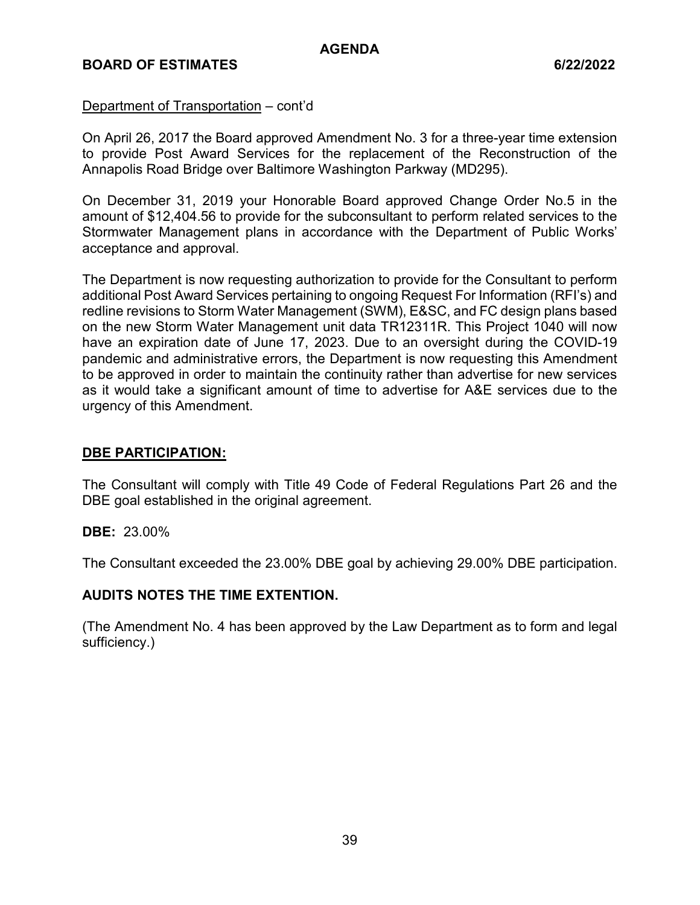Department of Transportation – cont'd

On April 26, 2017 the Board approved Amendment No. 3 for a three-year time extension to provide Post Award Services for the replacement of the Reconstruction of the Annapolis Road Bridge over Baltimore Washington Parkway (MD295).

On December 31, 2019 your Honorable Board approved Change Order No.5 in the amount of $12,404.56 to provide for the subconsultant to perform related services to the Stormwater Management plans in accordance with the Department of Public Works' acceptance and approval.

The Department is now requesting authorization to provide for the Consultant to perform additional Post Award Services pertaining to ongoing Request For Information (RFI's) and redline revisions to Storm Water Management (SWM), E&SC, and FC design plans based on the new Storm Water Management unit data TR12311R. This Project 1040 will now have an expiration date of June 17, 2023. Due to an oversight during the COVID-19 pandemic and administrative errors, the Department is now requesting this Amendment to be approved in order to maintain the continuity rather than advertise for new services as it would take a significant amount of time to advertise for A&E services due to the urgency of this Amendment.

## DBE PARTICIPATION:

The Consultant will comply with Title 49 Code of Federal Regulations Part 26 and the DBE goal established in the original agreement.

**DBE:** 23.00%

The Consultant exceeded the 23.00% DBE goal by achieving 29.00% DBE participation.

**AUDITS NOTES THE TIME EXTENTION.**

(The Amendment No. 4 has been approved by the Law Department as to form and legal sufficiency.)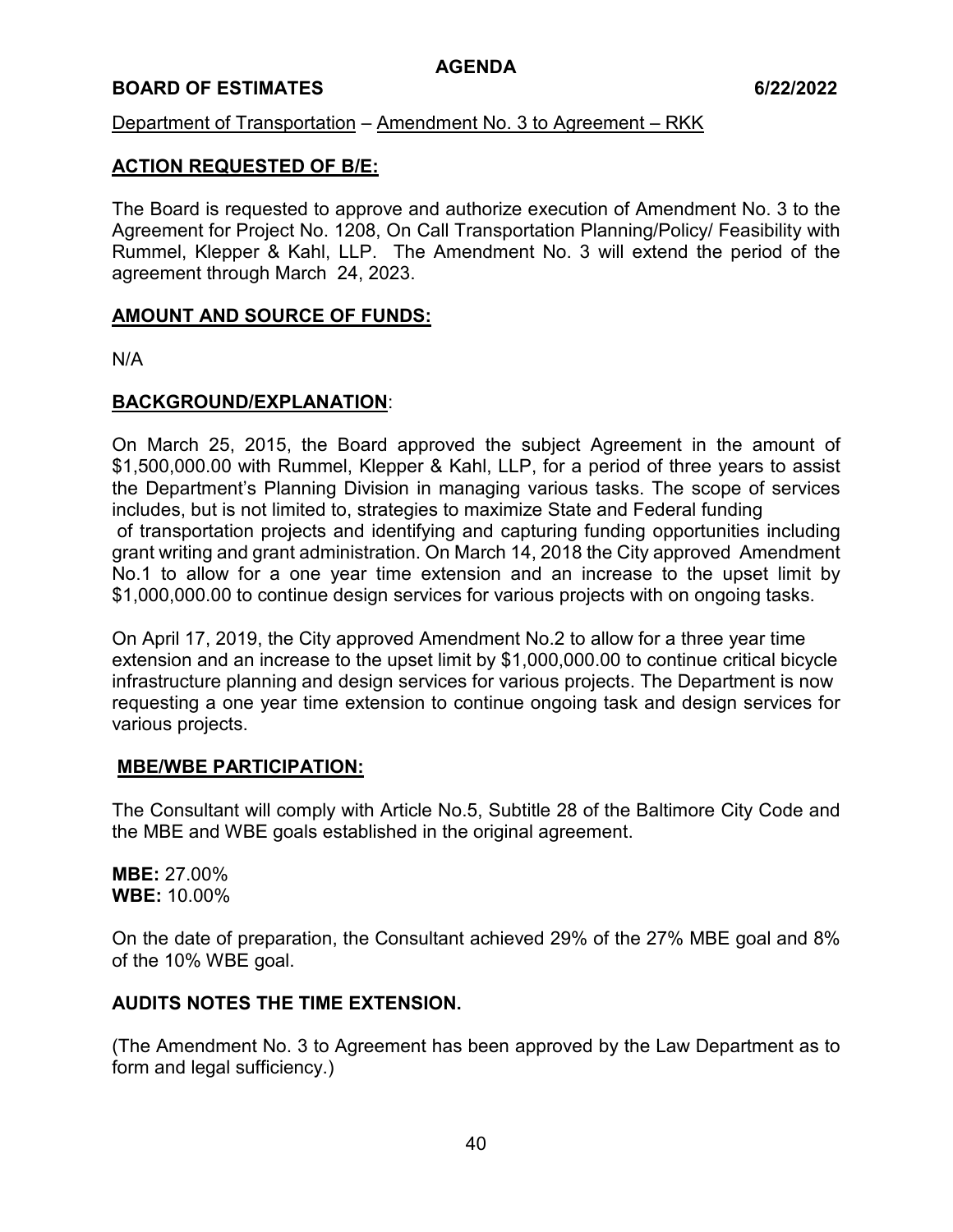**AGENDA**

**BOARD OF ESTIMATES 6/22/2022**

Department of Transportation – Amendment No. 3 to Agreement – RKK

## ACTION REQUESTED OF B/E:

The Board is requested to approve and authorize execution of Amendment No. 3 to the Agreement for Project No. 1208, On Call Transportation Planning/Policy/ Feasibility with Rummel, Klepper & Kahl, LLP. The Amendment No. 3 will extend the period of the agreement through March 24, 2023.

## AMOUNT AND SOURCE OF FUNDS:

N/A

## BACKGROUND/EXPLANATION:

On March 25, 2015, the Board approved the subject Agreement in the amount of $1,500,000.00 with Rummel, Klepper & Kahl, LLP, for a period of three years to assist the Department's Planning Division in managing various tasks. The scope of services includes, but is not limited to, strategies to maximize State and Federal funding of transportation projects and identifying and capturing funding opportunities including grant writing and grant administration. On March 14, 2018 the City approved Amendment No.1 to allow for a one year time extension and an increase to the upset limit by $1,000,000.00 to continue design services for various projects with on ongoing tasks.

On April 17, 2019, the City approved Amendment No.2 to allow for a three year time extension and an increase to the upset limit by $1,000,000.00 to continue critical bicycle infrastructure planning and design services for various projects. The Department is now requesting a one year time extension to continue ongoing task and design services for various projects.

## MBE/WBE PARTICIPATION:

The Consultant will comply with Article No.5, Subtitle 28 of the Baltimore City Code and the MBE and WBE goals established in the original agreement.

**MBE:** 27.00%
**WBE:** 10.00%

On the date of preparation, the Consultant achieved 29% of the 27% MBE goal and 8% of the 10% WBE goal.

**AUDITS NOTES THE TIME EXTENSION.**

(The Amendment No. 3 to Agreement has been approved by the Law Department as to form and legal sufficiency.)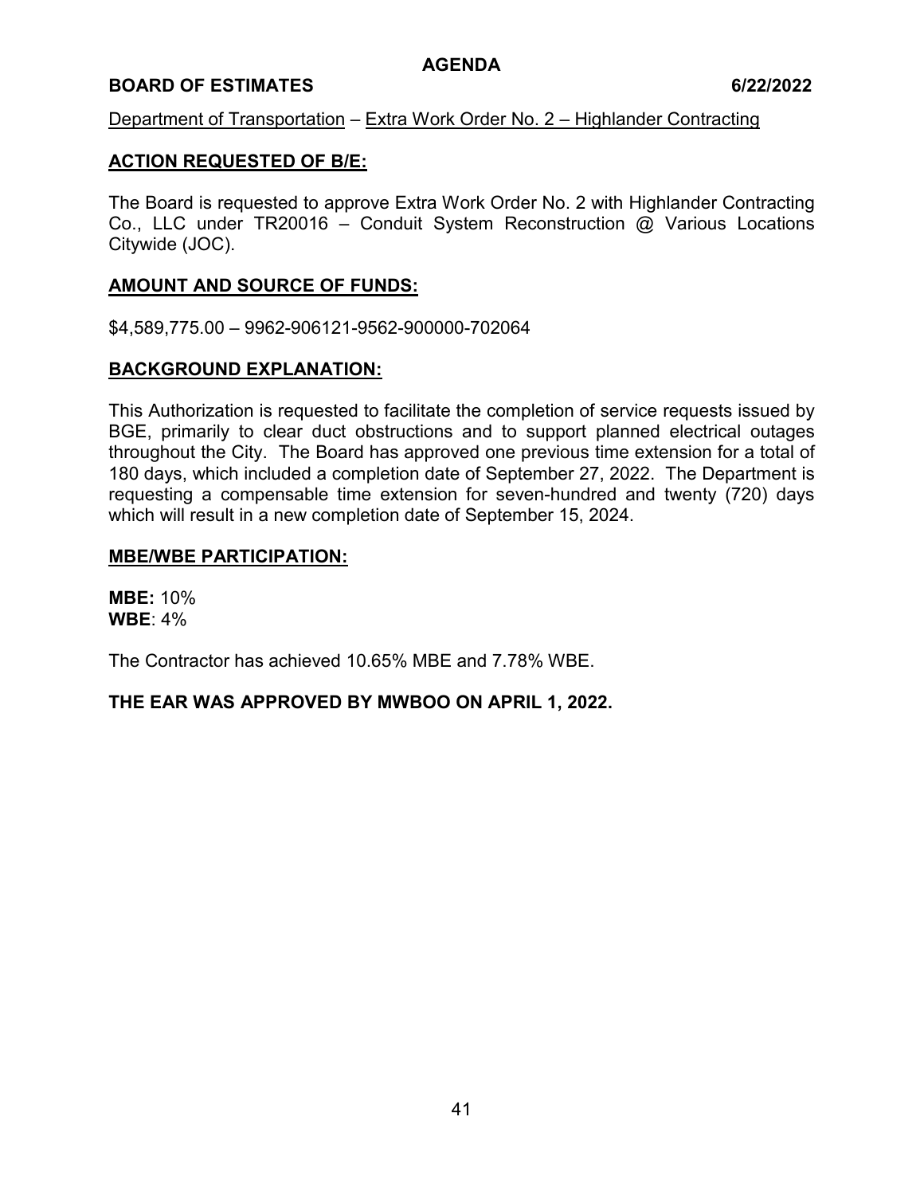**AGENDA**

**BOARD OF ESTIMATES 6/22/2022**

Department of Transportation – Extra Work Order No. 2 – Highlander Contracting

## ACTION REQUESTED OF B/E:

The Board is requested to approve Extra Work Order No. 2 with Highlander Contracting Co., LLC under TR20016 – Conduit System Reconstruction @ Various Locations Citywide (JOC).

## AMOUNT AND SOURCE OF FUNDS:

$4,589,775.00 – 9962-906121-9562-900000-702064

## BACKGROUND EXPLANATION:

This Authorization is requested to facilitate the completion of service requests issued by BGE, primarily to clear duct obstructions and to support planned electrical outages throughout the City. The Board has approved one previous time extension for a total of 180 days, which included a completion date of September 27, 2022. The Department is requesting a compensable time extension for seven-hundred and twenty (720) days which will result in a new completion date of September 15, 2024.

## MBE/WBE PARTICIPATION:

**MBE:** 10%
**WBE**: 4%

The Contractor has achieved 10.65% MBE and 7.78% WBE.

**THE EAR WAS APPROVED BY MWBOO ON APRIL 1, 2022.**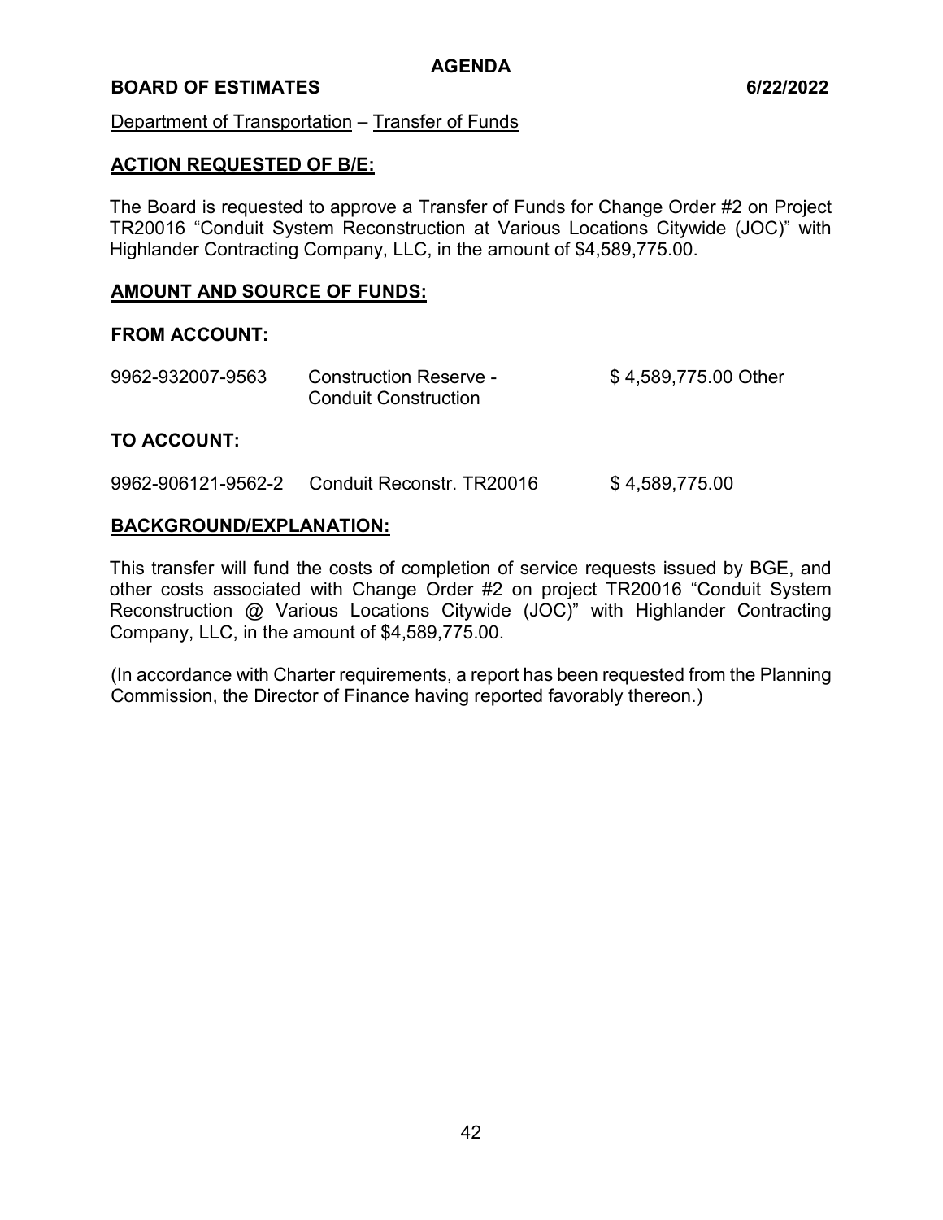**AGENDA**

**BOARD OF ESTIMATES 6/22/2022**

Department of Transportation – Transfer of Funds

**ACTION REQUESTED OF B/E:**

The Board is requested to approve a Transfer of Funds for Change Order #2 on Project TR20016 "Conduit System Reconstruction at Various Locations Citywide (JOC)" with Highlander Contracting Company, LLC, in the amount of $4,589,775.00.

**AMOUNT AND SOURCE OF FUNDS:**

**FROM ACCOUNT:**

| | | |
|---|---|---|
| 9962-932007-9563 | Construction Reserve - Conduit Construction | $ 4,589,775.00 Other |

**TO ACCOUNT:**

| | | |
|---|---|---|
| 9962-906121-9562-2 | Conduit Reconstr. TR20016 | $ 4,589,775.00 |

**BACKGROUND/EXPLANATION:**

This transfer will fund the costs of completion of service requests issued by BGE, and other costs associated with Change Order #2 on project TR20016 "Conduit System Reconstruction @ Various Locations Citywide (JOC)" with Highlander Contracting Company, LLC, in the amount of $4,589,775.00.

(In accordance with Charter requirements, a report has been requested from the Planning Commission, the Director of Finance having reported favorably thereon.)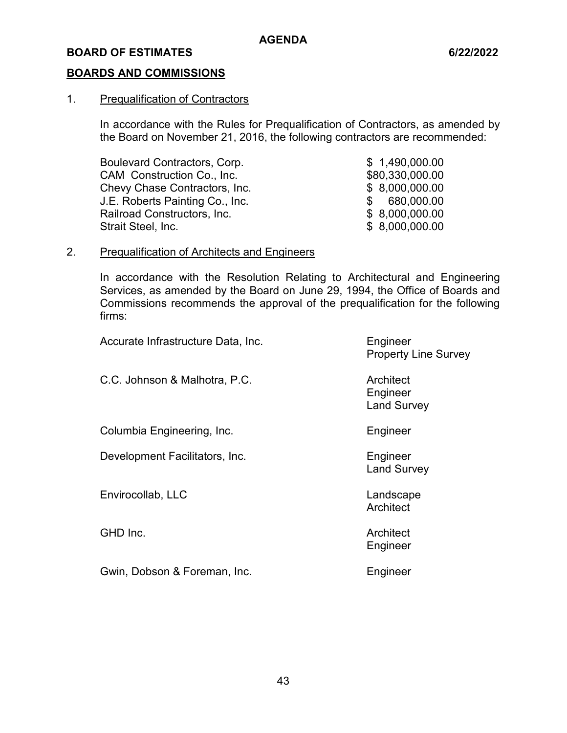# AGENDA

**BOARD OF ESTIMATES 6/22/2022**

## BOARDS AND COMMISSIONS

1. Prequalification of Contractors

   In accordance with the Rules for Prequalification of Contractors, as amended by the Board on November 21, 2016, the following contractors are recommended:

| | |
|---|---|
| Boulevard Contractors, Corp. | $ 1,490,000.00 |
| CAM Construction Co., Inc. | $80,330,000.00 |
| Chevy Chase Contractors, Inc. | $ 8,000,000.00 |
| J.E. Roberts Painting Co., Inc. | $ 680,000.00 |
| Railroad Constructors, Inc. | $ 8,000,000.00 |
| Strait Steel, Inc. | $ 8,000,000.00 |

2. Prequalification of Architects and Engineers

   In accordance with the Resolution Relating to Architectural and Engineering Services, as amended by the Board on June 29, 1994, the Office of Boards and Commissions recommends the approval of the prequalification for the following firms:

| | |
|---|---|
| Accurate Infrastructure Data, Inc. | Engineer<br>Property Line Survey |
| C.C. Johnson & Malhotra, P.C. | Architect<br>Engineer<br>Land Survey |
| Columbia Engineering, Inc. | Engineer |
| Development Facilitators, Inc. | Engineer<br>Land Survey |
| Envirocollab, LLC | Landscape<br>Architect |
| GHD Inc. | Architect<br>Engineer |
| Gwin, Dobson & Foreman, Inc. | Engineer |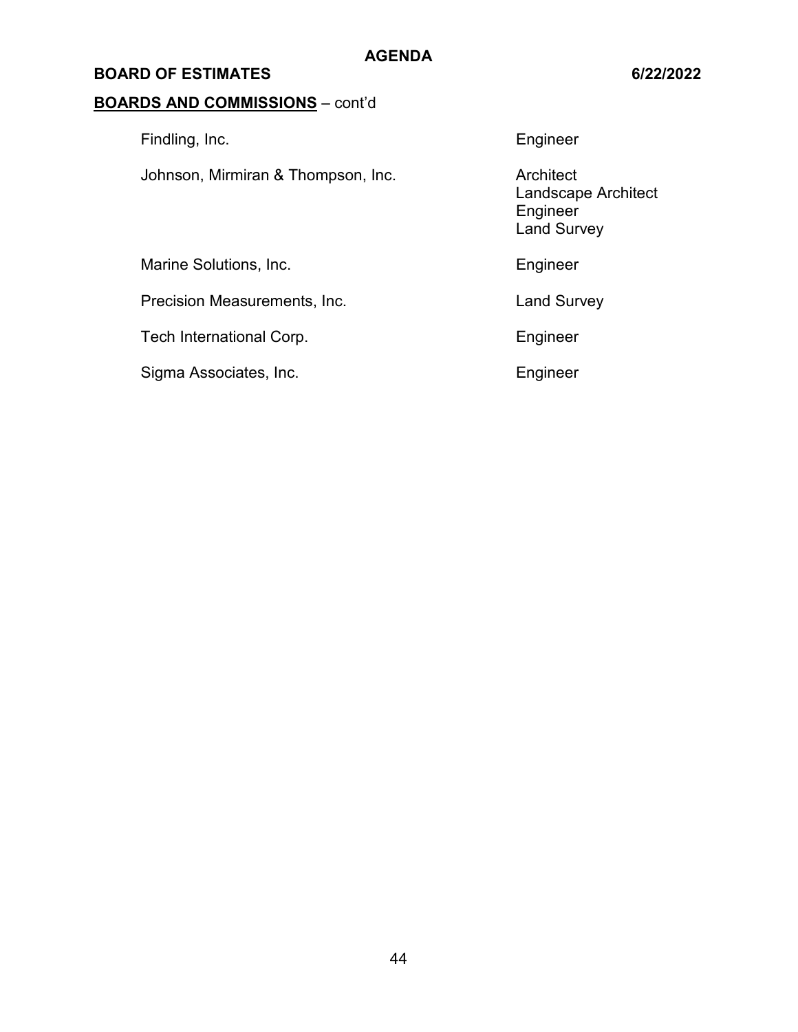**BOARDS AND COMMISSIONS** – cont'd

| | |
|---|---|
| Findling, Inc. | Engineer |
| Johnson, Mirmiran & Thompson, Inc. | Architect<br>Landscape Architect<br>Engineer<br>Land Survey |
| Marine Solutions, Inc. | Engineer |
| Precision Measurements, Inc. | Land Survey |
| Tech International Corp. | Engineer |
| Sigma Associates, Inc. | Engineer |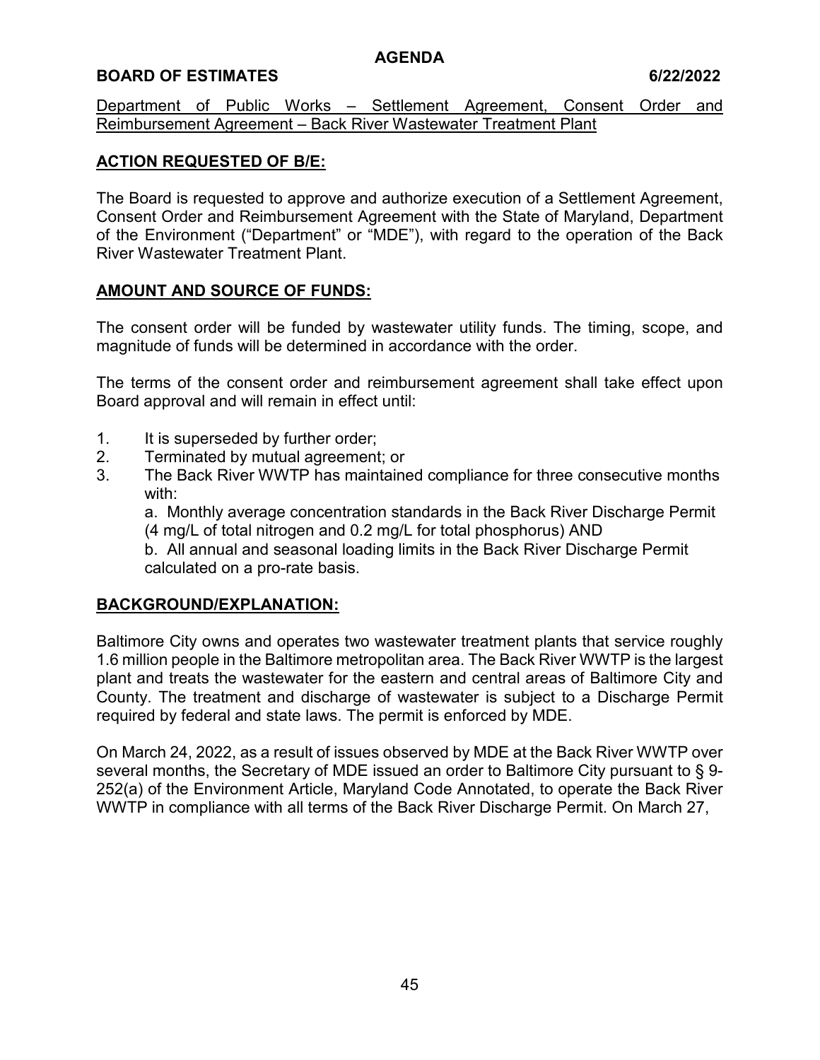**AGENDA**

**BOARD OF ESTIMATES 6/22/2022**

Department of Public Works – Settlement Agreement, Consent Order and Reimbursement Agreement – Back River Wastewater Treatment Plant

## ACTION REQUESTED OF B/E:

The Board is requested to approve and authorize execution of a Settlement Agreement, Consent Order and Reimbursement Agreement with the State of Maryland, Department of the Environment ("Department" or "MDE"), with regard to the operation of the Back River Wastewater Treatment Plant.

## AMOUNT AND SOURCE OF FUNDS:

The consent order will be funded by wastewater utility funds. The timing, scope, and magnitude of funds will be determined in accordance with the order.

The terms of the consent order and reimbursement agreement shall take effect upon Board approval and will remain in effect until:

1. It is superseded by further order;
2. Terminated by mutual agreement; or
3. The Back River WWTP has maintained compliance for three consecutive months with:

   a. Monthly average concentration standards in the Back River Discharge Permit (4 mg/L of total nitrogen and 0.2 mg/L for total phosphorus) AND

   b. All annual and seasonal loading limits in the Back River Discharge Permit calculated on a pro-rate basis.

## BACKGROUND/EXPLANATION:

Baltimore City owns and operates two wastewater treatment plants that service roughly 1.6 million people in the Baltimore metropolitan area. The Back River WWTP is the largest plant and treats the wastewater for the eastern and central areas of Baltimore City and County. The treatment and discharge of wastewater is subject to a Discharge Permit required by federal and state laws. The permit is enforced by MDE.

On March 24, 2022, as a result of issues observed by MDE at the Back River WWTP over several months, the Secretary of MDE issued an order to Baltimore City pursuant to § 9-252(a) of the Environment Article, Maryland Code Annotated, to operate the Back River WWTP in compliance with all terms of the Back River Discharge Permit. On March 27,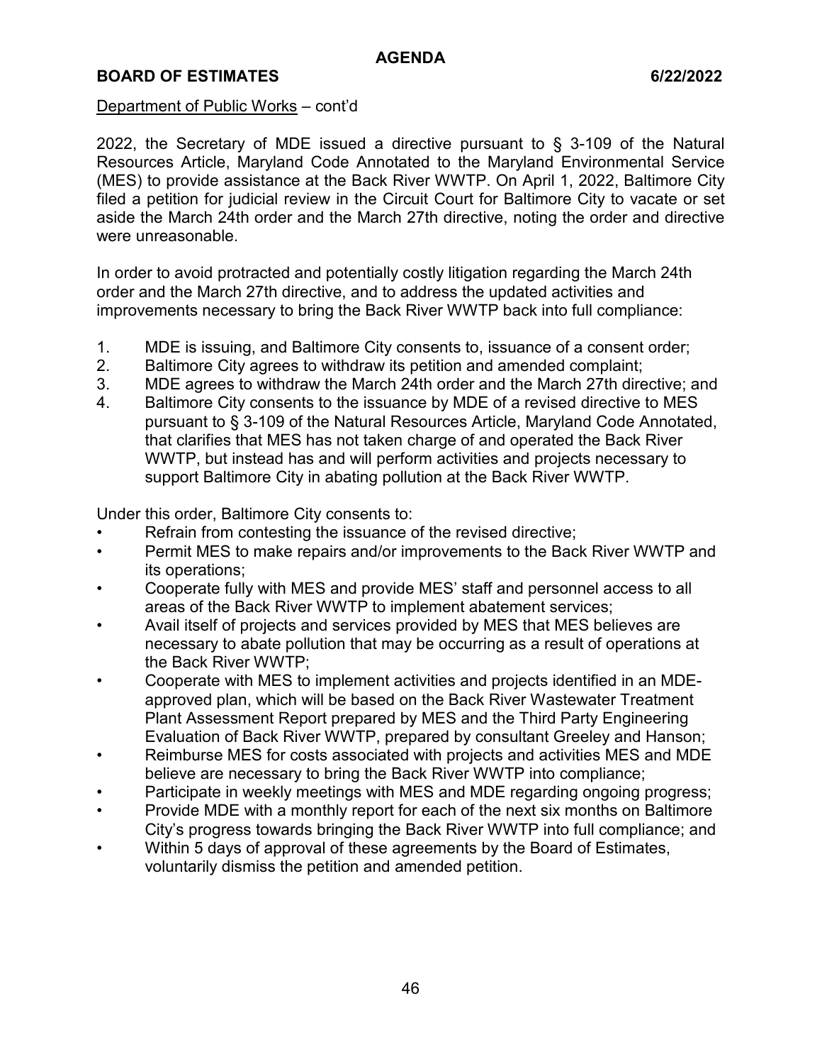Department of Public Works – cont'd

2022, the Secretary of MDE issued a directive pursuant to § 3-109 of the Natural Resources Article, Maryland Code Annotated to the Maryland Environmental Service (MES) to provide assistance at the Back River WWTP. On April 1, 2022, Baltimore City filed a petition for judicial review in the Circuit Court for Baltimore City to vacate or set aside the March 24th order and the March 27th directive, noting the order and directive were unreasonable.

In order to avoid protracted and potentially costly litigation regarding the March 24th order and the March 27th directive, and to address the updated activities and improvements necessary to bring the Back River WWTP back into full compliance:

1. MDE is issuing, and Baltimore City consents to, issuance of a consent order;
2. Baltimore City agrees to withdraw its petition and amended complaint;
3. MDE agrees to withdraw the March 24th order and the March 27th directive; and
4. Baltimore City consents to the issuance by MDE of a revised directive to MES pursuant to § 3-109 of the Natural Resources Article, Maryland Code Annotated, that clarifies that MES has not taken charge of and operated the Back River WWTP, but instead has and will perform activities and projects necessary to support Baltimore City in abating pollution at the Back River WWTP.

Under this order, Baltimore City consents to:

- Refrain from contesting the issuance of the revised directive;
- Permit MES to make repairs and/or improvements to the Back River WWTP and its operations;
- Cooperate fully with MES and provide MES' staff and personnel access to all areas of the Back River WWTP to implement abatement services;
- Avail itself of projects and services provided by MES that MES believes are necessary to abate pollution that may be occurring as a result of operations at the Back River WWTP;
- Cooperate with MES to implement activities and projects identified in an MDE-approved plan, which will be based on the Back River Wastewater Treatment Plant Assessment Report prepared by MES and the Third Party Engineering Evaluation of Back River WWTP, prepared by consultant Greeley and Hanson;
- Reimburse MES for costs associated with projects and activities MES and MDE believe are necessary to bring the Back River WWTP into compliance;
- Participate in weekly meetings with MES and MDE regarding ongoing progress;
- Provide MDE with a monthly report for each of the next six months on Baltimore City's progress towards bringing the Back River WWTP into full compliance; and
- Within 5 days of approval of these agreements by the Board of Estimates, voluntarily dismiss the petition and amended petition.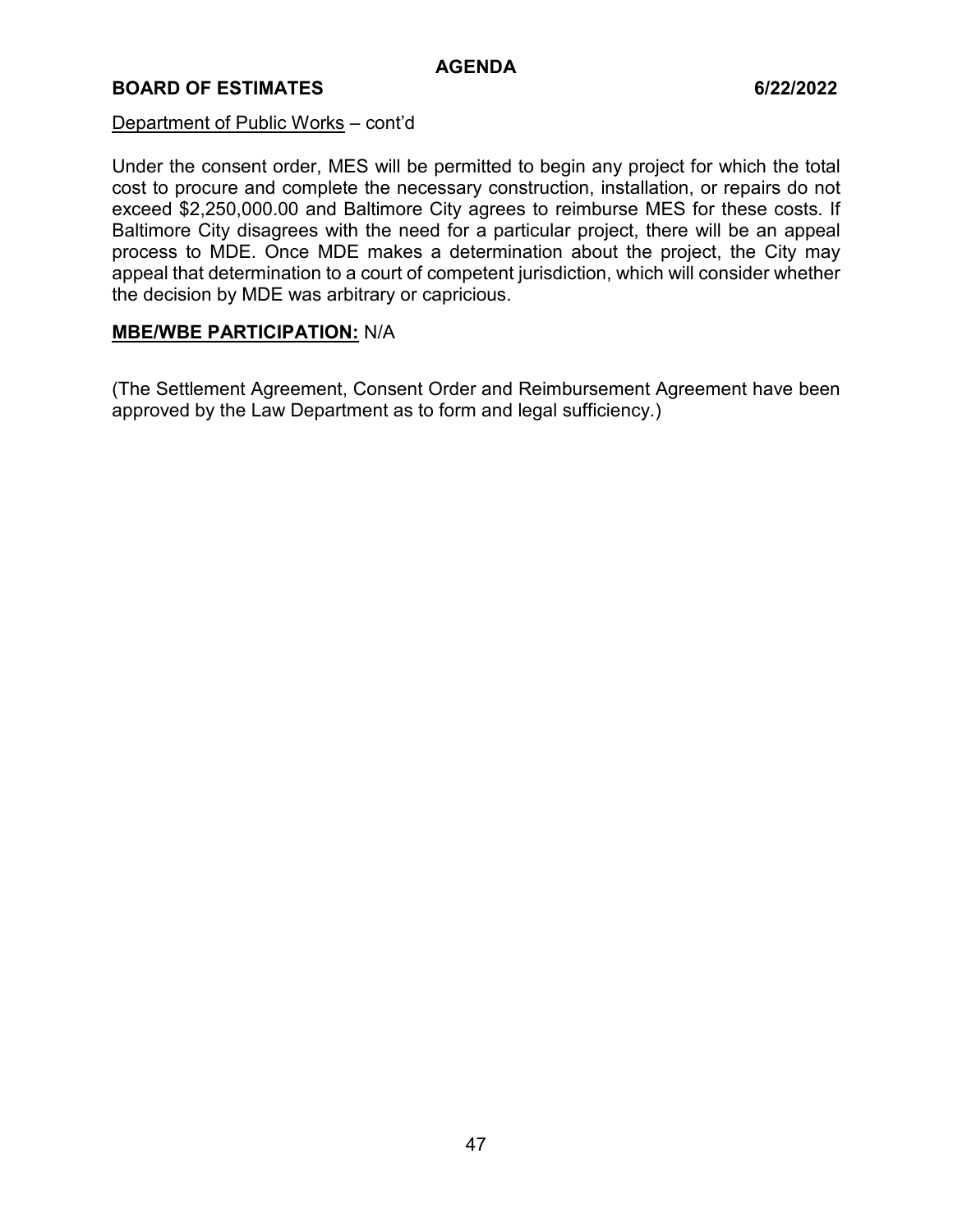Department of Public Works – cont'd

Under the consent order, MES will be permitted to begin any project for which the total cost to procure and complete the necessary construction, installation, or repairs do not exceed $2,250,000.00 and Baltimore City agrees to reimburse MES for these costs. If Baltimore City disagrees with the need for a particular project, there will be an appeal process to MDE. Once MDE makes a determination about the project, the City may appeal that determination to a court of competent jurisdiction, which will consider whether the decision by MDE was arbitrary or capricious.

**MBE/WBE PARTICIPATION:** N/A

(The Settlement Agreement, Consent Order and Reimbursement Agreement have been approved by the Law Department as to form and legal sufficiency.)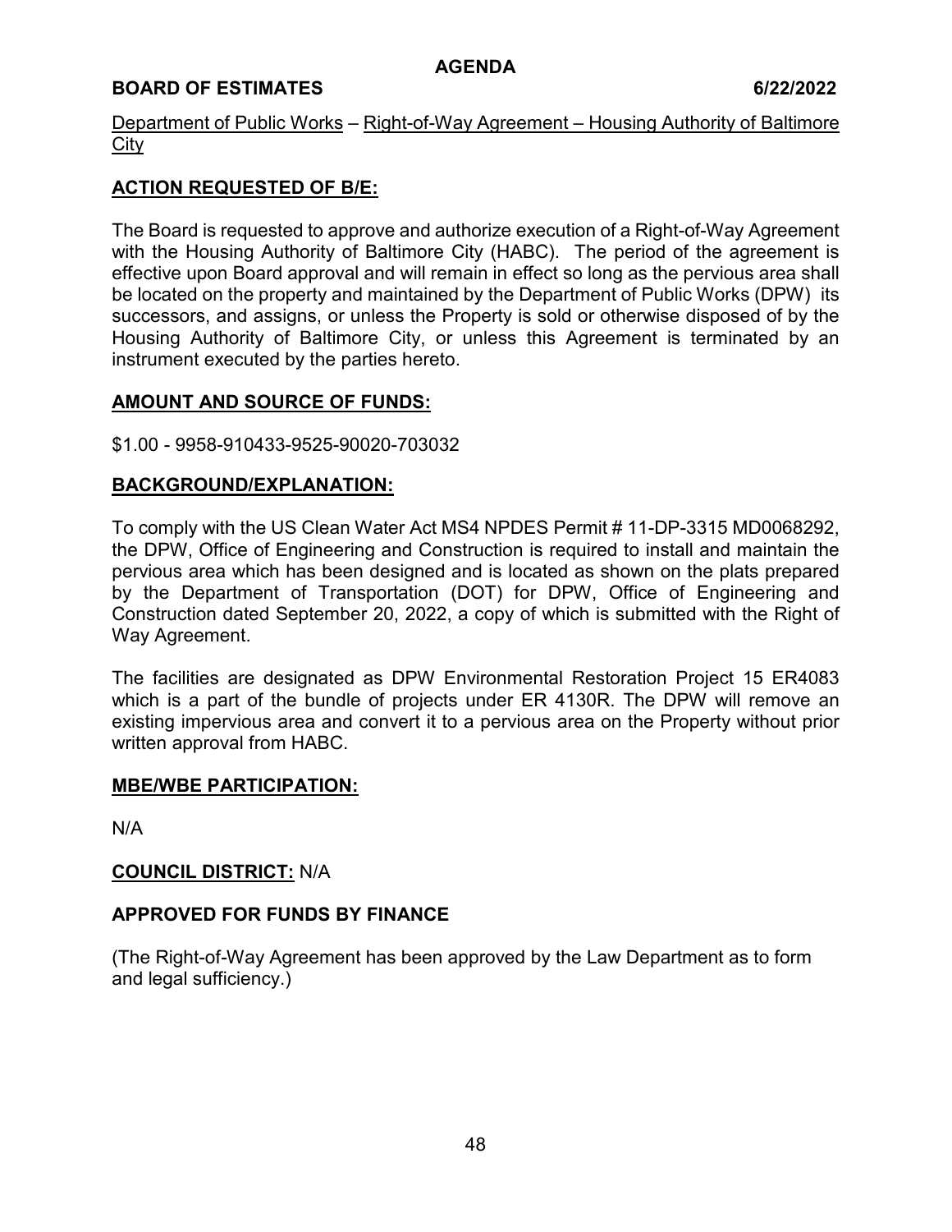**AGENDA**

**BOARD OF ESTIMATES 6/22/2022**

Department of Public Works – Right-of-Way Agreement – Housing Authority of Baltimore City

**ACTION REQUESTED OF B/E:**

The Board is requested to approve and authorize execution of a Right-of-Way Agreement with the Housing Authority of Baltimore City (HABC). The period of the agreement is effective upon Board approval and will remain in effect so long as the pervious area shall be located on the property and maintained by the Department of Public Works (DPW) its successors, and assigns, or unless the Property is sold or otherwise disposed of by the Housing Authority of Baltimore City, or unless this Agreement is terminated by an instrument executed by the parties hereto.

**AMOUNT AND SOURCE OF FUNDS:**

$1.00 - 9958-910433-9525-90020-703032

**BACKGROUND/EXPLANATION:**

To comply with the US Clean Water Act MS4 NPDES Permit # 11-DP-3315 MD0068292, the DPW, Office of Engineering and Construction is required to install and maintain the pervious area which has been designed and is located as shown on the plats prepared by the Department of Transportation (DOT) for DPW, Office of Engineering and Construction dated September 20, 2022, a copy of which is submitted with the Right of Way Agreement.

The facilities are designated as DPW Environmental Restoration Project 15 ER4083 which is a part of the bundle of projects under ER 4130R. The DPW will remove an existing impervious area and convert it to a pervious area on the Property without prior written approval from HABC.

**MBE/WBE PARTICIPATION:**

N/A

**COUNCIL DISTRICT:** N/A

**APPROVED FOR FUNDS BY FINANCE**

(The Right-of-Way Agreement has been approved by the Law Department as to form and legal sufficiency.)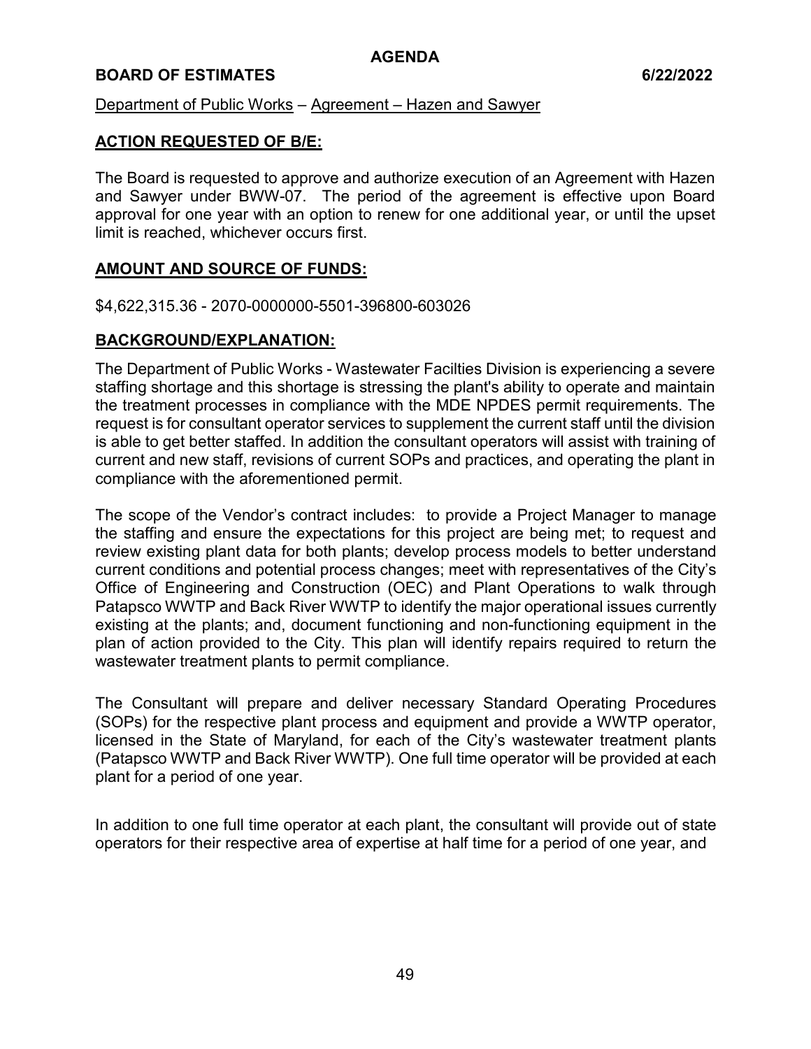# AGENDA

**BOARD OF ESTIMATES** **6/22/2022**

Department of Public Works – Agreement – Hazen and Sawyer

## ACTION REQUESTED OF B/E:

The Board is requested to approve and authorize execution of an Agreement with Hazen and Sawyer under BWW-07. The period of the agreement is effective upon Board approval for one year with an option to renew for one additional year, or until the upset limit is reached, whichever occurs first.

## AMOUNT AND SOURCE OF FUNDS:

$4,622,315.36 - 2070-0000000-5501-396800-603026

## BACKGROUND/EXPLANATION:

The Department of Public Works - Wastewater Facilties Division is experiencing a severe staffing shortage and this shortage is stressing the plant's ability to operate and maintain the treatment processes in compliance with the MDE NPDES permit requirements. The request is for consultant operator services to supplement the current staff until the division is able to get better staffed. In addition the consultant operators will assist with training of current and new staff, revisions of current SOPs and practices, and operating the plant in compliance with the aforementioned permit.

The scope of the Vendor's contract includes: to provide a Project Manager to manage the staffing and ensure the expectations for this project are being met; to request and review existing plant data for both plants; develop process models to better understand current conditions and potential process changes; meet with representatives of the City's Office of Engineering and Construction (OEC) and Plant Operations to walk through Patapsco WWTP and Back River WWTP to identify the major operational issues currently existing at the plants; and, document functioning and non-functioning equipment in the plan of action provided to the City. This plan will identify repairs required to return the wastewater treatment plants to permit compliance.

The Consultant will prepare and deliver necessary Standard Operating Procedures (SOPs) for the respective plant process and equipment and provide a WWTP operator, licensed in the State of Maryland, for each of the City's wastewater treatment plants (Patapsco WWTP and Back River WWTP). One full time operator will be provided at each plant for a period of one year.

In addition to one full time operator at each plant, the consultant will provide out of state operators for their respective area of expertise at half time for a period of one year, and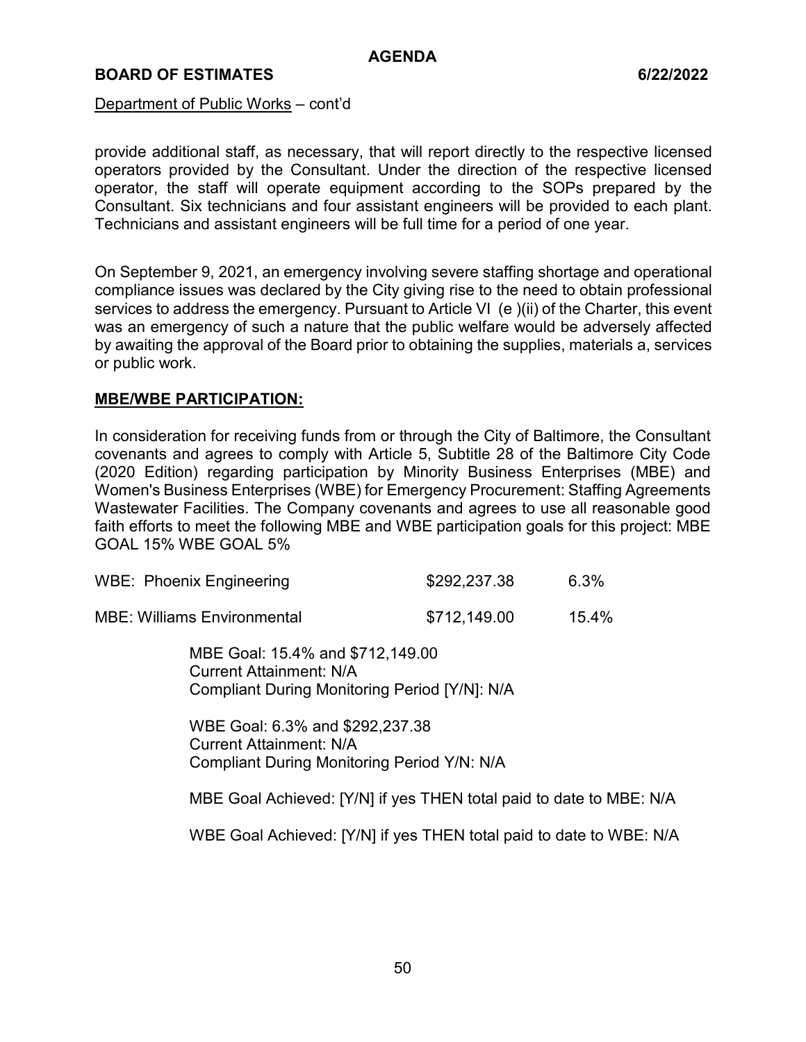Department of Public Works – cont'd

provide additional staff, as necessary, that will report directly to the respective licensed operators provided by the Consultant. Under the direction of the respective licensed operator, the staff will operate equipment according to the SOPs prepared by the Consultant. Six technicians and four assistant engineers will be provided to each plant. Technicians and assistant engineers will be full time for a period of one year.

On September 9, 2021, an emergency involving severe staffing shortage and operational compliance issues was declared by the City giving rise to the need to obtain professional services to address the emergency. Pursuant to Article VI (e )(ii) of the Charter, this event was an emergency of such a nature that the public welfare would be adversely affected by awaiting the approval of the Board prior to obtaining the supplies, materials a, services or public work.

**MBE/WBE PARTICIPATION:**

In consideration for receiving funds from or through the City of Baltimore, the Consultant covenants and agrees to comply with Article 5, Subtitle 28 of the Baltimore City Code (2020 Edition) regarding participation by Minority Business Enterprises (MBE) and Women's Business Enterprises (WBE) for Emergency Procurement: Staffing Agreements Wastewater Facilities. The Company covenants and agrees to use all reasonable good faith efforts to meet the following MBE and WBE participation goals for this project: MBE GOAL 15% WBE GOAL 5%

| | | |
|---|---|---|
| WBE: Phoenix Engineering | $292,237.38 | 6.3% |
| MBE: Williams Environmental | $712,149.00 | 15.4% |

MBE Goal: 15.4% and $712,149.00
Current Attainment: N/A
Compliant During Monitoring Period [Y/N]: N/A

WBE Goal: 6.3% and $292,237.38
Current Attainment: N/A
Compliant During Monitoring Period Y/N: N/A

MBE Goal Achieved: [Y/N] if yes THEN total paid to date to MBE: N/A

WBE Goal Achieved: [Y/N] if yes THEN total paid to date to WBE: N/A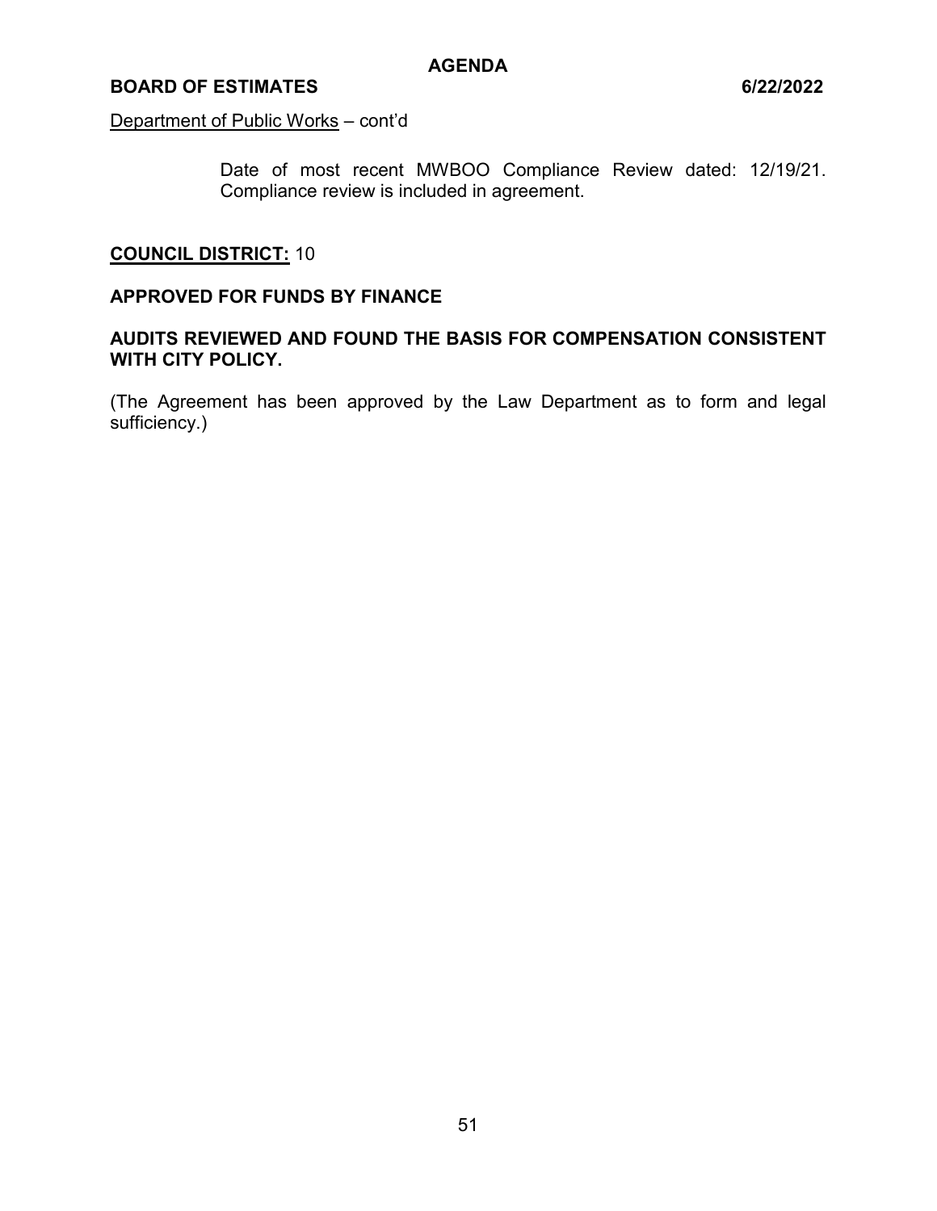Department of Public Works – cont'd

Date of most recent MWBOO Compliance Review dated: 12/19/21. Compliance review is included in agreement.

**COUNCIL DISTRICT:** 10

**APPROVED FOR FUNDS BY FINANCE**

**AUDITS REVIEWED AND FOUND THE BASIS FOR COMPENSATION CONSISTENT WITH CITY POLICY.**

(The Agreement has been approved by the Law Department as to form and legal sufficiency.)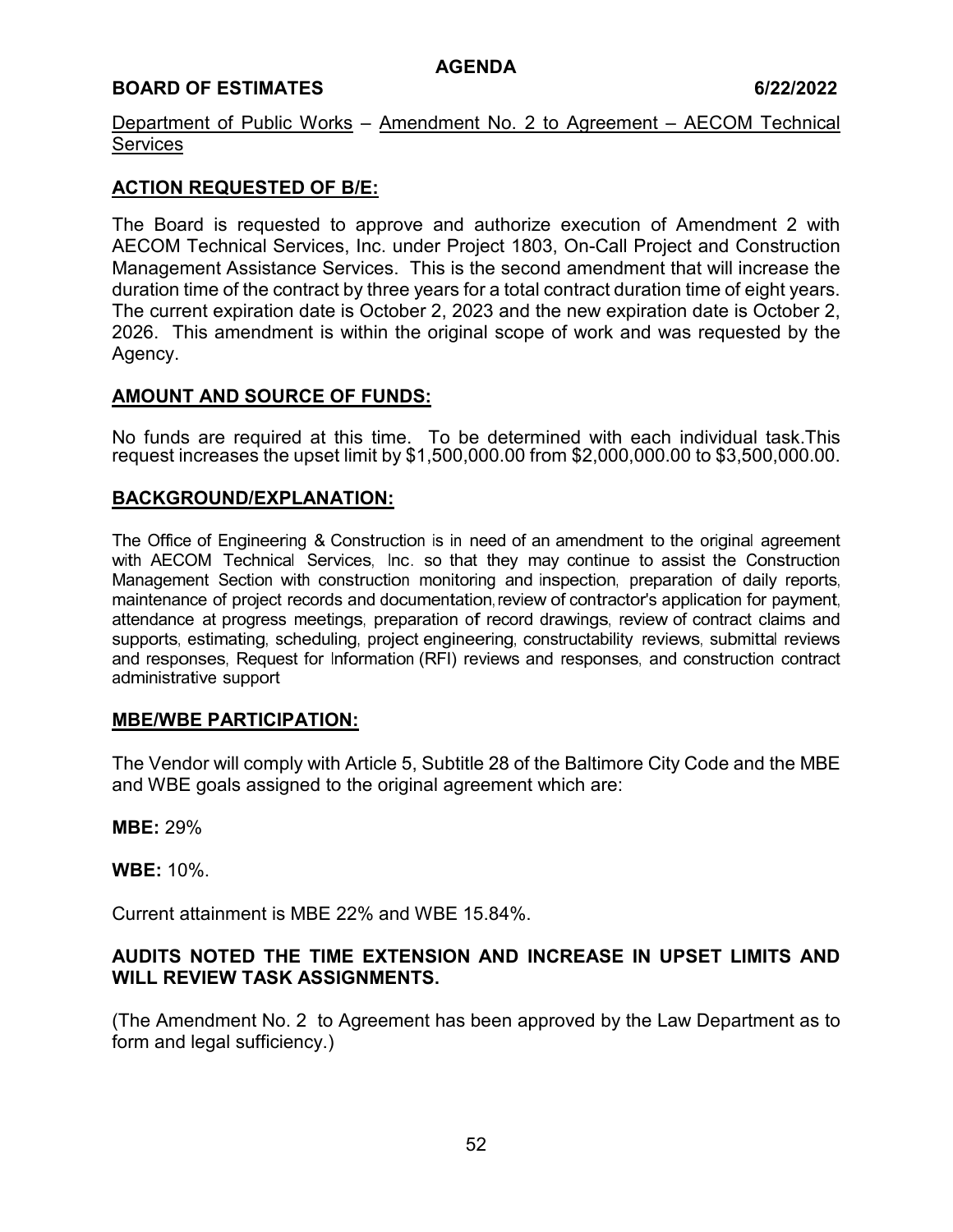**AGENDA**

**BOARD OF ESTIMATES 6/22/2022**

Department of Public Works – Amendment No. 2 to Agreement – AECOM Technical Services

## ACTION REQUESTED OF B/E:

The Board is requested to approve and authorize execution of Amendment 2 with AECOM Technical Services, Inc. under Project 1803, On-Call Project and Construction Management Assistance Services. This is the second amendment that will increase the duration time of the contract by three years for a total contract duration time of eight years. The current expiration date is October 2, 2023 and the new expiration date is October 2, 2026. This amendment is within the original scope of work and was requested by the Agency.

## AMOUNT AND SOURCE OF FUNDS:

No funds are required at this time. To be determined with each individual task.This request increases the upset limit by $1,500,000.00 from $2,000,000.00 to $3,500,000.00.

## BACKGROUND/EXPLANATION:

The Office of Engineering & Construction is in need of an amendment to the original agreement with AECOM Technical Services, Inc. so that they may continue to assist the Construction Management Section with construction monitoring and inspection, preparation of daily reports, maintenance of project records and documentation, review of contractor's application for payment, attendance at progress meetings, preparation of record drawings, review of contract claims and supports, estimating, scheduling, project engineering, constructability reviews, submittal reviews and responses, Request for Information (RFI) reviews and responses, and construction contract administrative support

## MBE/WBE PARTICIPATION:

The Vendor will comply with Article 5, Subtitle 28 of the Baltimore City Code and the MBE and WBE goals assigned to the original agreement which are:

**MBE:** 29%

**WBE:** 10%.

Current attainment is MBE 22% and WBE 15.84%.

**AUDITS NOTED THE TIME EXTENSION AND INCREASE IN UPSET LIMITS AND WILL REVIEW TASK ASSIGNMENTS.**

(The Amendment No. 2 to Agreement has been approved by the Law Department as to form and legal sufficiency.)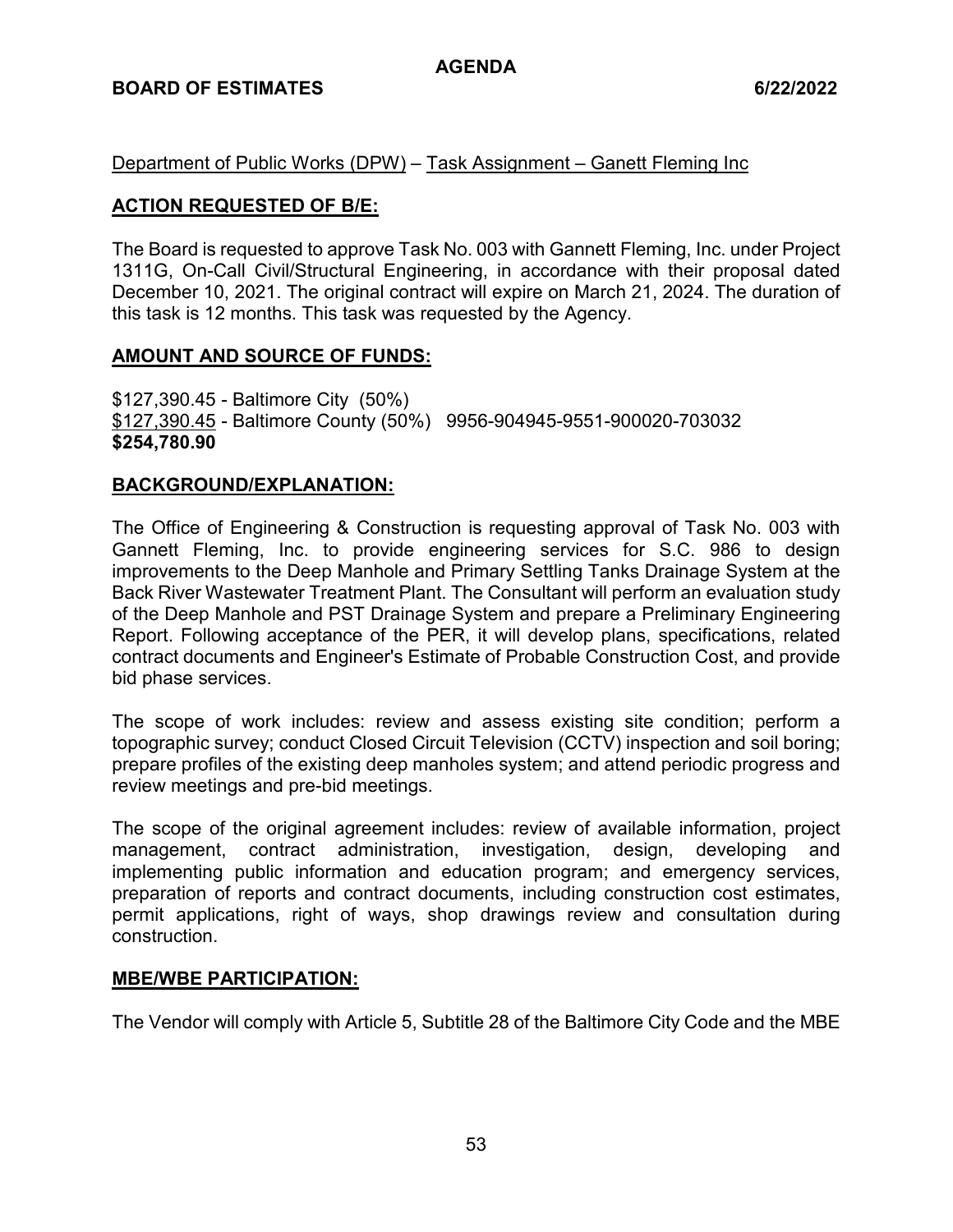## AGENDA

**BOARD OF ESTIMATES 6/22/2022**

Department of Public Works (DPW) – Task Assignment – Ganett Fleming Inc

**ACTION REQUESTED OF B/E:**

The Board is requested to approve Task No. 003 with Gannett Fleming, Inc. under Project 1311G, On-Call Civil/Structural Engineering, in accordance with their proposal dated December 10, 2021. The original contract will expire on March 21, 2024. The duration of this task is 12 months. This task was requested by the Agency.

**AMOUNT AND SOURCE OF FUNDS:**

$127,390.45 - Baltimore City (50%)
$127,390.45 - Baltimore County (50%) 9956-904945-9551-900020-703032
**$254,780.90**

**BACKGROUND/EXPLANATION:**

The Office of Engineering & Construction is requesting approval of Task No. 003 with Gannett Fleming, Inc. to provide engineering services for S.C. 986 to design improvements to the Deep Manhole and Primary Settling Tanks Drainage System at the Back River Wastewater Treatment Plant. The Consultant will perform an evaluation study of the Deep Manhole and PST Drainage System and prepare a Preliminary Engineering Report. Following acceptance of the PER, it will develop plans, specifications, related contract documents and Engineer's Estimate of Probable Construction Cost, and provide bid phase services.

The scope of work includes: review and assess existing site condition; perform a topographic survey; conduct Closed Circuit Television (CCTV) inspection and soil boring; prepare profiles of the existing deep manholes system; and attend periodic progress and review meetings and pre-bid meetings.

The scope of the original agreement includes: review of available information, project management, contract administration, investigation, design, developing and implementing public information and education program; and emergency services, preparation of reports and contract documents, including construction cost estimates, permit applications, right of ways, shop drawings review and consultation during construction.

**MBE/WBE PARTICIPATION:**

The Vendor will comply with Article 5, Subtitle 28 of the Baltimore City Code and the MBE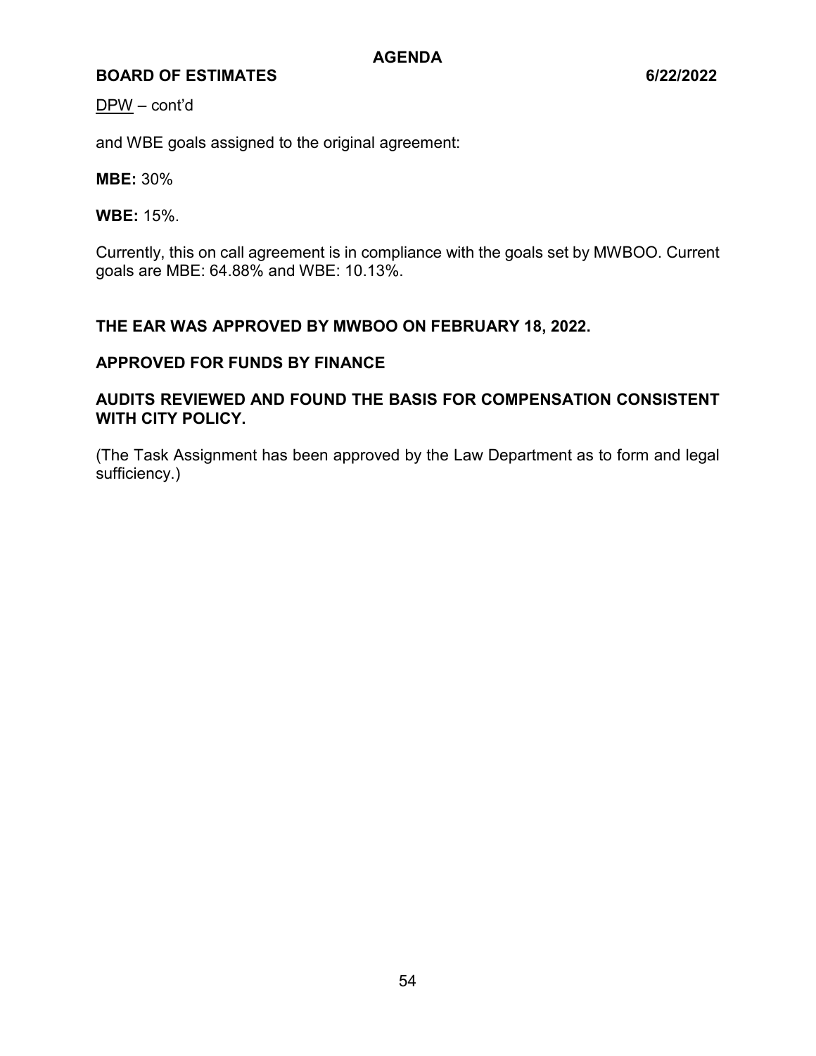DPW – cont'd

and WBE goals assigned to the original agreement:

**MBE:** 30%

**WBE:** 15%.

Currently, this on call agreement is in compliance with the goals set by MWBOO. Current goals are MBE: 64.88% and WBE: 10.13%.

**THE EAR WAS APPROVED BY MWBOO ON FEBRUARY 18, 2022.**

**APPROVED FOR FUNDS BY FINANCE**

**AUDITS REVIEWED AND FOUND THE BASIS FOR COMPENSATION CONSISTENT WITH CITY POLICY.**

(The Task Assignment has been approved by the Law Department as to form and legal sufficiency.)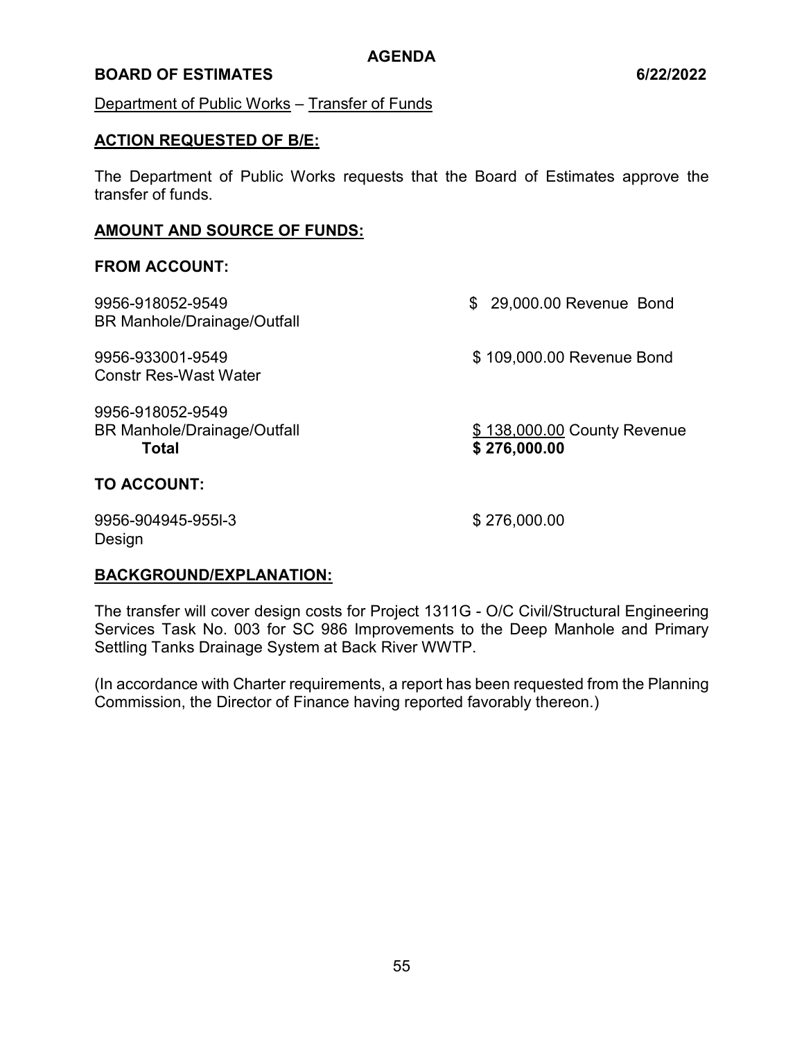**AGENDA**

**BOARD OF ESTIMATES 6/22/2022**

Department of Public Works – Transfer of Funds

**ACTION REQUESTED OF B/E:**

The Department of Public Works requests that the Board of Estimates approve the transfer of funds.

**AMOUNT AND SOURCE OF FUNDS:**

**FROM ACCOUNT:**

| | |
|---|---|
| 9956-918052-9549<br>BR Manhole/Drainage/Outfall | \$ 29,000.00 Revenue Bond |
| 9956-933001-9549<br>Constr Res-Wast Water | \$ 109,000.00 Revenue Bond |
| 9956-918052-9549<br>BR Manhole/Drainage/Outfall | \$ 138,000.00 County Revenue |
| **Total** | **\$ 276,000.00** |

**TO ACCOUNT:**

| | |
|---|---|
| 9956-904945-955l-3<br>Design | \$ 276,000.00 |

**BACKGROUND/EXPLANATION:**

The transfer will cover design costs for Project 1311G - O/C Civil/Structural Engineering Services Task No. 003 for SC 986 Improvements to the Deep Manhole and Primary Settling Tanks Drainage System at Back River WWTP.

(In accordance with Charter requirements, a report has been requested from the Planning Commission, the Director of Finance having reported favorably thereon.)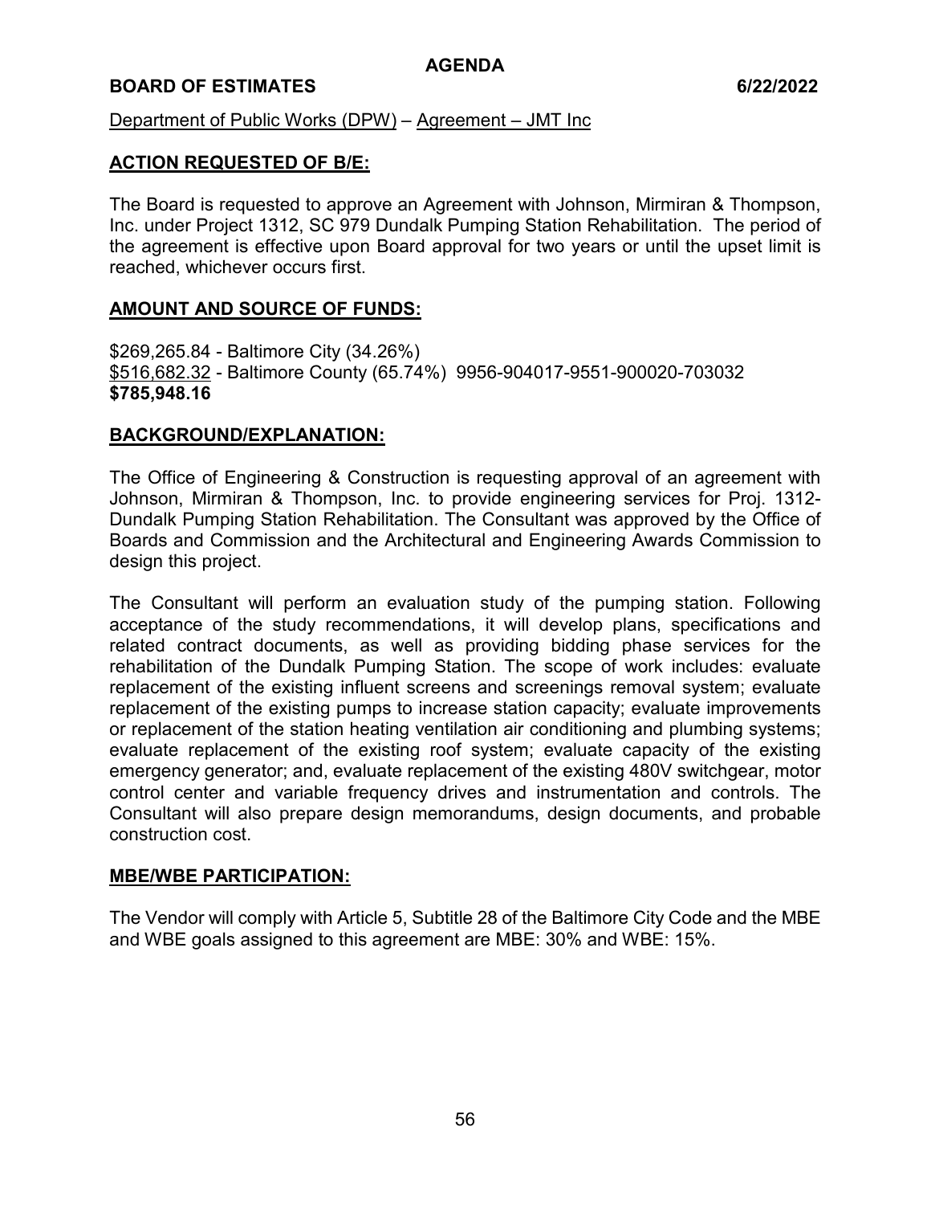**AGENDA**

**BOARD OF ESTIMATES** **6/22/2022**

Department of Public Works (DPW) – Agreement – JMT Inc

## ACTION REQUESTED OF B/E:

The Board is requested to approve an Agreement with Johnson, Mirmiran & Thompson, Inc. under Project 1312, SC 979 Dundalk Pumping Station Rehabilitation. The period of the agreement is effective upon Board approval for two years or until the upset limit is reached, whichever occurs first.

## AMOUNT AND SOURCE OF FUNDS:

$269,265.84 - Baltimore City (34.26%)
$516,682.32 - Baltimore County (65.74%) 9956-904017-9551-900020-703032
**$785,948.16**

## BACKGROUND/EXPLANATION:

The Office of Engineering & Construction is requesting approval of an agreement with Johnson, Mirmiran & Thompson, Inc. to provide engineering services for Proj. 1312-Dundalk Pumping Station Rehabilitation. The Consultant was approved by the Office of Boards and Commission and the Architectural and Engineering Awards Commission to design this project.

The Consultant will perform an evaluation study of the pumping station. Following acceptance of the study recommendations, it will develop plans, specifications and related contract documents, as well as providing bidding phase services for the rehabilitation of the Dundalk Pumping Station. The scope of work includes: evaluate replacement of the existing influent screens and screenings removal system; evaluate replacement of the existing pumps to increase station capacity; evaluate improvements or replacement of the station heating ventilation air conditioning and plumbing systems; evaluate replacement of the existing roof system; evaluate capacity of the existing emergency generator; and, evaluate replacement of the existing 480V switchgear, motor control center and variable frequency drives and instrumentation and controls. The Consultant will also prepare design memorandums, design documents, and probable construction cost.

## MBE/WBE PARTICIPATION:

The Vendor will comply with Article 5, Subtitle 28 of the Baltimore City Code and the MBE and WBE goals assigned to this agreement are MBE: 30% and WBE: 15%.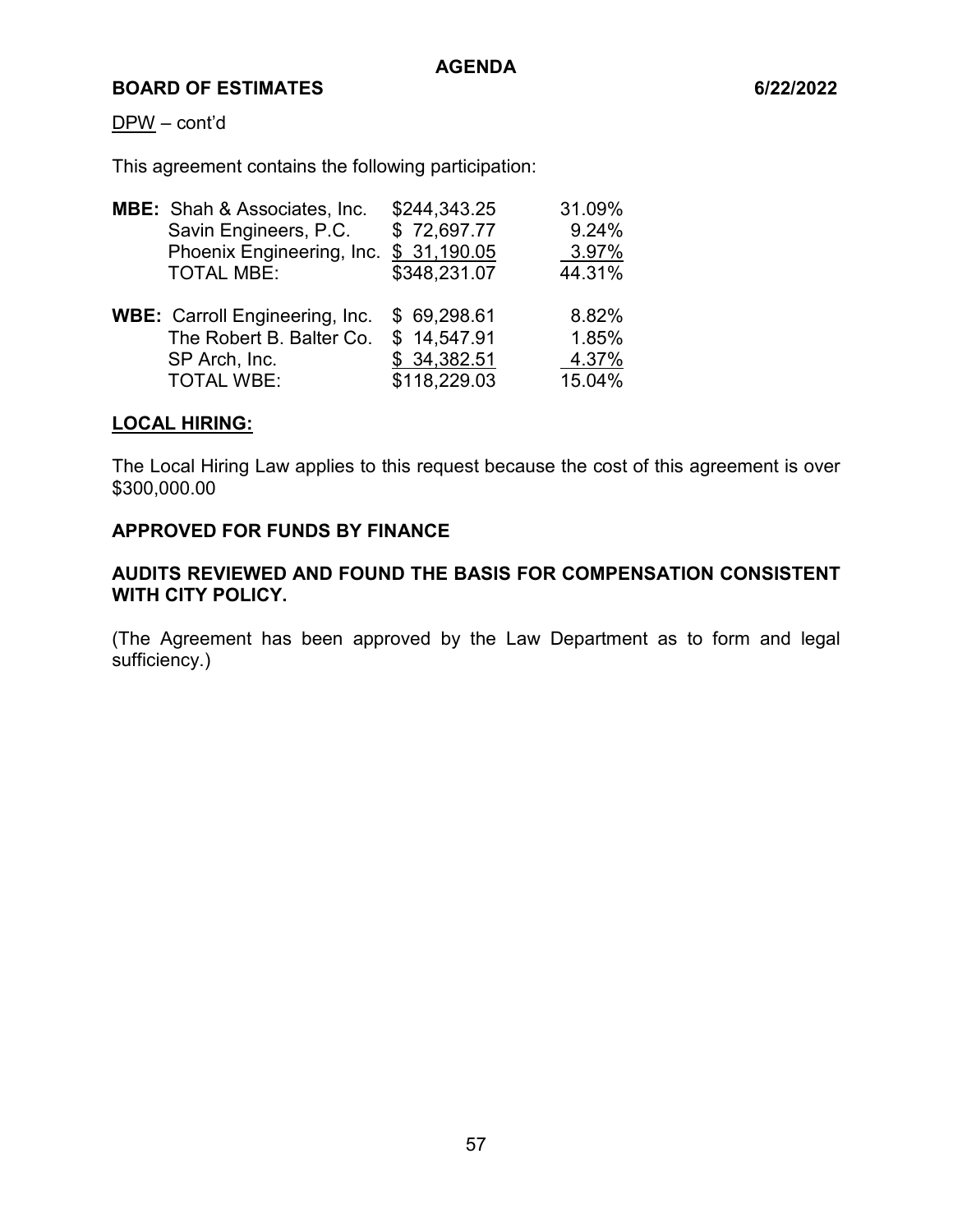DPW – cont'd

This agreement contains the following participation:

| | | | |
|---|---|---|---|
| **MBE:** | Shah & Associates, Inc. | $244,343.25 | 31.09% |
| | Savin Engineers, P.C. | $ 72,697.77 | 9.24% |
| | Phoenix Engineering, Inc. | $ 31,190.05 | 3.97% |
| | TOTAL MBE: | $348,231.07 | 44.31% |
| **WBE:** | Carroll Engineering, Inc. | $ 69,298.61 | 8.82% |
| | The Robert B. Balter Co. | $ 14,547.91 | 1.85% |
| | SP Arch, Inc. | $ 34,382.51 | 4.37% |
| | TOTAL WBE: | $118,229.03 | 15.04% |

## LOCAL HIRING:

The Local Hiring Law applies to this request because the cost of this agreement is over $300,000.00

**APPROVED FOR FUNDS BY FINANCE**

**AUDITS REVIEWED AND FOUND THE BASIS FOR COMPENSATION CONSISTENT WITH CITY POLICY.**

(The Agreement has been approved by the Law Department as to form and legal sufficiency.)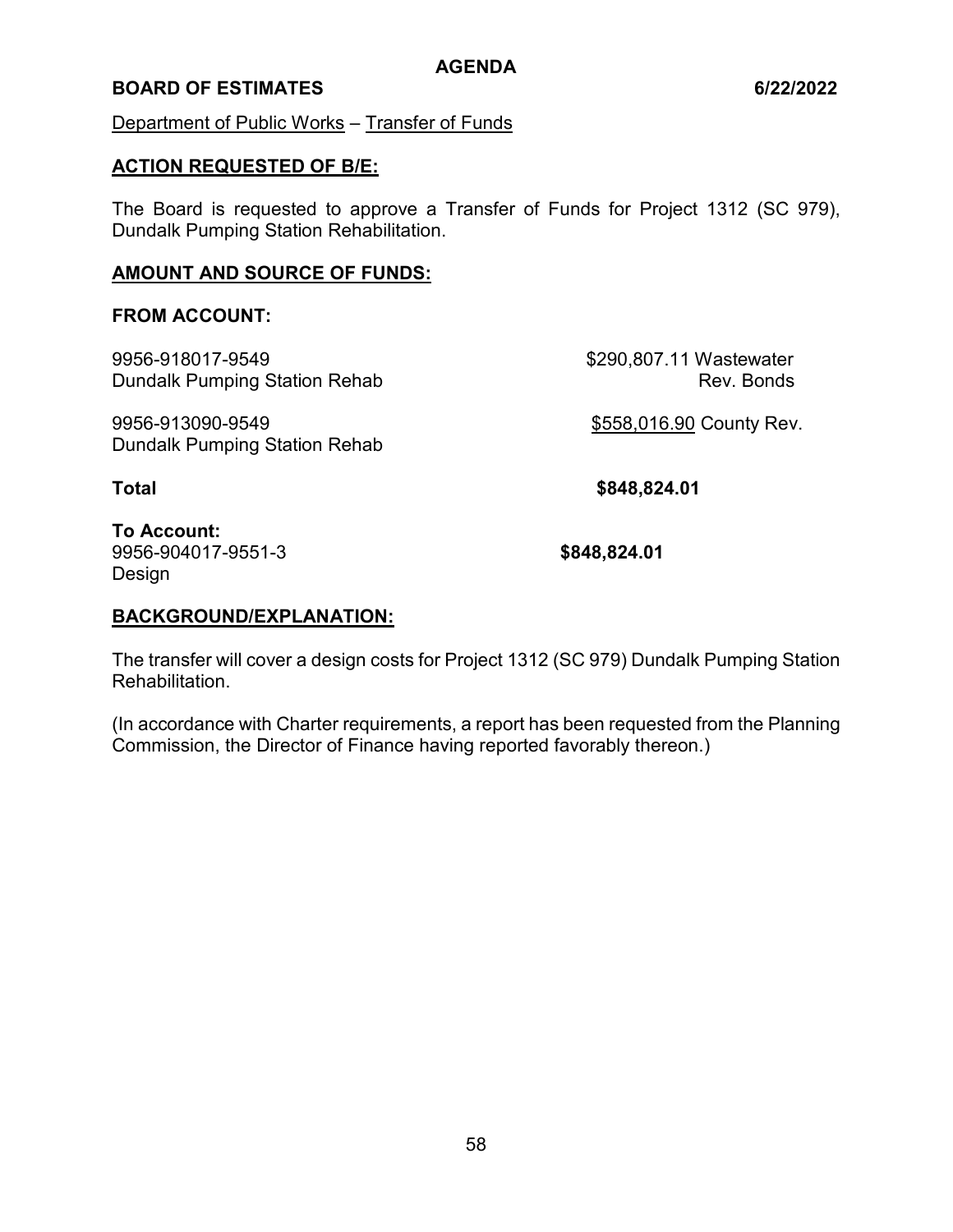**AGENDA**

**BOARD OF ESTIMATES** **6/22/2022**

Department of Public Works – Transfer of Funds

## ACTION REQUESTED OF B/E:

The Board is requested to approve a Transfer of Funds for Project 1312 (SC 979), Dundalk Pumping Station Rehabilitation.

## AMOUNT AND SOURCE OF FUNDS:

**FROM ACCOUNT:**

| | |
|---|---|
| 9956-918017-9549<br>Dundalk Pumping Station Rehab | \$290,807.11 Wastewater Rev. Bonds |
| 9956-913090-9549<br>Dundalk Pumping Station Rehab | \$558,016.90 County Rev. |
| **Total** | **\$848,824.01** |

**To Account:**

| | |
|---|---|
| 9956-904017-9551-3<br>Design | **\$848,824.01** |

## BACKGROUND/EXPLANATION:

The transfer will cover a design costs for Project 1312 (SC 979) Dundalk Pumping Station Rehabilitation.

(In accordance with Charter requirements, a report has been requested from the Planning Commission, the Director of Finance having reported favorably thereon.)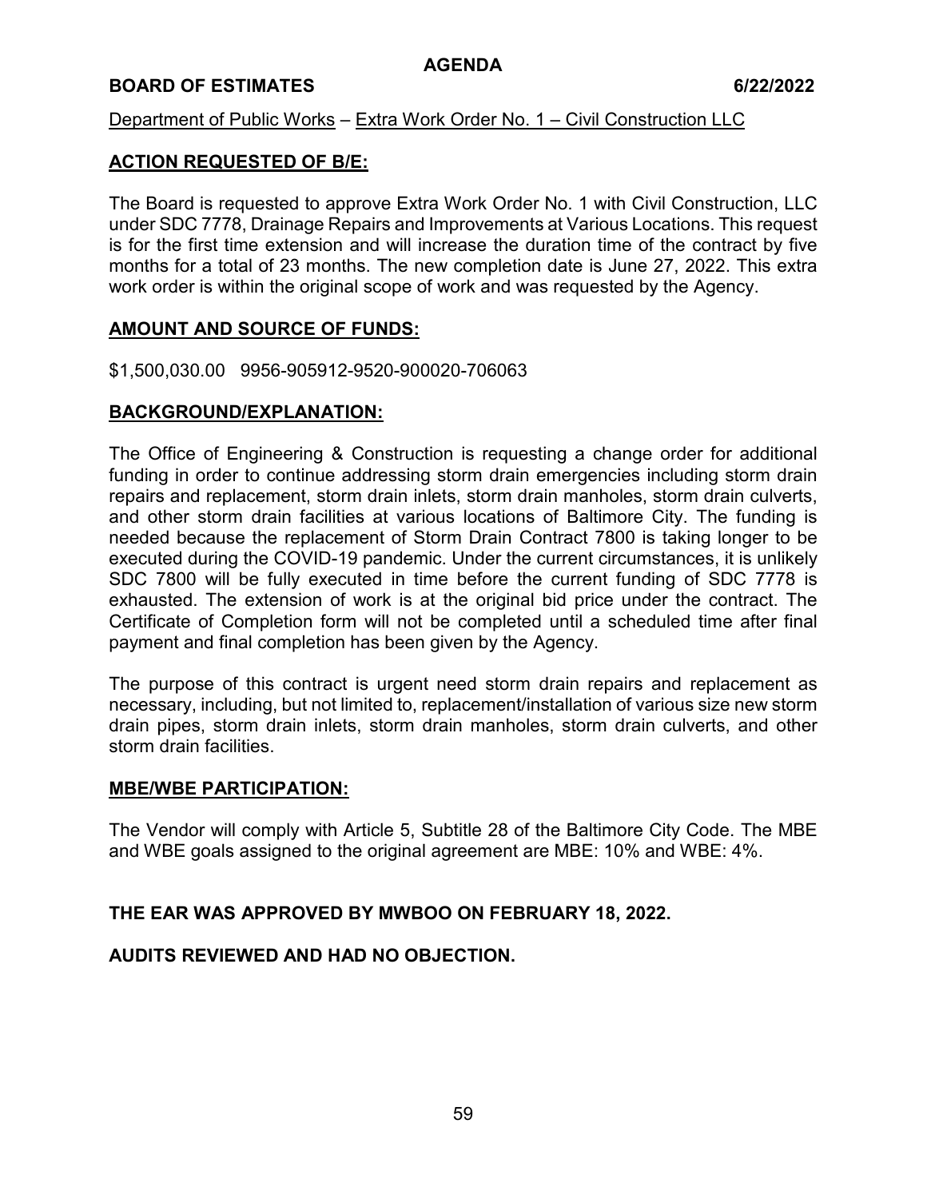# AGENDA

**BOARD OF ESTIMATES 6/22/2022**

Department of Public Works – Extra Work Order No. 1 – Civil Construction LLC

## ACTION REQUESTED OF B/E:

The Board is requested to approve Extra Work Order No. 1 with Civil Construction, LLC under SDC 7778, Drainage Repairs and Improvements at Various Locations. This request is for the first time extension and will increase the duration time of the contract by five months for a total of 23 months. The new completion date is June 27, 2022. This extra work order is within the original scope of work and was requested by the Agency.

## AMOUNT AND SOURCE OF FUNDS:

$1,500,030.00 9956-905912-9520-900020-706063

## BACKGROUND/EXPLANATION:

The Office of Engineering & Construction is requesting a change order for additional funding in order to continue addressing storm drain emergencies including storm drain repairs and replacement, storm drain inlets, storm drain manholes, storm drain culverts, and other storm drain facilities at various locations of Baltimore City. The funding is needed because the replacement of Storm Drain Contract 7800 is taking longer to be executed during the COVID-19 pandemic. Under the current circumstances, it is unlikely SDC 7800 will be fully executed in time before the current funding of SDC 7778 is exhausted. The extension of work is at the original bid price under the contract. The Certificate of Completion form will not be completed until a scheduled time after final payment and final completion has been given by the Agency.

The purpose of this contract is urgent need storm drain repairs and replacement as necessary, including, but not limited to, replacement/installation of various size new storm drain pipes, storm drain inlets, storm drain manholes, storm drain culverts, and other storm drain facilities.

## MBE/WBE PARTICIPATION:

The Vendor will comply with Article 5, Subtitle 28 of the Baltimore City Code. The MBE and WBE goals assigned to the original agreement are MBE: 10% and WBE: 4%.

**THE EAR WAS APPROVED BY MWBOO ON FEBRUARY 18, 2022.**

**AUDITS REVIEWED AND HAD NO OBJECTION.**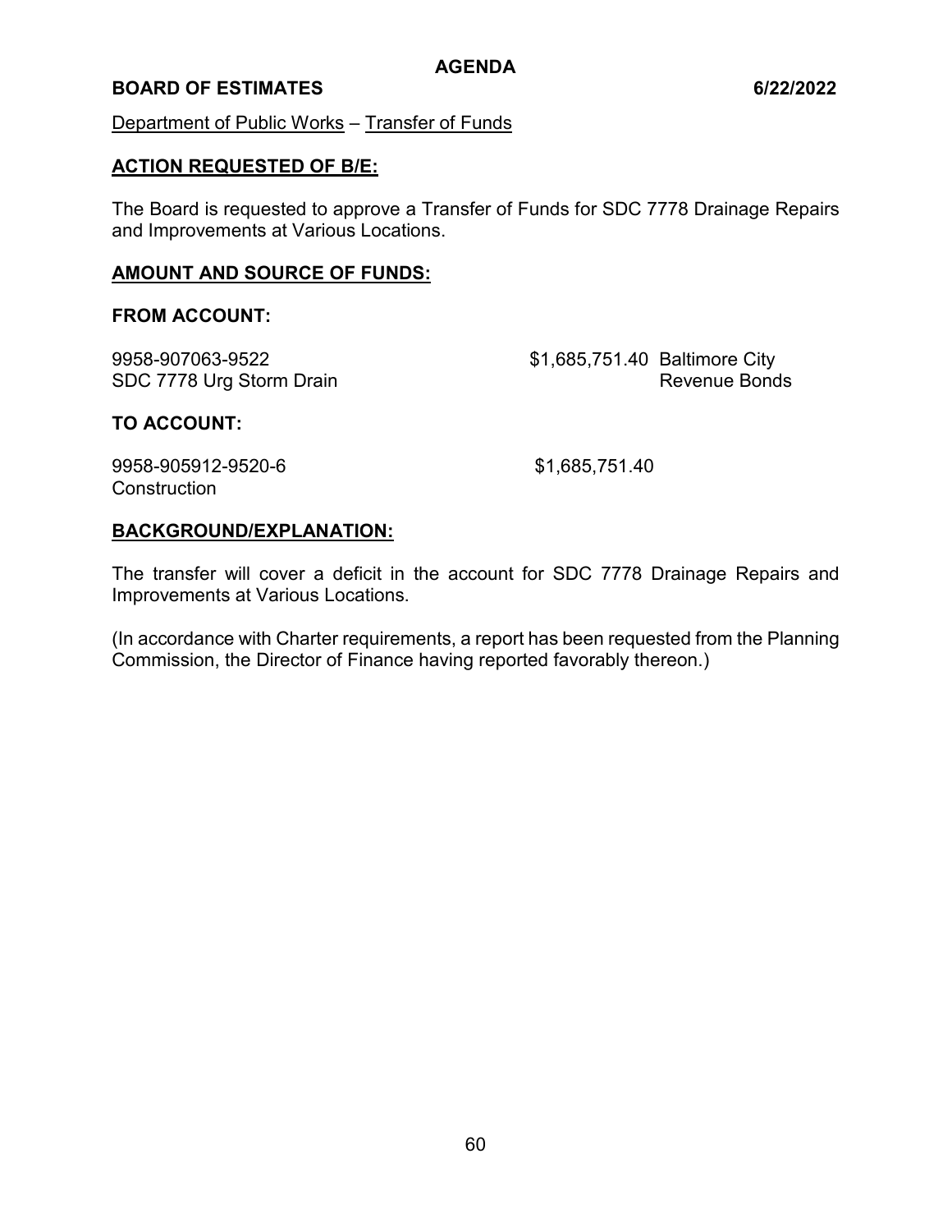**AGENDA**

**BOARD OF ESTIMATES 6/22/2022**

Department of Public Works – Transfer of Funds

## ACTION REQUESTED OF B/E:

The Board is requested to approve a Transfer of Funds for SDC 7778 Drainage Repairs and Improvements at Various Locations.

## AMOUNT AND SOURCE OF FUNDS:

**FROM ACCOUNT:**

| | | |
|---|---|---|
| 9958-907063-9522<br>SDC 7778 Urg Storm Drain | $1,685,751.40 | Baltimore City Revenue Bonds |

**TO ACCOUNT:**

| | |
|---|---|
| 9958-905912-9520-6<br>Construction | $1,685,751.40 |

## BACKGROUND/EXPLANATION:

The transfer will cover a deficit in the account for SDC 7778 Drainage Repairs and Improvements at Various Locations.

(In accordance with Charter requirements, a report has been requested from the Planning Commission, the Director of Finance having reported favorably thereon.)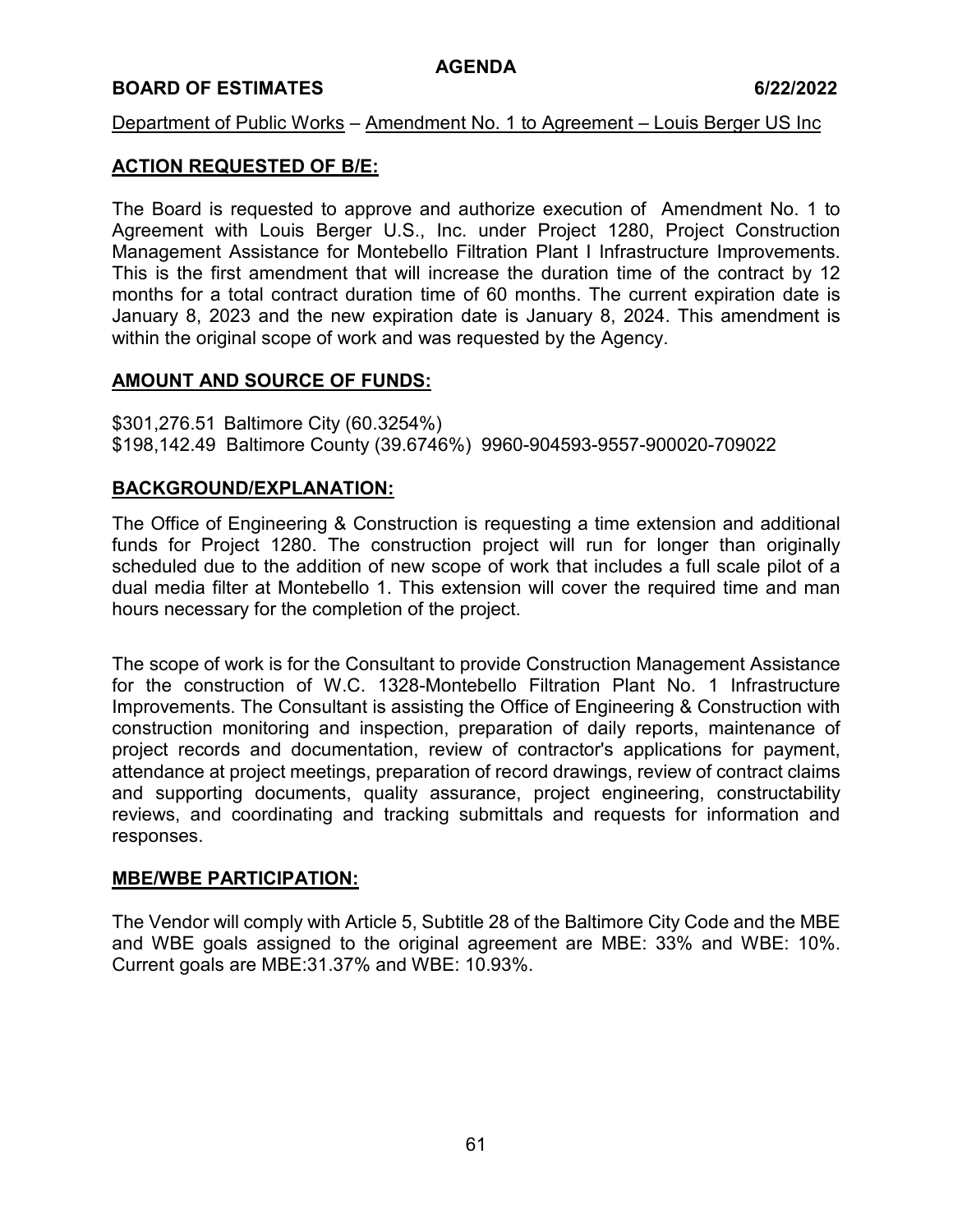**AGENDA**

**BOARD OF ESTIMATES** **6/22/2022**

Department of Public Works – Amendment No. 1 to Agreement – Louis Berger US Inc

## ACTION REQUESTED OF B/E:

The Board is requested to approve and authorize execution of Amendment No. 1 to Agreement with Louis Berger U.S., Inc. under Project 1280, Project Construction Management Assistance for Montebello Filtration Plant I Infrastructure Improvements. This is the first amendment that will increase the duration time of the contract by 12 months for a total contract duration time of 60 months. The current expiration date is January 8, 2023 and the new expiration date is January 8, 2024. This amendment is within the original scope of work and was requested by the Agency.

## AMOUNT AND SOURCE OF FUNDS:

$301,276.51 Baltimore City (60.3254%)
$198,142.49 Baltimore County (39.6746%) 9960-904593-9557-900020-709022

## BACKGROUND/EXPLANATION:

The Office of Engineering & Construction is requesting a time extension and additional funds for Project 1280. The construction project will run for longer than originally scheduled due to the addition of new scope of work that includes a full scale pilot of a dual media filter at Montebello 1. This extension will cover the required time and man hours necessary for the completion of the project.

The scope of work is for the Consultant to provide Construction Management Assistance for the construction of W.C. 1328-Montebello Filtration Plant No. 1 Infrastructure Improvements. The Consultant is assisting the Office of Engineering & Construction with construction monitoring and inspection, preparation of daily reports, maintenance of project records and documentation, review of contractor's applications for payment, attendance at project meetings, preparation of record drawings, review of contract claims and supporting documents, quality assurance, project engineering, constructability reviews, and coordinating and tracking submittals and requests for information and responses.

## MBE/WBE PARTICIPATION:

The Vendor will comply with Article 5, Subtitle 28 of the Baltimore City Code and the MBE and WBE goals assigned to the original agreement are MBE: 33% and WBE: 10%. Current goals are MBE:31.37% and WBE: 10.93%.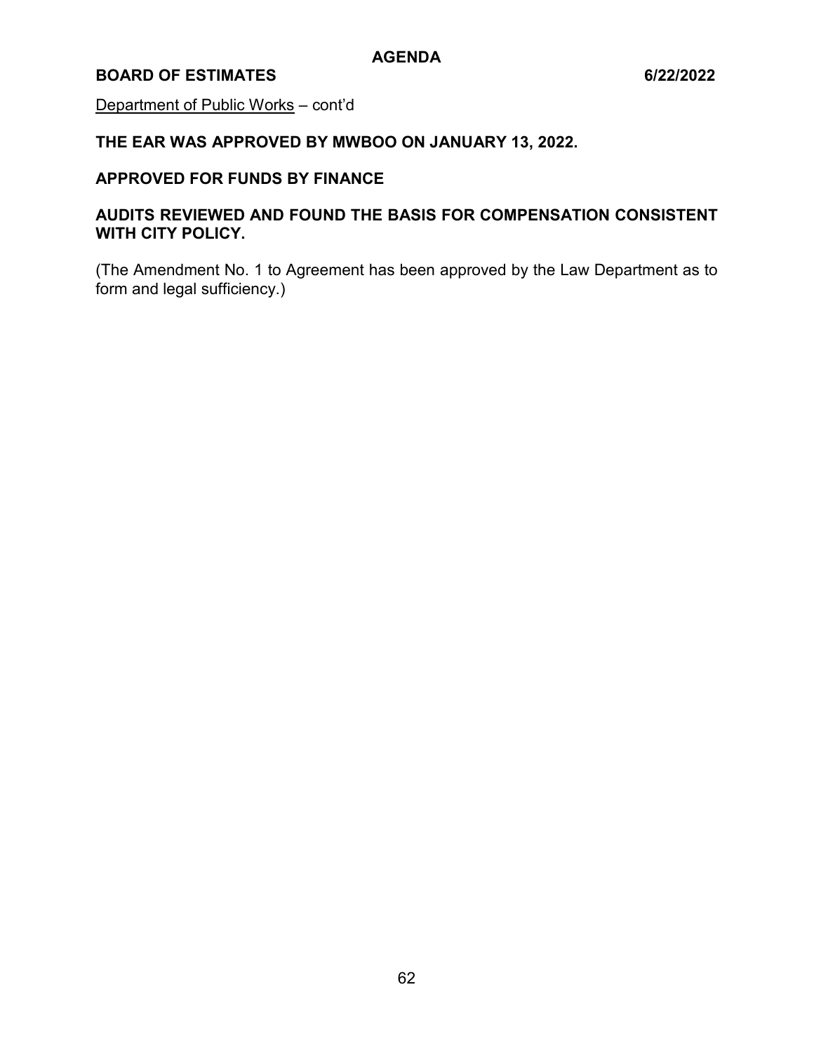Department of Public Works – cont'd

**THE EAR WAS APPROVED BY MWBOO ON JANUARY 13, 2022.**

**APPROVED FOR FUNDS BY FINANCE**

**AUDITS REVIEWED AND FOUND THE BASIS FOR COMPENSATION CONSISTENT WITH CITY POLICY.**

(The Amendment No. 1 to Agreement has been approved by the Law Department as to form and legal sufficiency.)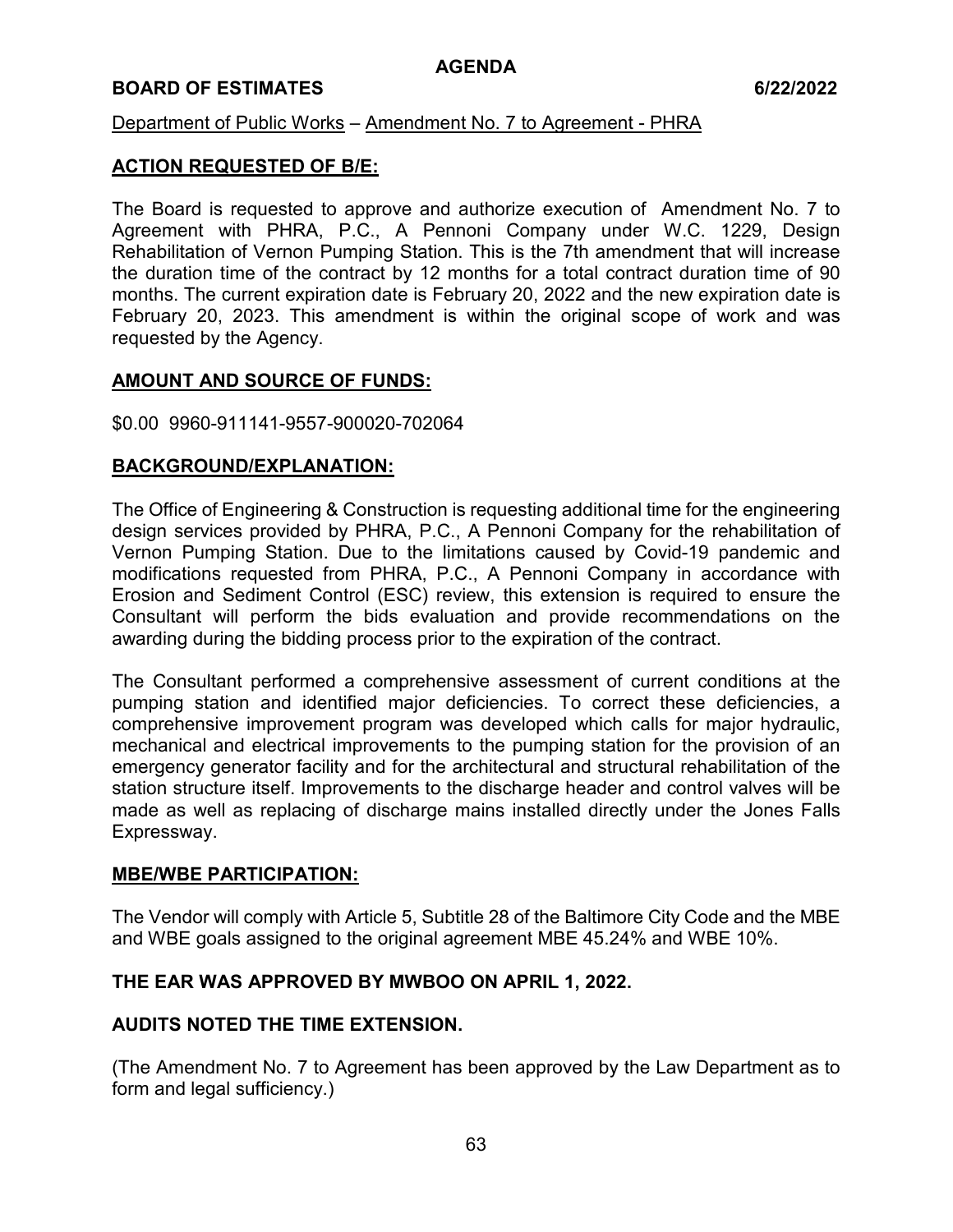**AGENDA**

**BOARD OF ESTIMATES 6/22/2022**

Department of Public Works – Amendment No. 7 to Agreement - PHRA

## ACTION REQUESTED OF B/E:

The Board is requested to approve and authorize execution of Amendment No. 7 to Agreement with PHRA, P.C., A Pennoni Company under W.C. 1229, Design Rehabilitation of Vernon Pumping Station. This is the 7th amendment that will increase the duration time of the contract by 12 months for a total contract duration time of 90 months. The current expiration date is February 20, 2022 and the new expiration date is February 20, 2023. This amendment is within the original scope of work and was requested by the Agency.

## AMOUNT AND SOURCE OF FUNDS:

$0.00 9960-911141-9557-900020-702064

## BACKGROUND/EXPLANATION:

The Office of Engineering & Construction is requesting additional time for the engineering design services provided by PHRA, P.C., A Pennoni Company for the rehabilitation of Vernon Pumping Station. Due to the limitations caused by Covid-19 pandemic and modifications requested from PHRA, P.C., A Pennoni Company in accordance with Erosion and Sediment Control (ESC) review, this extension is required to ensure the Consultant will perform the bids evaluation and provide recommendations on the awarding during the bidding process prior to the expiration of the contract.

The Consultant performed a comprehensive assessment of current conditions at the pumping station and identified major deficiencies. To correct these deficiencies, a comprehensive improvement program was developed which calls for major hydraulic, mechanical and electrical improvements to the pumping station for the provision of an emergency generator facility and for the architectural and structural rehabilitation of the station structure itself. Improvements to the discharge header and control valves will be made as well as replacing of discharge mains installed directly under the Jones Falls Expressway.

## MBE/WBE PARTICIPATION:

The Vendor will comply with Article 5, Subtitle 28 of the Baltimore City Code and the MBE and WBE goals assigned to the original agreement MBE 45.24% and WBE 10%.

**THE EAR WAS APPROVED BY MWBOO ON APRIL 1, 2022.**

**AUDITS NOTED THE TIME EXTENSION.**

(The Amendment No. 7 to Agreement has been approved by the Law Department as to form and legal sufficiency.)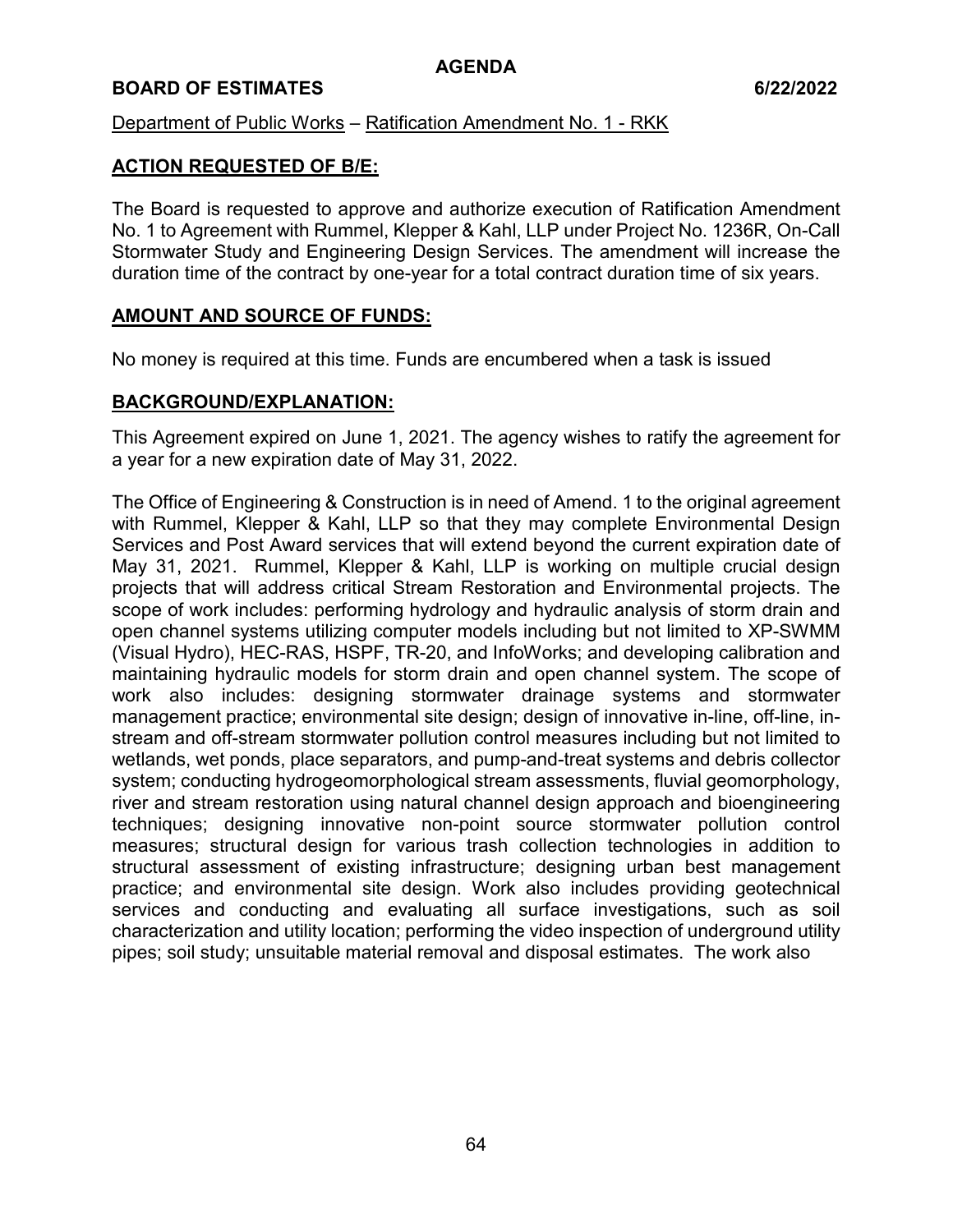**AGENDA**

**BOARD OF ESTIMATES 6/22/2022**

Department of Public Works – Ratification Amendment No. 1 - RKK

## ACTION REQUESTED OF B/E:

The Board is requested to approve and authorize execution of Ratification Amendment No. 1 to Agreement with Rummel, Klepper & Kahl, LLP under Project No. 1236R, On-Call Stormwater Study and Engineering Design Services. The amendment will increase the duration time of the contract by one-year for a total contract duration time of six years.

## AMOUNT AND SOURCE OF FUNDS:

No money is required at this time. Funds are encumbered when a task is issued

## BACKGROUND/EXPLANATION:

This Agreement expired on June 1, 2021. The agency wishes to ratify the agreement for a year for a new expiration date of May 31, 2022.

The Office of Engineering & Construction is in need of Amend. 1 to the original agreement with Rummel, Klepper & Kahl, LLP so that they may complete Environmental Design Services and Post Award services that will extend beyond the current expiration date of May 31, 2021. Rummel, Klepper & Kahl, LLP is working on multiple crucial design projects that will address critical Stream Restoration and Environmental projects. The scope of work includes: performing hydrology and hydraulic analysis of storm drain and open channel systems utilizing computer models including but not limited to XP-SWMM (Visual Hydro), HEC-RAS, HSPF, TR-20, and InfoWorks; and developing calibration and maintaining hydraulic models for storm drain and open channel system. The scope of work also includes: designing stormwater drainage systems and stormwater management practice; environmental site design; design of innovative in-line, off-line, in-stream and off-stream stormwater pollution control measures including but not limited to wetlands, wet ponds, place separators, and pump-and-treat systems and debris collector system; conducting hydrogeomorphological stream assessments, fluvial geomorphology, river and stream restoration using natural channel design approach and bioengineering techniques; designing innovative non-point source stormwater pollution control measures; structural design for various trash collection technologies in addition to structural assessment of existing infrastructure; designing urban best management practice; and environmental site design. Work also includes providing geotechnical services and conducting and evaluating all surface investigations, such as soil characterization and utility location; performing the video inspection of underground utility pipes; soil study; unsuitable material removal and disposal estimates. The work also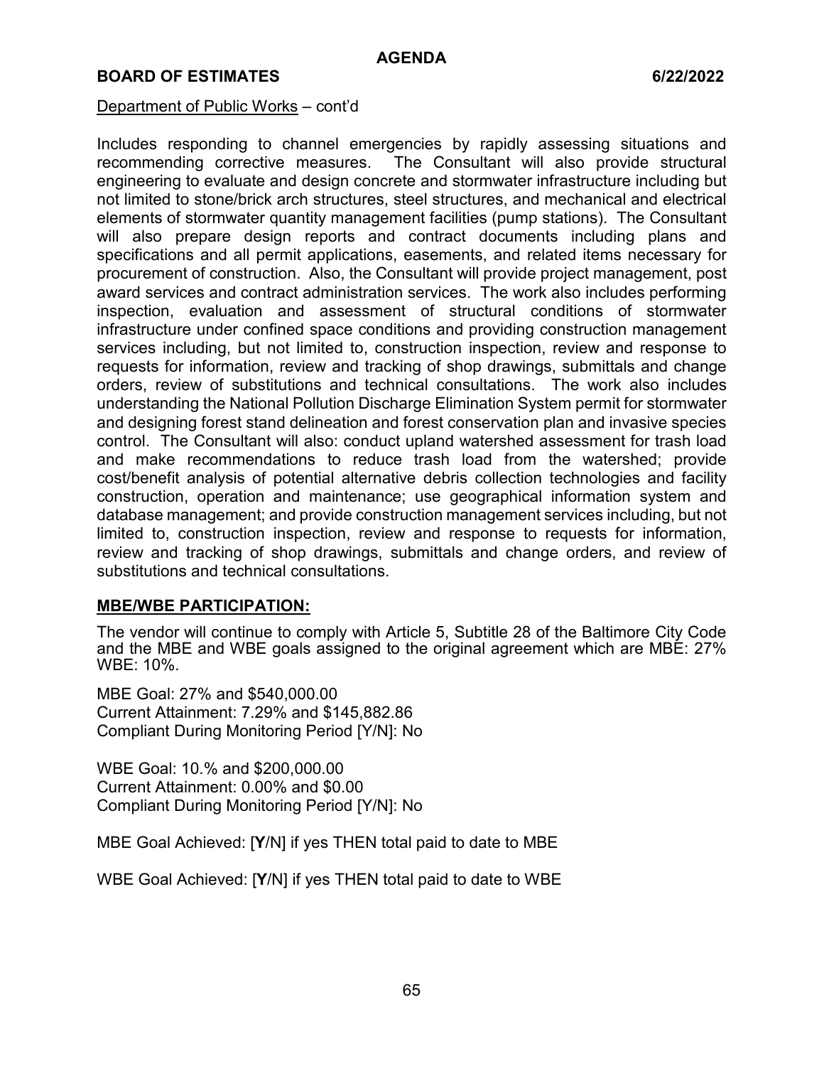Department of Public Works – cont'd

Includes responding to channel emergencies by rapidly assessing situations and recommending corrective measures. The Consultant will also provide structural engineering to evaluate and design concrete and stormwater infrastructure including but not limited to stone/brick arch structures, steel structures, and mechanical and electrical elements of stormwater quantity management facilities (pump stations). The Consultant will also prepare design reports and contract documents including plans and specifications and all permit applications, easements, and related items necessary for procurement of construction. Also, the Consultant will provide project management, post award services and contract administration services. The work also includes performing inspection, evaluation and assessment of structural conditions of stormwater infrastructure under confined space conditions and providing construction management services including, but not limited to, construction inspection, review and response to requests for information, review and tracking of shop drawings, submittals and change orders, review of substitutions and technical consultations. The work also includes understanding the National Pollution Discharge Elimination System permit for stormwater and designing forest stand delineation and forest conservation plan and invasive species control. The Consultant will also: conduct upland watershed assessment for trash load and make recommendations to reduce trash load from the watershed; provide cost/benefit analysis of potential alternative debris collection technologies and facility construction, operation and maintenance; use geographical information system and database management; and provide construction management services including, but not limited to, construction inspection, review and response to requests for information, review and tracking of shop drawings, submittals and change orders, and review of substitutions and technical consultations.

**MBE/WBE PARTICIPATION:**

The vendor will continue to comply with Article 5, Subtitle 28 of the Baltimore City Code and the MBE and WBE goals assigned to the original agreement which are MBE: 27% WBE: 10%.

MBE Goal: 27% and $540,000.00
Current Attainment: 7.29% and $145,882.86
Compliant During Monitoring Period [Y/N]: No

WBE Goal: 10.% and $200,000.00
Current Attainment: 0.00% and $0.00
Compliant During Monitoring Period [Y/N]: No

MBE Goal Achieved: [**Y**/N] if yes THEN total paid to date to MBE

WBE Goal Achieved: [**Y**/N] if yes THEN total paid to date to WBE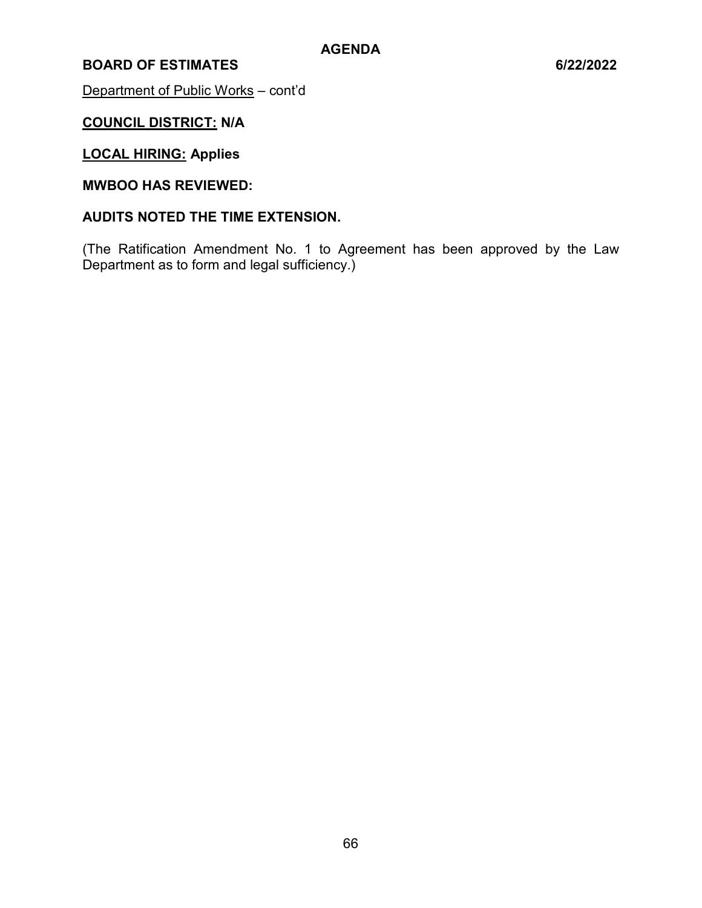Department of Public Works – cont'd

**COUNCIL DISTRICT: N/A**

**LOCAL HIRING: Applies**

**MWBOO HAS REVIEWED:**

**AUDITS NOTED THE TIME EXTENSION.**

(The Ratification Amendment No. 1 to Agreement has been approved by the Law Department as to form and legal sufficiency.)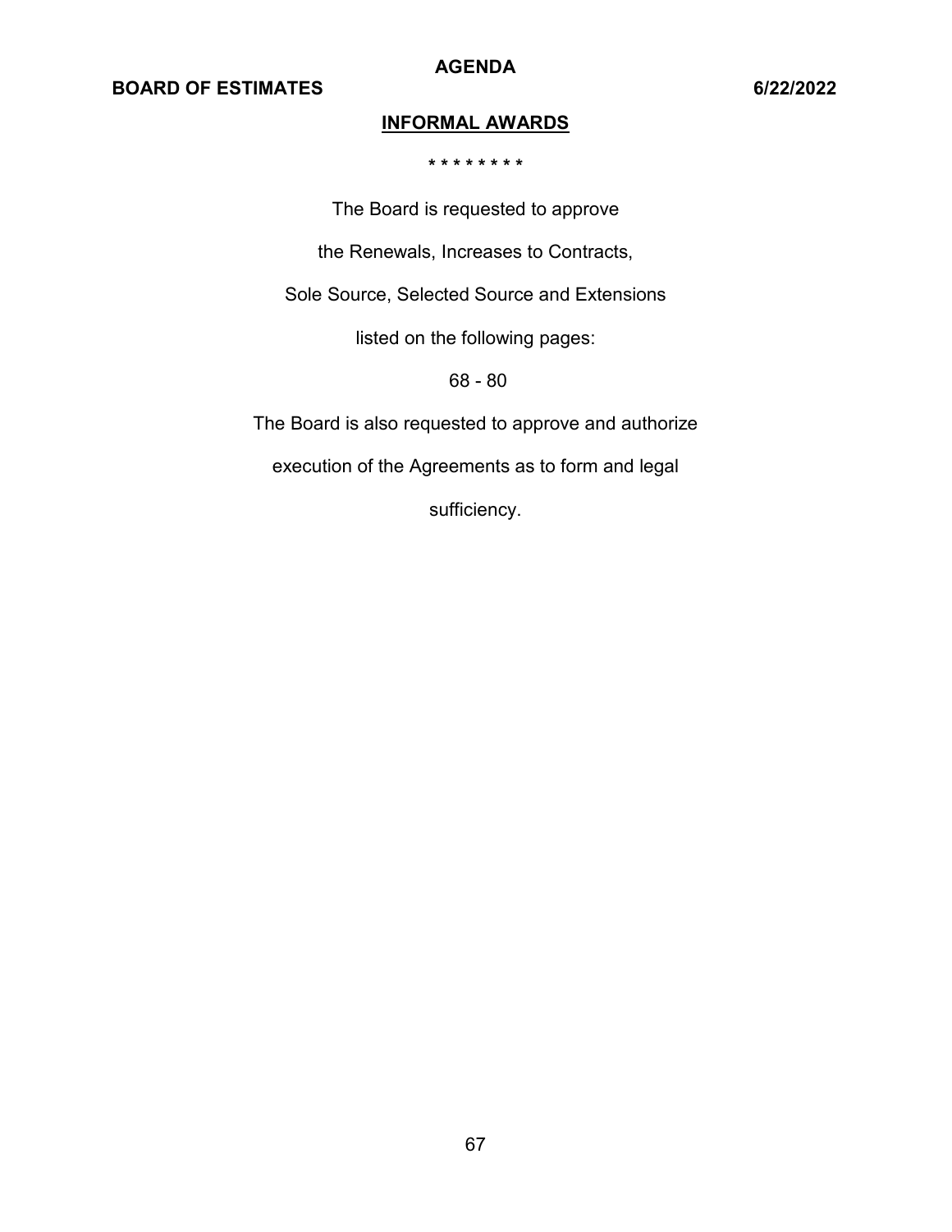## INFORMAL AWARDS

\* \* \* \* \* \* \* \*

The Board is requested to approve

the Renewals, Increases to Contracts,

Sole Source, Selected Source and Extensions

listed on the following pages:

68 - 80

The Board is also requested to approve and authorize

execution of the Agreements as to form and legal

sufficiency.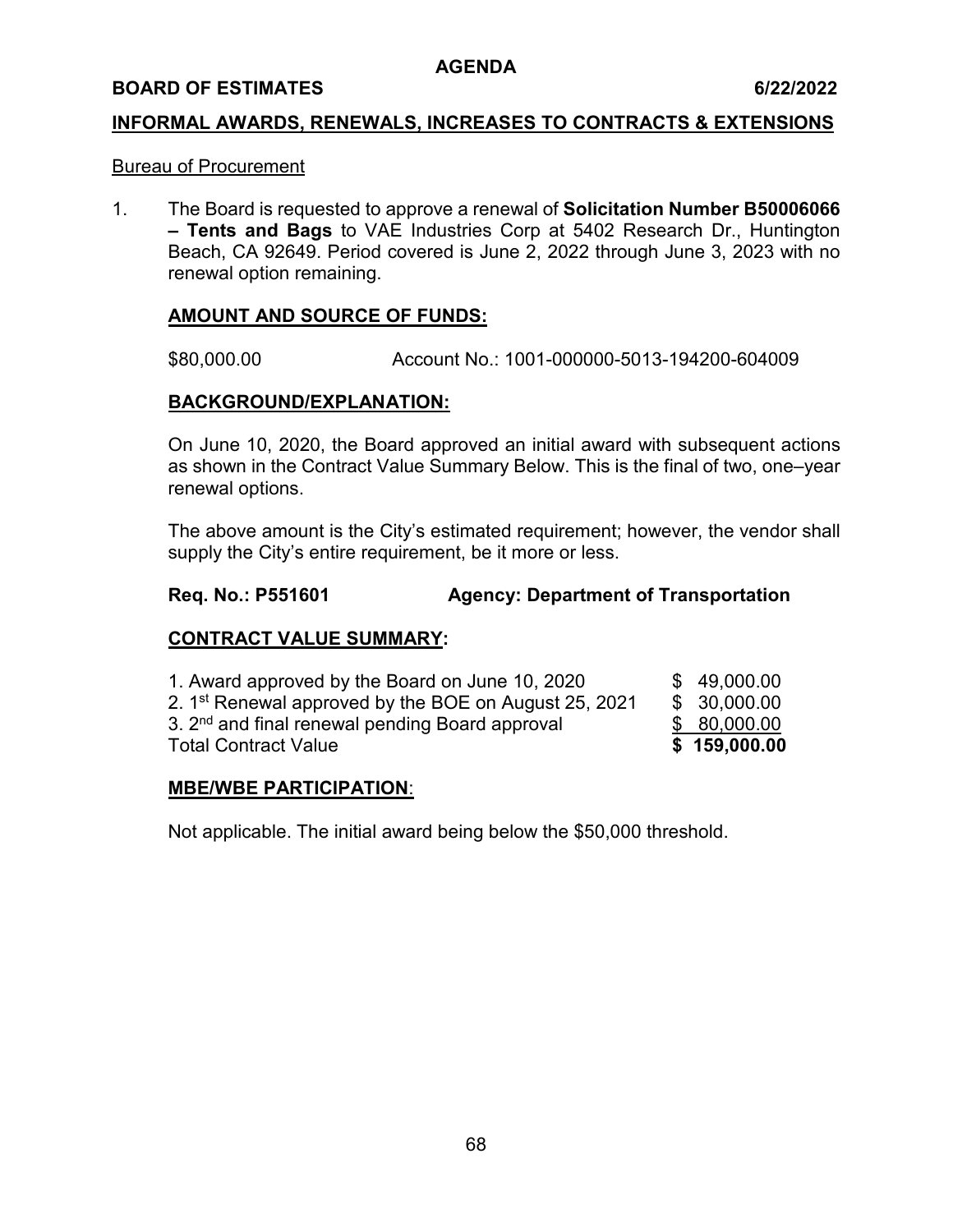**AGENDA**

**BOARD OF ESTIMATES** **6/22/2022**

## INFORMAL AWARDS, RENEWALS, INCREASES TO CONTRACTS & EXTENSIONS

Bureau of Procurement

1. The Board is requested to approve a renewal of **Solicitation Number B50006066 – Tents and Bags** to VAE Industries Corp at 5402 Research Dr., Huntington Beach, CA 92649. Period covered is June 2, 2022 through June 3, 2023 with no renewal option remaining.

   **AMOUNT AND SOURCE OF FUNDS:**

   $80,000.00 Account No.: 1001-000000-5013-194200-604009

   **BACKGROUND/EXPLANATION:**

   On June 10, 2020, the Board approved an initial award with subsequent actions as shown in the Contract Value Summary Below. This is the final of two, one–year renewal options.

   The above amount is the City's estimated requirement; however, the vendor shall supply the City's entire requirement, be it more or less.

   **Req. No.: P551601** **Agency: Department of Transportation**

   **CONTRACT VALUE SUMMARY:**

   | | |
   |---|---|
   | 1. Award approved by the Board on June 10, 2020 | $ 49,000.00 |
   | 2. 1st Renewal approved by the BOE on August 25, 2021 | $ 30,000.00 |
   | 3. 2nd and final renewal pending Board approval | $ 80,000.00 |
   | Total Contract Value | **$ 159,000.00** |

   **MBE/WBE PARTICIPATION:**

   Not applicable. The initial award being below the $50,000 threshold.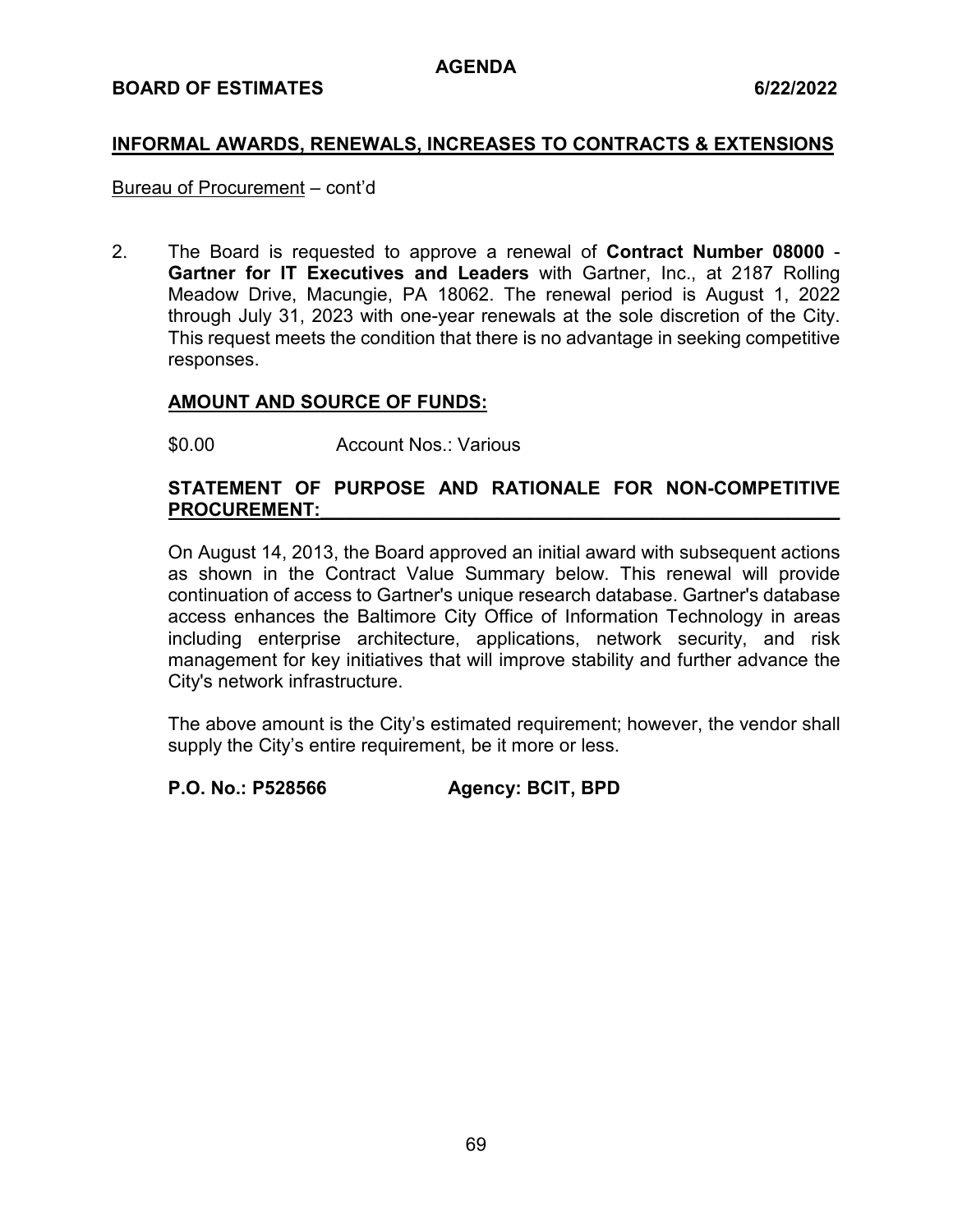## INFORMAL AWARDS, RENEWALS, INCREASES TO CONTRACTS & EXTENSIONS

Bureau of Procurement – cont'd

2. The Board is requested to approve a renewal of **Contract Number 08000 - Gartner for IT Executives and Leaders** with Gartner, Inc., at 2187 Rolling Meadow Drive, Macungie, PA 18062. The renewal period is August 1, 2022 through July 31, 2023 with one-year renewals at the sole discretion of the City. This request meets the condition that there is no advantage in seeking competitive responses.

   **AMOUNT AND SOURCE OF FUNDS:**

   $0.00 Account Nos.: Various

   **STATEMENT OF PURPOSE AND RATIONALE FOR NON-COMPETITIVE PROCUREMENT:**

   On August 14, 2013, the Board approved an initial award with subsequent actions as shown in the Contract Value Summary below. This renewal will provide continuation of access to Gartner's unique research database. Gartner's database access enhances the Baltimore City Office of Information Technology in areas including enterprise architecture, applications, network security, and risk management for key initiatives that will improve stability and further advance the City's network infrastructure.

   The above amount is the City's estimated requirement; however, the vendor shall supply the City's entire requirement, be it more or less.

   **P.O. No.: P528566 Agency: BCIT, BPD**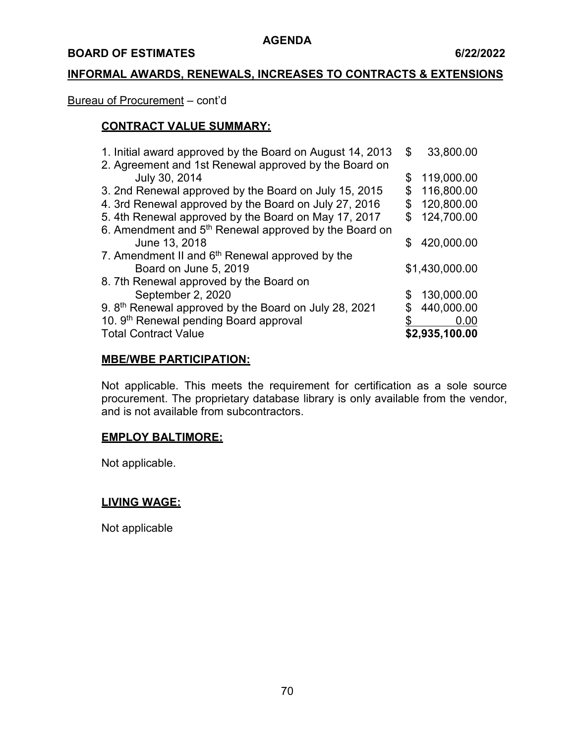**AGENDA**

**BOARD OF ESTIMATES 6/22/2022**

## INFORMAL AWARDS, RENEWALS, INCREASES TO CONTRACTS & EXTENSIONS

Bureau of Procurement – cont'd

### CONTRACT VALUE SUMMARY:

| | |
|---|---|
| 1. Initial award approved by the Board on August 14, 2013 | $ 33,800.00 |
| 2. Agreement and 1st Renewal approved by the Board on July 30, 2014 | $ 119,000.00 |
| 3. 2nd Renewal approved by the Board on July 15, 2015 | $ 116,800.00 |
| 4. 3rd Renewal approved by the Board on July 27, 2016 | $ 120,800.00 |
| 5. 4th Renewal approved by the Board on May 17, 2017 | $ 124,700.00 |
| 6. Amendment and 5th Renewal approved by the Board on June 13, 2018 | $ 420,000.00 |
| 7. Amendment II and 6th Renewal approved by the Board on June 5, 2019 | $1,430,000.00 |
| 8. 7th Renewal approved by the Board on September 2, 2020 | $ 130,000.00 |
| 9. 8th Renewal approved by the Board on July 28, 2021 | $ 440,000.00 |
| 10. 9th Renewal pending Board approval | $ 0.00 |
| Total Contract Value | **$2,935,100.00** |

### MBE/WBE PARTICIPATION:

Not applicable. This meets the requirement for certification as a sole source procurement. The proprietary database library is only available from the vendor, and is not available from subcontractors.

### EMPLOY BALTIMORE:

Not applicable.

### LIVING WAGE:

Not applicable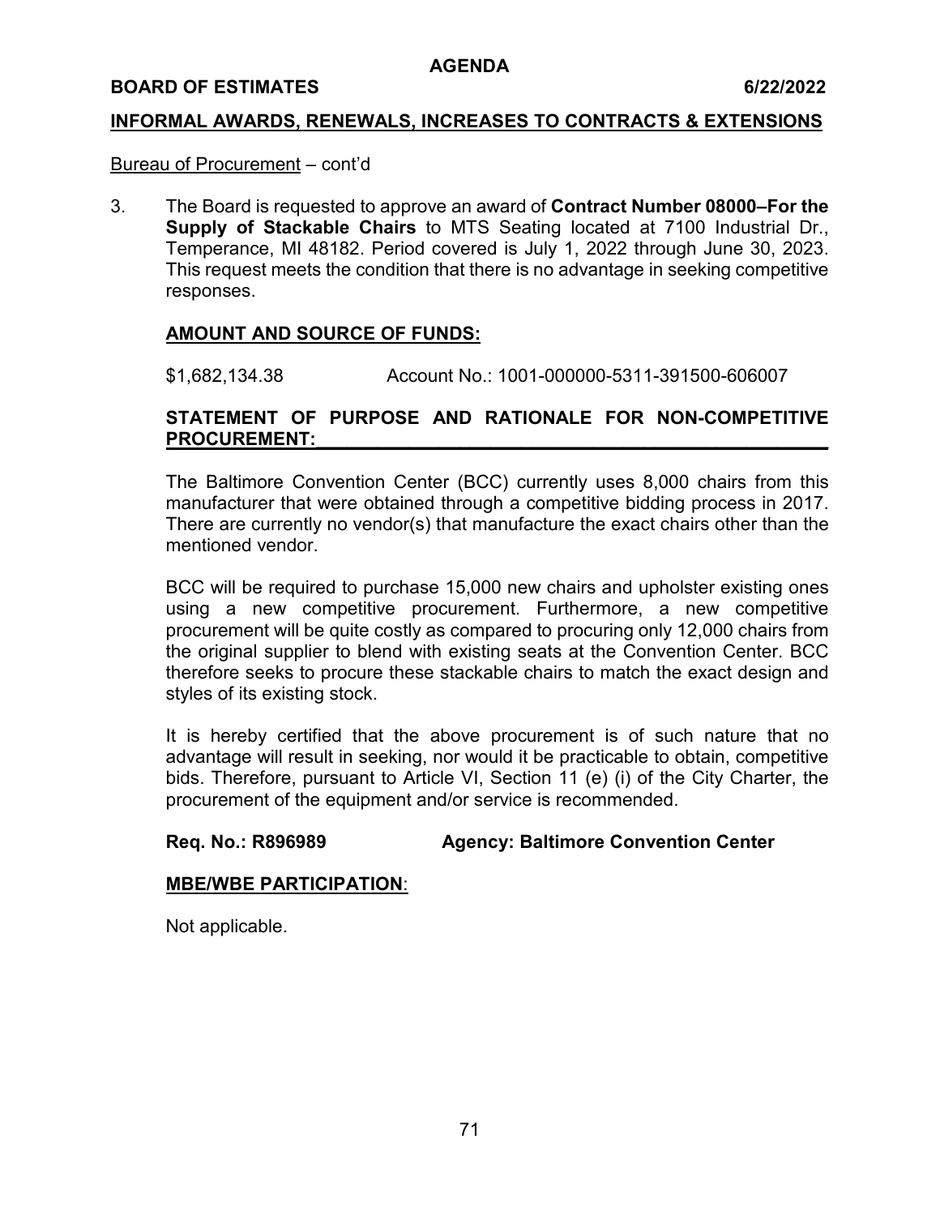**AGENDA**

**BOARD OF ESTIMATES 6/22/2022**

**INFORMAL AWARDS, RENEWALS, INCREASES TO CONTRACTS & EXTENSIONS**

Bureau of Procurement – cont'd

3. The Board is requested to approve an award of **Contract Number 08000–For the Supply of Stackable Chairs** to MTS Seating located at 7100 Industrial Dr., Temperance, MI 48182. Period covered is July 1, 2022 through June 30, 2023. This request meets the condition that there is no advantage in seeking competitive responses.

**AMOUNT AND SOURCE OF FUNDS:**

$1,682,134.38 Account No.: 1001-000000-5311-391500-606007

**STATEMENT OF PURPOSE AND RATIONALE FOR NON-COMPETITIVE PROCUREMENT:**

The Baltimore Convention Center (BCC) currently uses 8,000 chairs from this manufacturer that were obtained through a competitive bidding process in 2017. There are currently no vendor(s) that manufacture the exact chairs other than the mentioned vendor.

BCC will be required to purchase 15,000 new chairs and upholster existing ones using a new competitive procurement. Furthermore, a new competitive procurement will be quite costly as compared to procuring only 12,000 chairs from the original supplier to blend with existing seats at the Convention Center. BCC therefore seeks to procure these stackable chairs to match the exact design and styles of its existing stock.

It is hereby certified that the above procurement is of such nature that no advantage will result in seeking, nor would it be practicable to obtain, competitive bids. Therefore, pursuant to Article VI, Section 11 (e) (i) of the City Charter, the procurement of the equipment and/or service is recommended.

**Req. No.: R896989 Agency: Baltimore Convention Center**

**MBE/WBE PARTICIPATION**:

Not applicable.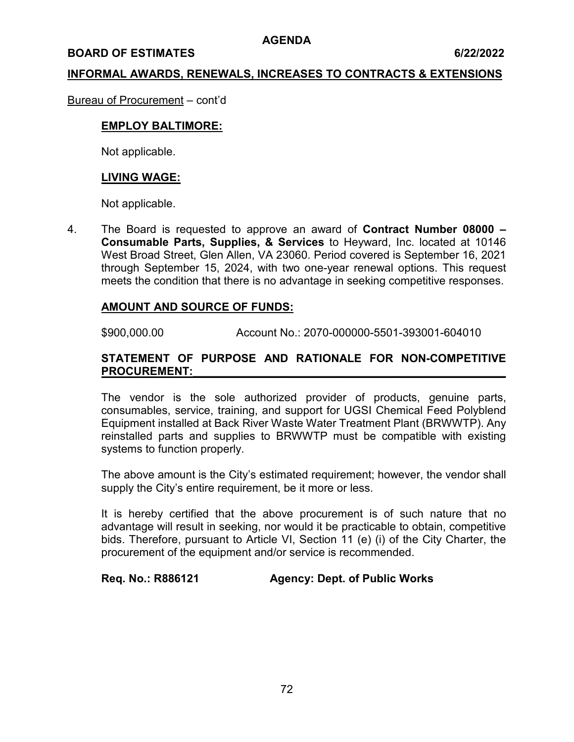**AGENDA**

**BOARD OF ESTIMATES 6/22/2022**

**INFORMAL AWARDS, RENEWALS, INCREASES TO CONTRACTS & EXTENSIONS**

Bureau of Procurement – cont'd

**EMPLOY BALTIMORE:**

Not applicable.

**LIVING WAGE:**

Not applicable.

4. The Board is requested to approve an award of **Contract Number 08000 – Consumable Parts, Supplies, & Services** to Heyward, Inc. located at 10146 West Broad Street, Glen Allen, VA 23060. Period covered is September 16, 2021 through September 15, 2024, with two one-year renewal options. This request meets the condition that there is no advantage in seeking competitive responses.

**AMOUNT AND SOURCE OF FUNDS:**

$900,000.00 Account No.: 2070-000000-5501-393001-604010

**STATEMENT OF PURPOSE AND RATIONALE FOR NON-COMPETITIVE PROCUREMENT:**

The vendor is the sole authorized provider of products, genuine parts, consumables, service, training, and support for UGSI Chemical Feed Polyblend Equipment installed at Back River Waste Water Treatment Plant (BRWWTP). Any reinstalled parts and supplies to BRWWTP must be compatible with existing systems to function properly.

The above amount is the City's estimated requirement; however, the vendor shall supply the City's entire requirement, be it more or less.

It is hereby certified that the above procurement is of such nature that no advantage will result in seeking, nor would it be practicable to obtain, competitive bids. Therefore, pursuant to Article VI, Section 11 (e) (i) of the City Charter, the procurement of the equipment and/or service is recommended.

**Req. No.: R886121 Agency: Dept. of Public Works**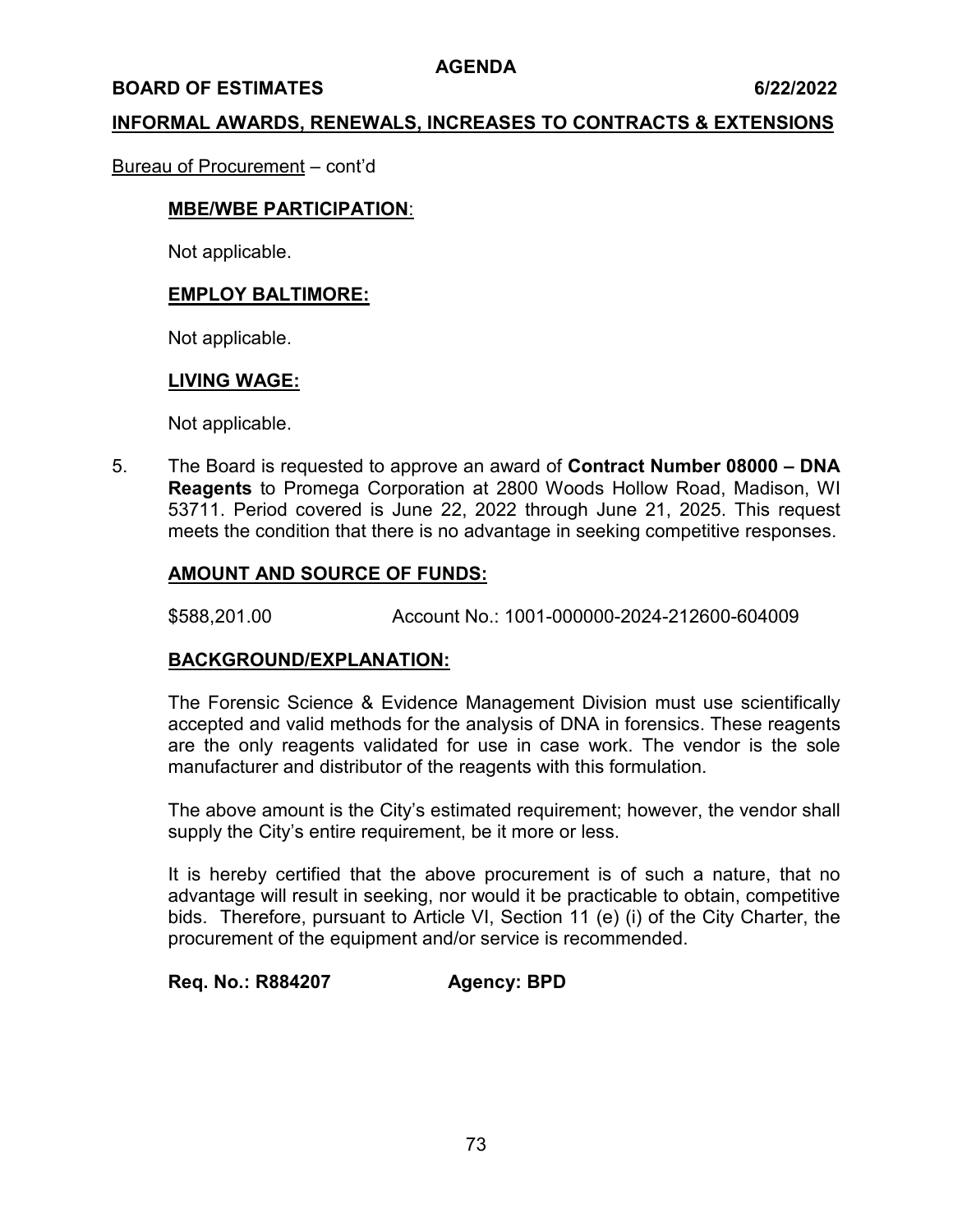**INFORMAL AWARDS, RENEWALS, INCREASES TO CONTRACTS & EXTENSIONS**

Bureau of Procurement – cont'd

**MBE/WBE PARTICIPATION**:

Not applicable.

**EMPLOY BALTIMORE:**

Not applicable.

**LIVING WAGE:**

Not applicable.

5. The Board is requested to approve an award of **Contract Number 08000 – DNA Reagents** to Promega Corporation at 2800 Woods Hollow Road, Madison, WI 53711. Period covered is June 22, 2022 through June 21, 2025. This request meets the condition that there is no advantage in seeking competitive responses.

**AMOUNT AND SOURCE OF FUNDS:**

$588,201.00 Account No.: 1001-000000-2024-212600-604009

**BACKGROUND/EXPLANATION:**

The Forensic Science & Evidence Management Division must use scientifically accepted and valid methods for the analysis of DNA in forensics. These reagents are the only reagents validated for use in case work. The vendor is the sole manufacturer and distributor of the reagents with this formulation.

The above amount is the City's estimated requirement; however, the vendor shall supply the City's entire requirement, be it more or less.

It is hereby certified that the above procurement is of such a nature, that no advantage will result in seeking, nor would it be practicable to obtain, competitive bids. Therefore, pursuant to Article VI, Section 11 (e) (i) of the City Charter, the procurement of the equipment and/or service is recommended.

**Req. No.: R884207** **Agency: BPD**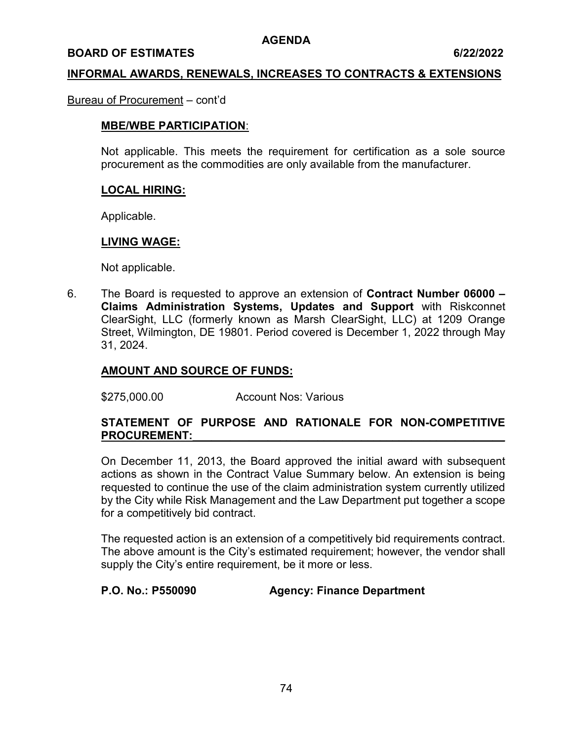**AGENDA**

**BOARD OF ESTIMATES 6/22/2022**

**INFORMAL AWARDS, RENEWALS, INCREASES TO CONTRACTS & EXTENSIONS**

Bureau of Procurement – cont'd

**MBE/WBE PARTICIPATION**:

Not applicable. This meets the requirement for certification as a sole source procurement as the commodities are only available from the manufacturer.

**LOCAL HIRING:**

Applicable.

**LIVING WAGE:**

Not applicable.

6. The Board is requested to approve an extension of **Contract Number 06000 – Claims Administration Systems, Updates and Support** with Riskconnet ClearSight, LLC (formerly known as Marsh ClearSight, LLC) at 1209 Orange Street, Wilmington, DE 19801. Period covered is December 1, 2022 through May 31, 2024.

**AMOUNT AND SOURCE OF FUNDS:**

$275,000.00 Account Nos: Various

**STATEMENT OF PURPOSE AND RATIONALE FOR NON-COMPETITIVE PROCUREMENT:**

On December 11, 2013, the Board approved the initial award with subsequent actions as shown in the Contract Value Summary below. An extension is being requested to continue the use of the claim administration system currently utilized by the City while Risk Management and the Law Department put together a scope for a competitively bid contract.

The requested action is an extension of a competitively bid requirements contract. The above amount is the City's estimated requirement; however, the vendor shall supply the City's entire requirement, be it more or less.

**P.O. No.: P550090 Agency: Finance Department**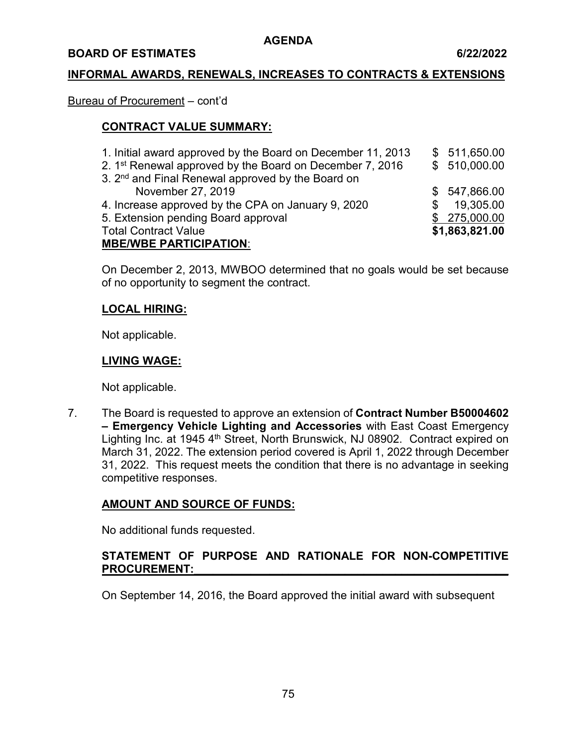# AGENDA

**BOARD OF ESTIMATES** **6/22/2022**

**INFORMAL AWARDS, RENEWALS, INCREASES TO CONTRACTS & EXTENSIONS**

Bureau of Procurement – cont'd

**CONTRACT VALUE SUMMARY:**

| | |
|---|---|
| 1. Initial award approved by the Board on December 11, 2013 | $ 511,650.00 |
| 2. 1st Renewal approved by the Board on December 7, 2016 | $ 510,000.00 |
| 3. 2nd and Final Renewal approved by the Board on November 27, 2019 | $ 547,866.00 |
| 4. Increase approved by the CPA on January 9, 2020 | $ 19,305.00 |
| 5. Extension pending Board approval | $ 275,000.00 |
| Total Contract Value | **$1,863,821.00** |

**MBE/WBE PARTICIPATION**:

On December 2, 2013, MWBOO determined that no goals would be set because of no opportunity to segment the contract.

**LOCAL HIRING:**

Not applicable.

**LIVING WAGE:**

Not applicable.

7. The Board is requested to approve an extension of **Contract Number B50004602 – Emergency Vehicle Lighting and Accessories** with East Coast Emergency Lighting Inc. at 1945 4th Street, North Brunswick, NJ 08902. Contract expired on March 31, 2022. The extension period covered is April 1, 2022 through December 31, 2022. This request meets the condition that there is no advantage in seeking competitive responses.

**AMOUNT AND SOURCE OF FUNDS:**

No additional funds requested.

**STATEMENT OF PURPOSE AND RATIONALE FOR NON-COMPETITIVE PROCUREMENT:**

On September 14, 2016, the Board approved the initial award with subsequent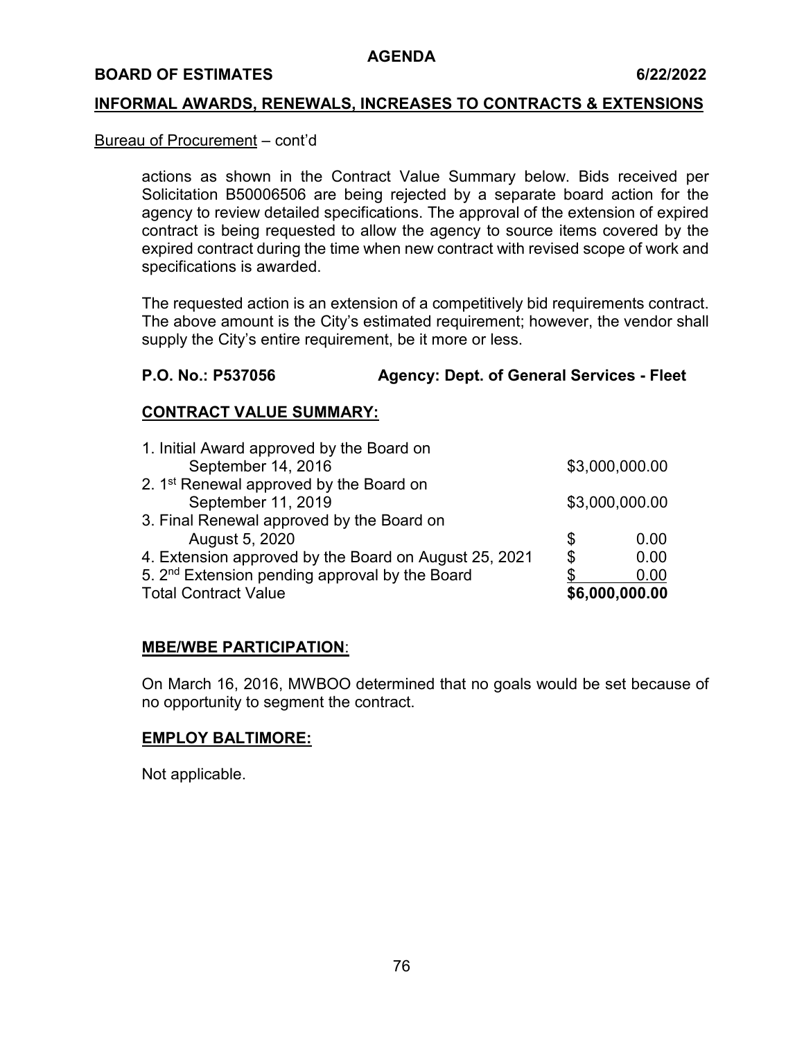**AGENDA**

**BOARD OF ESTIMATES** **6/22/2022**

**INFORMAL AWARDS, RENEWALS, INCREASES TO CONTRACTS & EXTENSIONS**

Bureau of Procurement – cont'd

actions as shown in the Contract Value Summary below. Bids received per Solicitation B50006506 are being rejected by a separate board action for the agency to review detailed specifications. The approval of the extension of expired contract is being requested to allow the agency to source items covered by the expired contract during the time when new contract with revised scope of work and specifications is awarded.

The requested action is an extension of a competitively bid requirements contract. The above amount is the City's estimated requirement; however, the vendor shall supply the City's entire requirement, be it more or less.

**P.O. No.: P537056** **Agency: Dept. of General Services - Fleet**

**CONTRACT VALUE SUMMARY:**

| | |
|---|---|
| 1. Initial Award approved by the Board on September 14, 2016 | $3,000,000.00 |
| 2. 1st Renewal approved by the Board on September 11, 2019 | $3,000,000.00 |
| 3. Final Renewal approved by the Board on August 5, 2020 | $ 0.00 |
| 4. Extension approved by the Board on August 25, 2021 | $ 0.00 |
| 5. 2nd Extension pending approval by the Board | $ 0.00 |
| Total Contract Value | **$6,000,000.00** |

**MBE/WBE PARTICIPATION**:

On March 16, 2016, MWBOO determined that no goals would be set because of no opportunity to segment the contract.

**EMPLOY BALTIMORE:**

Not applicable.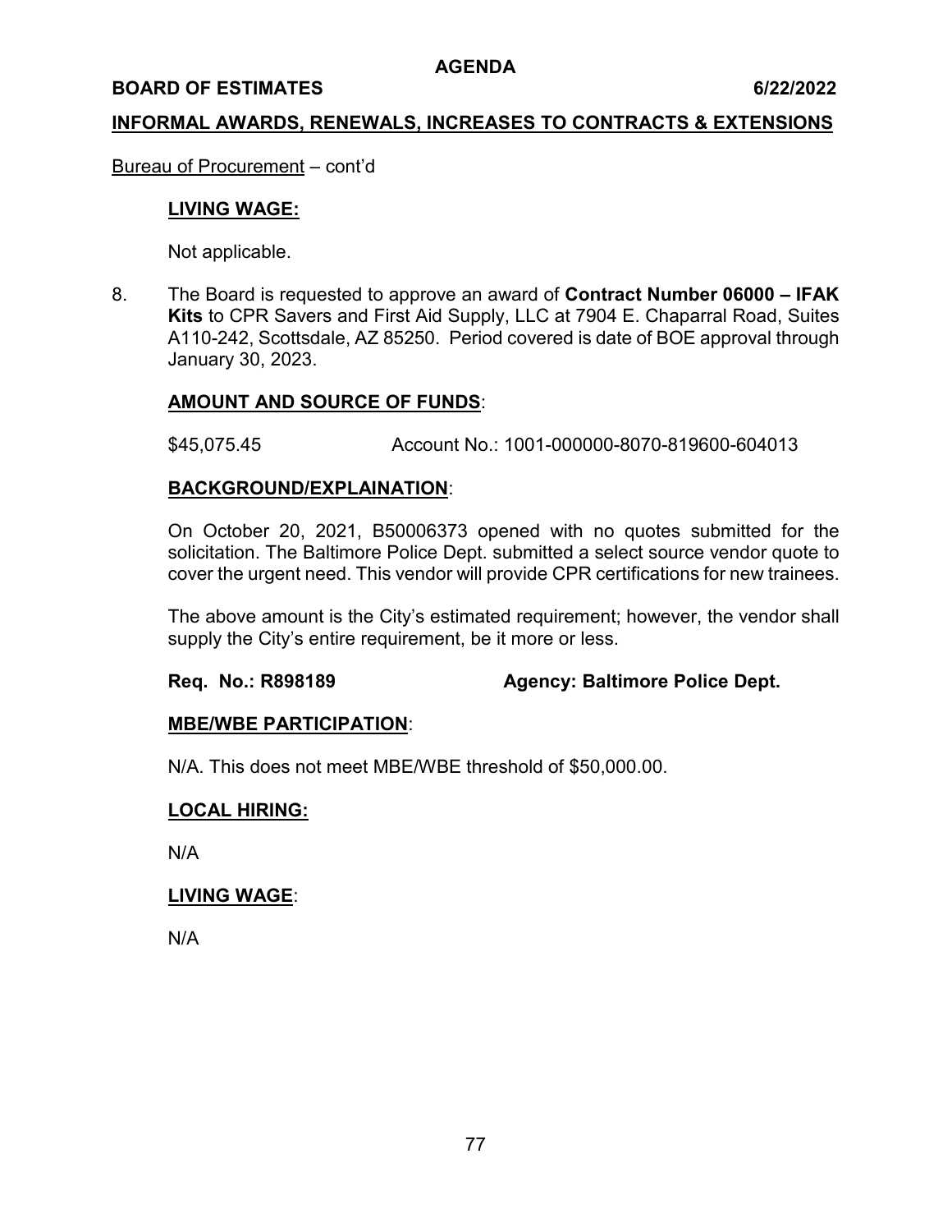**INFORMAL AWARDS, RENEWALS, INCREASES TO CONTRACTS & EXTENSIONS**

Bureau of Procurement – cont'd

**LIVING WAGE:**

Not applicable.

8. The Board is requested to approve an award of **Contract Number 06000 – IFAK Kits** to CPR Savers and First Aid Supply, LLC at 7904 E. Chaparral Road, Suites A110-242, Scottsdale, AZ 85250. Period covered is date of BOE approval through January 30, 2023.

**AMOUNT AND SOURCE OF FUNDS**:

$45,075.45 Account No.: 1001-000000-8070-819600-604013

**BACKGROUND/EXPLAINATION**:

On October 20, 2021, B50006373 opened with no quotes submitted for the solicitation. The Baltimore Police Dept. submitted a select source vendor quote to cover the urgent need. This vendor will provide CPR certifications for new trainees.

The above amount is the City's estimated requirement; however, the vendor shall supply the City's entire requirement, be it more or less.

**Req. No.: R898189** **Agency: Baltimore Police Dept.**

**MBE/WBE PARTICIPATION**:

N/A. This does not meet MBE/WBE threshold of $50,000.00.

**LOCAL HIRING:**

N/A

**LIVING WAGE**:

N/A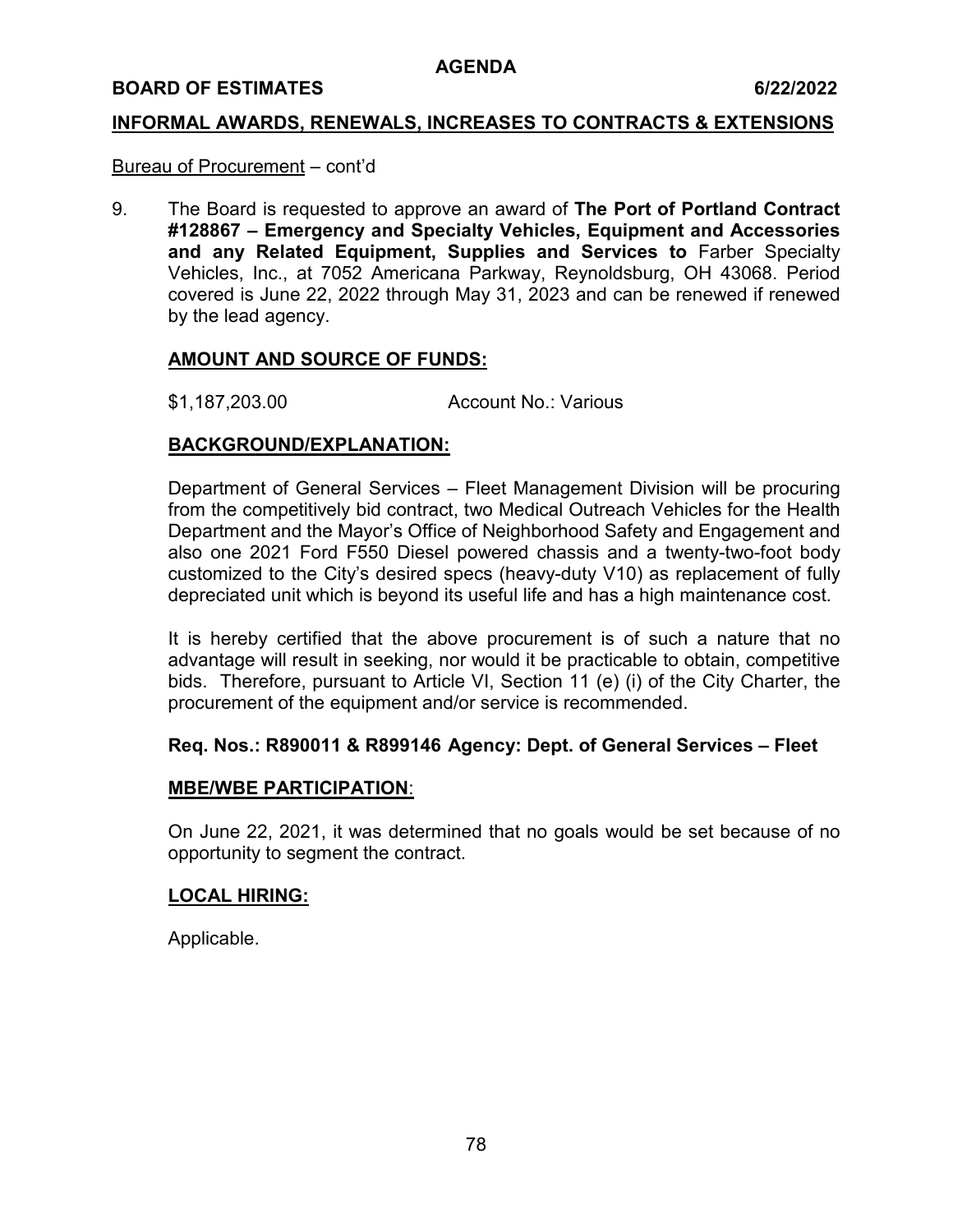# AGENDA

**BOARD OF ESTIMATES 6/22/2022**

## INFORMAL AWARDS, RENEWALS, INCREASES TO CONTRACTS & EXTENSIONS

Bureau of Procurement – cont'd

9. The Board is requested to approve an award of **The Port of Portland Contract #128867 – Emergency and Specialty Vehicles, Equipment and Accessories and any Related Equipment, Supplies and Services to** Farber Specialty Vehicles, Inc., at 7052 Americana Parkway, Reynoldsburg, OH 43068. Period covered is June 22, 2022 through May 31, 2023 and can be renewed if renewed by the lead agency.

   **AMOUNT AND SOURCE OF FUNDS:**

   $1,187,203.00 Account No.: Various

   **BACKGROUND/EXPLANATION:**

   Department of General Services – Fleet Management Division will be procuring from the competitively bid contract, two Medical Outreach Vehicles for the Health Department and the Mayor's Office of Neighborhood Safety and Engagement and also one 2021 Ford F550 Diesel powered chassis and a twenty-two-foot body customized to the City's desired specs (heavy-duty V10) as replacement of fully depreciated unit which is beyond its useful life and has a high maintenance cost.

   It is hereby certified that the above procurement is of such a nature that no advantage will result in seeking, nor would it be practicable to obtain, competitive bids. Therefore, pursuant to Article VI, Section 11 (e) (i) of the City Charter, the procurement of the equipment and/or service is recommended.

   **Req. Nos.: R890011 & R899146 Agency: Dept. of General Services – Fleet**

   **MBE/WBE PARTICIPATION**:

   On June 22, 2021, it was determined that no goals would be set because of no opportunity to segment the contract.

   **LOCAL HIRING:**

   Applicable.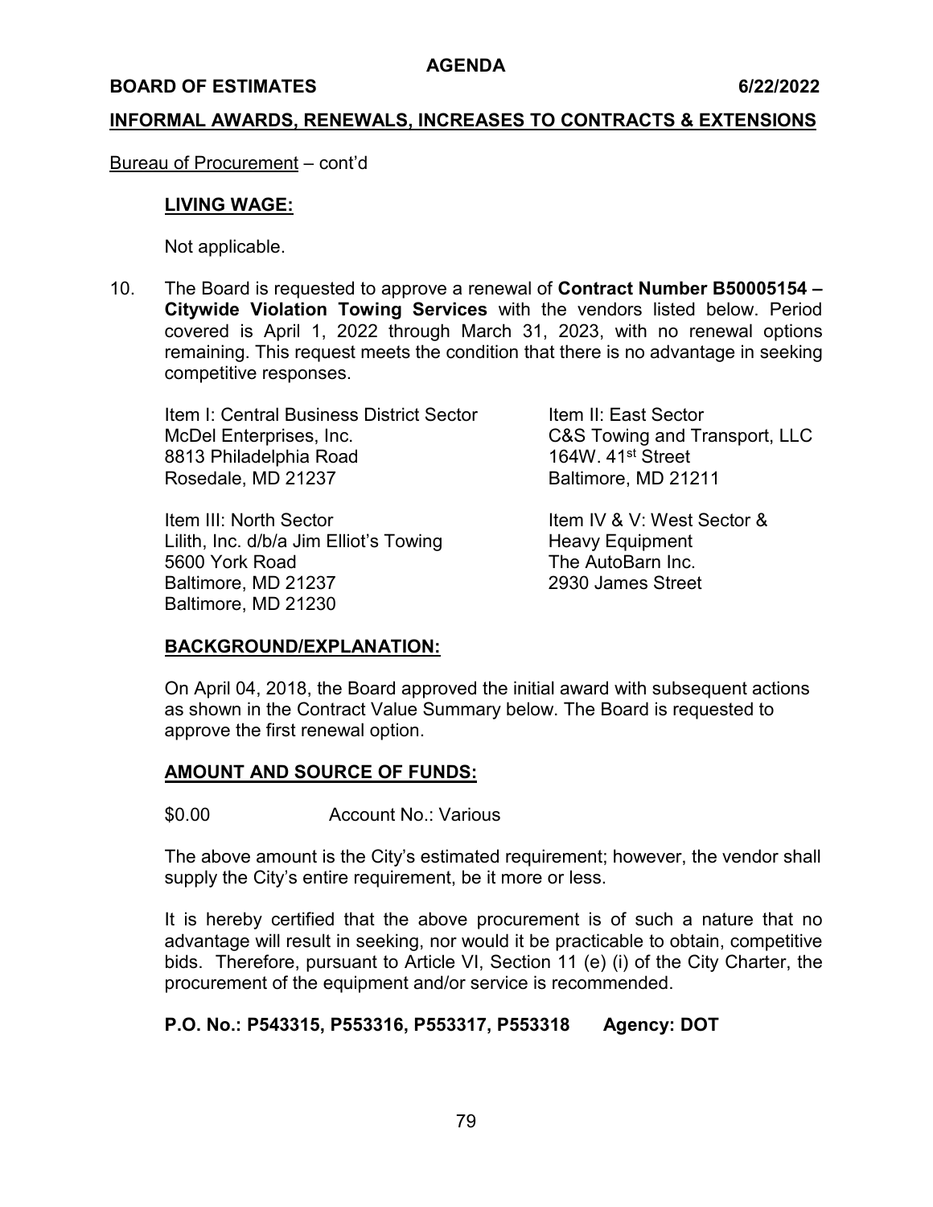AGENDA

**BOARD OF ESTIMATES 6/22/2022**

**INFORMAL AWARDS, RENEWALS, INCREASES TO CONTRACTS & EXTENSIONS**

Bureau of Procurement – cont'd

**LIVING WAGE:**

Not applicable.

10. The Board is requested to approve a renewal of **Contract Number B50005154 – Citywide Violation Towing Services** with the vendors listed below. Period covered is April 1, 2022 through March 31, 2023, with no renewal options remaining. This request meets the condition that there is no advantage in seeking competitive responses.

Item I: Central Business District Sector
McDel Enterprises, Inc.
8813 Philadelphia Road
Rosedale, MD 21237

Item II: East Sector
C&S Towing and Transport, LLC
164W. 41st Street
Baltimore, MD 21211

Item III: North Sector
Lilith, Inc. d/b/a Jim Elliot's Towing
5600 York Road
Baltimore, MD 21237

Item IV & V: West Sector & Heavy Equipment
The AutoBarn Inc.
2930 James Street
Baltimore, MD 21230

**BACKGROUND/EXPLANATION:**

On April 04, 2018, the Board approved the initial award with subsequent actions as shown in the Contract Value Summary below. The Board is requested to approve the first renewal option.

**AMOUNT AND SOURCE OF FUNDS:**

$0.00 Account No.: Various

The above amount is the City's estimated requirement; however, the vendor shall supply the City's entire requirement, be it more or less.

It is hereby certified that the above procurement is of such a nature that no advantage will result in seeking, nor would it be practicable to obtain, competitive bids. Therefore, pursuant to Article VI, Section 11 (e) (i) of the City Charter, the procurement of the equipment and/or service is recommended.

**P.O. No.: P543315, P553316, P553317, P553318 Agency: DOT**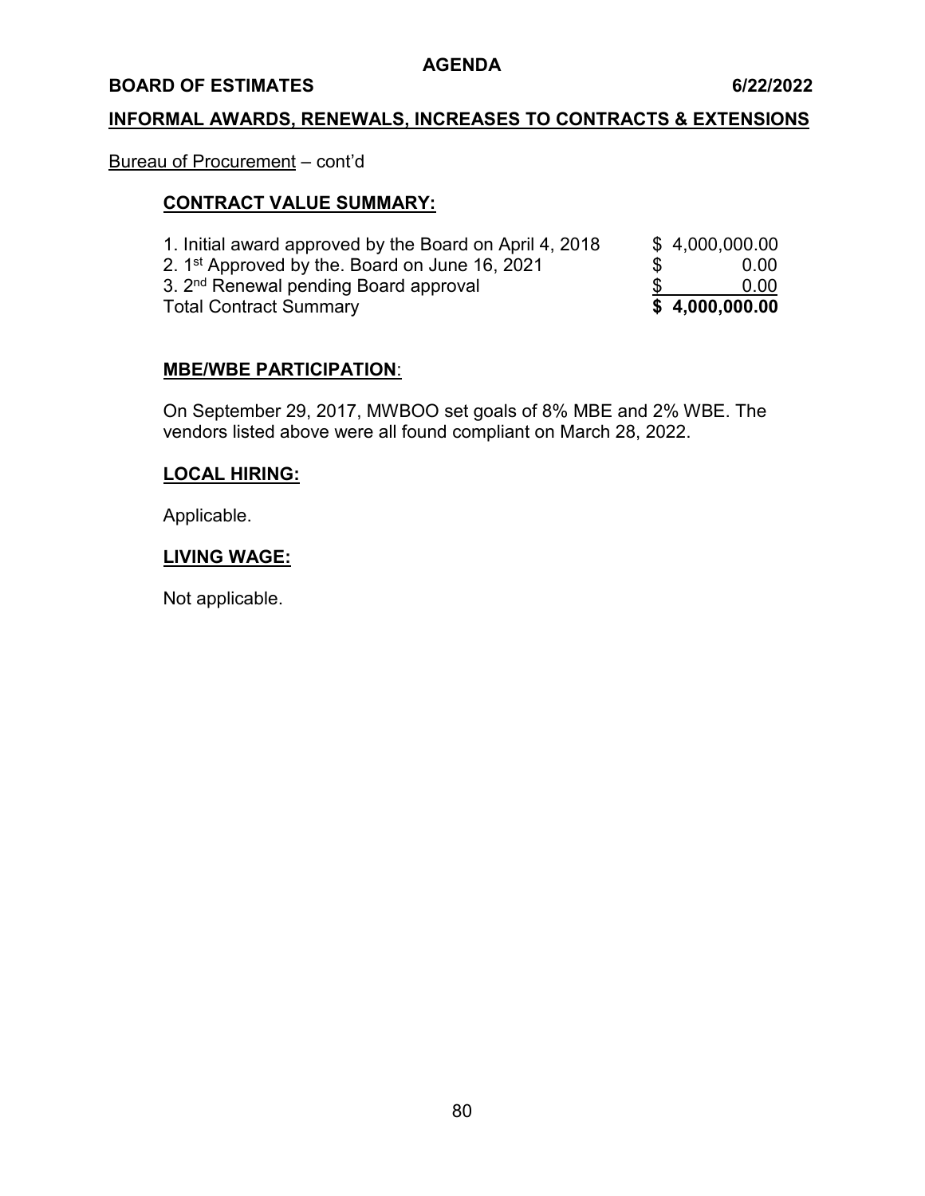**AGENDA**

**BOARD OF ESTIMATES** **6/22/2022**

**INFORMAL AWARDS, RENEWALS, INCREASES TO CONTRACTS & EXTENSIONS**

Bureau of Procurement – cont'd

**CONTRACT VALUE SUMMARY:**

| | |
|---|---|
| 1. Initial award approved by the Board on April 4, 2018 | $ 4,000,000.00 |
| 2. 1st Approved by the. Board on June 16, 2021 | $ 0.00 |
| 3. 2nd Renewal pending Board approval | $ 0.00 |
| Total Contract Summary | **$ 4,000,000.00** |

**MBE/WBE PARTICIPATION**:

On September 29, 2017, MWBOO set goals of 8% MBE and 2% WBE. The vendors listed above were all found compliant on March 28, 2022.

**LOCAL HIRING:**

Applicable.

**LIVING WAGE:**

Not applicable.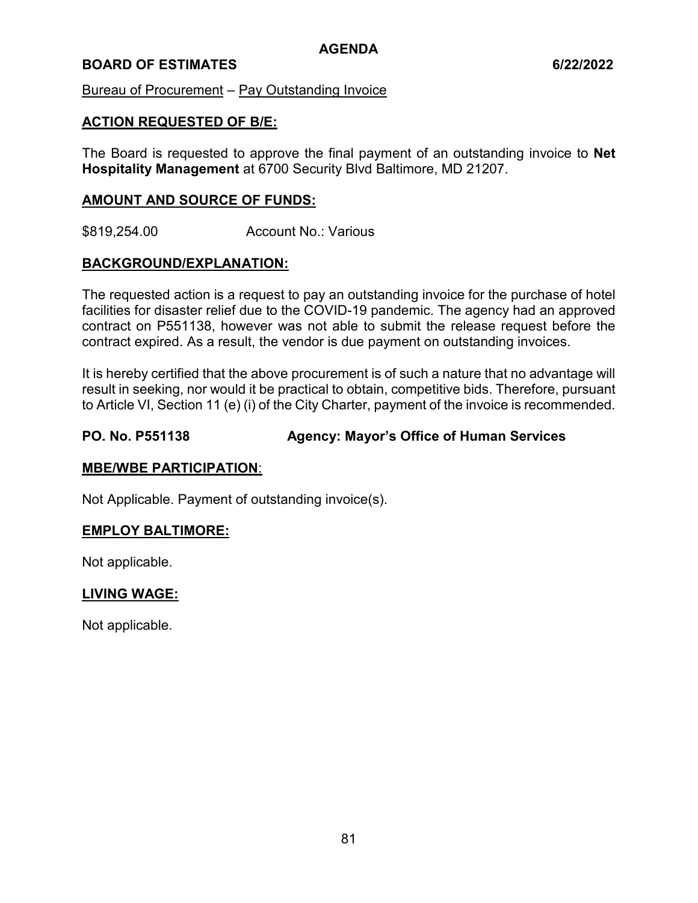**AGENDA**

**BOARD OF ESTIMATES** **6/22/2022**

Bureau of Procurement – Pay Outstanding Invoice

## ACTION REQUESTED OF B/E:

The Board is requested to approve the final payment of an outstanding invoice to **Net Hospitality Management** at 6700 Security Blvd Baltimore, MD 21207.

## AMOUNT AND SOURCE OF FUNDS:

\$819,254.00 Account No.: Various

## BACKGROUND/EXPLANATION:

The requested action is a request to pay an outstanding invoice for the purchase of hotel facilities for disaster relief due to the COVID-19 pandemic. The agency had an approved contract on P551138, however was not able to submit the release request before the contract expired. As a result, the vendor is due payment on outstanding invoices.

It is hereby certified that the above procurement is of such a nature that no advantage will result in seeking, nor would it be practical to obtain, competitive bids. Therefore, pursuant to Article VI, Section 11 (e) (i) of the City Charter, payment of the invoice is recommended.

**PO. No. P551138** **Agency: Mayor's Office of Human Services**

## MBE/WBE PARTICIPATION:

Not Applicable. Payment of outstanding invoice(s).

## EMPLOY BALTIMORE:

Not applicable.

## LIVING WAGE:

Not applicable.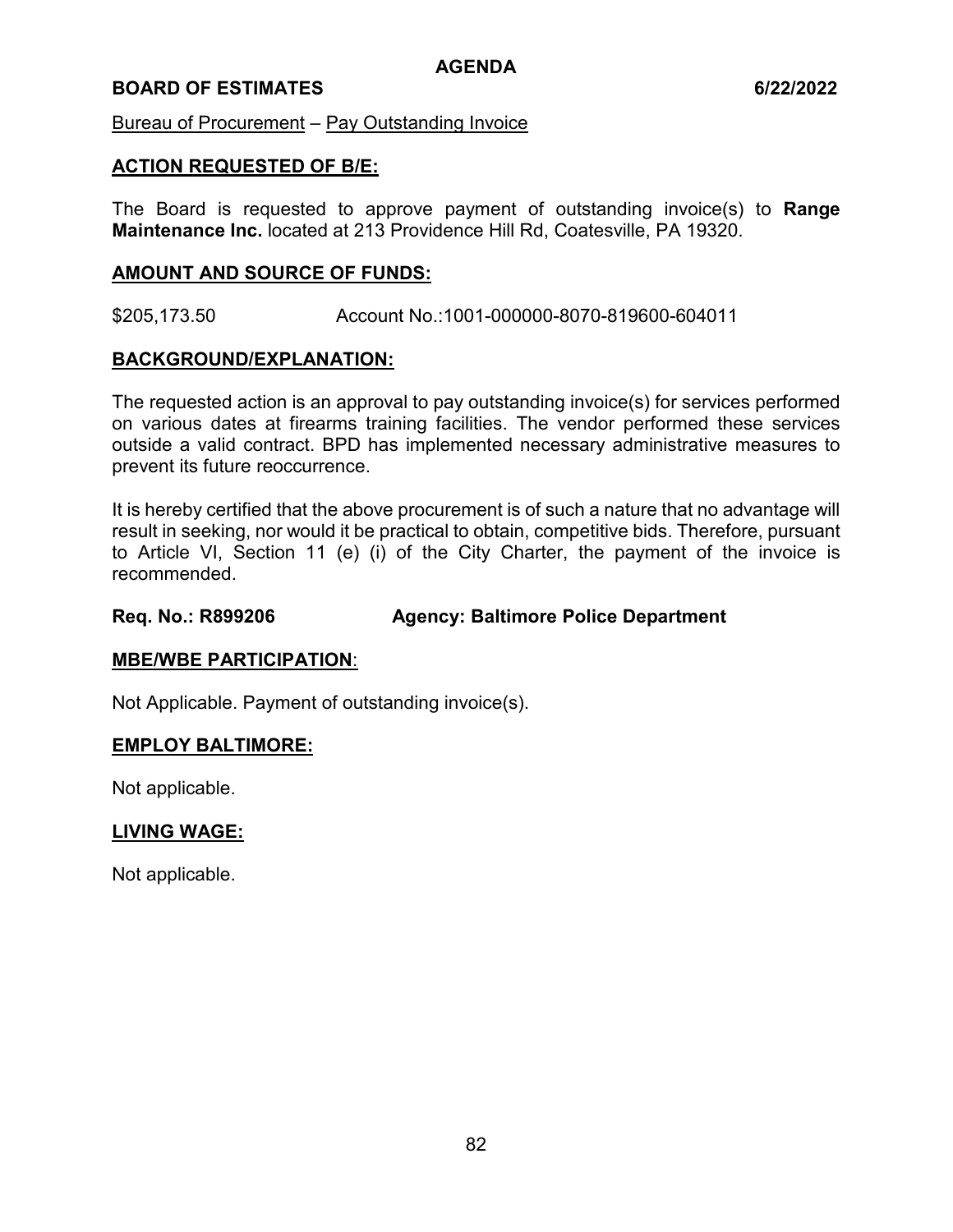**AGENDA**

**BOARD OF ESTIMATES 6/22/2022**

Bureau of Procurement – Pay Outstanding Invoice

## ACTION REQUESTED OF B/E:

The Board is requested to approve payment of outstanding invoice(s) to **Range Maintenance Inc.** located at 213 Providence Hill Rd, Coatesville, PA 19320.

## AMOUNT AND SOURCE OF FUNDS:

$205,173.50 Account No.:1001-000000-8070-819600-604011

## BACKGROUND/EXPLANATION:

The requested action is an approval to pay outstanding invoice(s) for services performed on various dates at firearms training facilities. The vendor performed these services outside a valid contract. BPD has implemented necessary administrative measures to prevent its future reoccurrence.

It is hereby certified that the above procurement is of such a nature that no advantage will result in seeking, nor would it be practical to obtain, competitive bids. Therefore, pursuant to Article VI, Section 11 (e) (i) of the City Charter, the payment of the invoice is recommended.

**Req. No.: R899206 Agency: Baltimore Police Department**

## MBE/WBE PARTICIPATION:

Not Applicable. Payment of outstanding invoice(s).

## EMPLOY BALTIMORE:

Not applicable.

## LIVING WAGE:

Not applicable.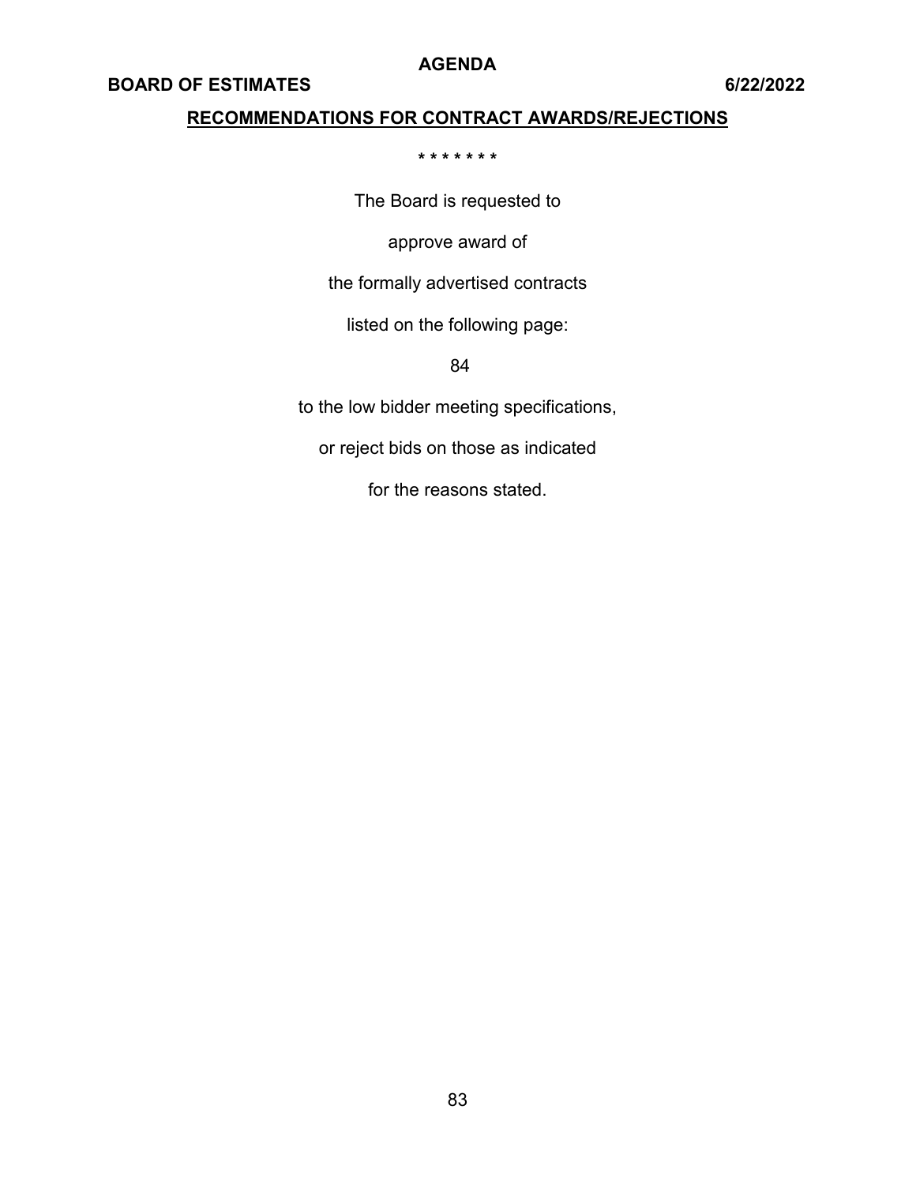**AGENDA**

**BOARD OF ESTIMATES** **6/22/2022**

## RECOMMENDATIONS FOR CONTRACT AWARDS/REJECTIONS

\* \* \* \* \* \* \*

The Board is requested to

approve award of

the formally advertised contracts

listed on the following page:

84

to the low bidder meeting specifications,

or reject bids on those as indicated

for the reasons stated.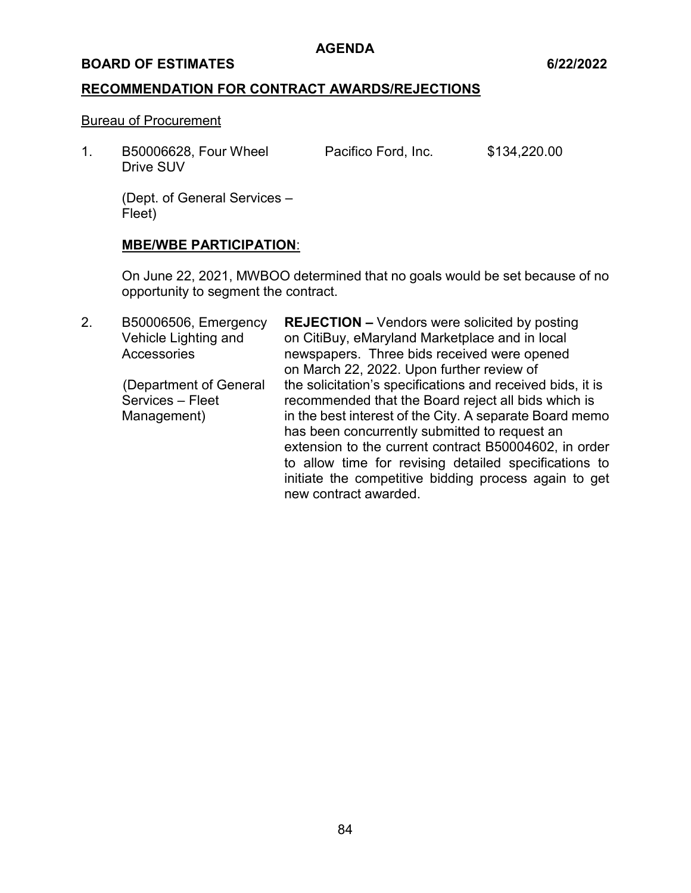**AGENDA**

**BOARD OF ESTIMATES 6/22/2022**

## RECOMMENDATION FOR CONTRACT AWARDS/REJECTIONS

Bureau of Procurement

1. B50006628, Four Wheel Drive SUV — Pacifico Ford, Inc. — $134,220.00

   (Dept. of General Services – Fleet)

   **MBE/WBE PARTICIPATION**:

   On June 22, 2021, MWBOO determined that no goals would be set because of no opportunity to segment the contract.

2. B50006506, Emergency Vehicle Lighting and Accessories

   (Department of General Services – Fleet Management)

   **REJECTION –** Vendors were solicited by posting on CitiBuy, eMaryland Marketplace and in local newspapers. Three bids received were opened on March 22, 2022. Upon further review of the solicitation's specifications and received bids, it is recommended that the Board reject all bids which is in the best interest of the City. A separate Board memo has been concurrently submitted to request an extension to the current contract B50004602, in order to allow time for revising detailed specifications to initiate the competitive bidding process again to get new contract awarded.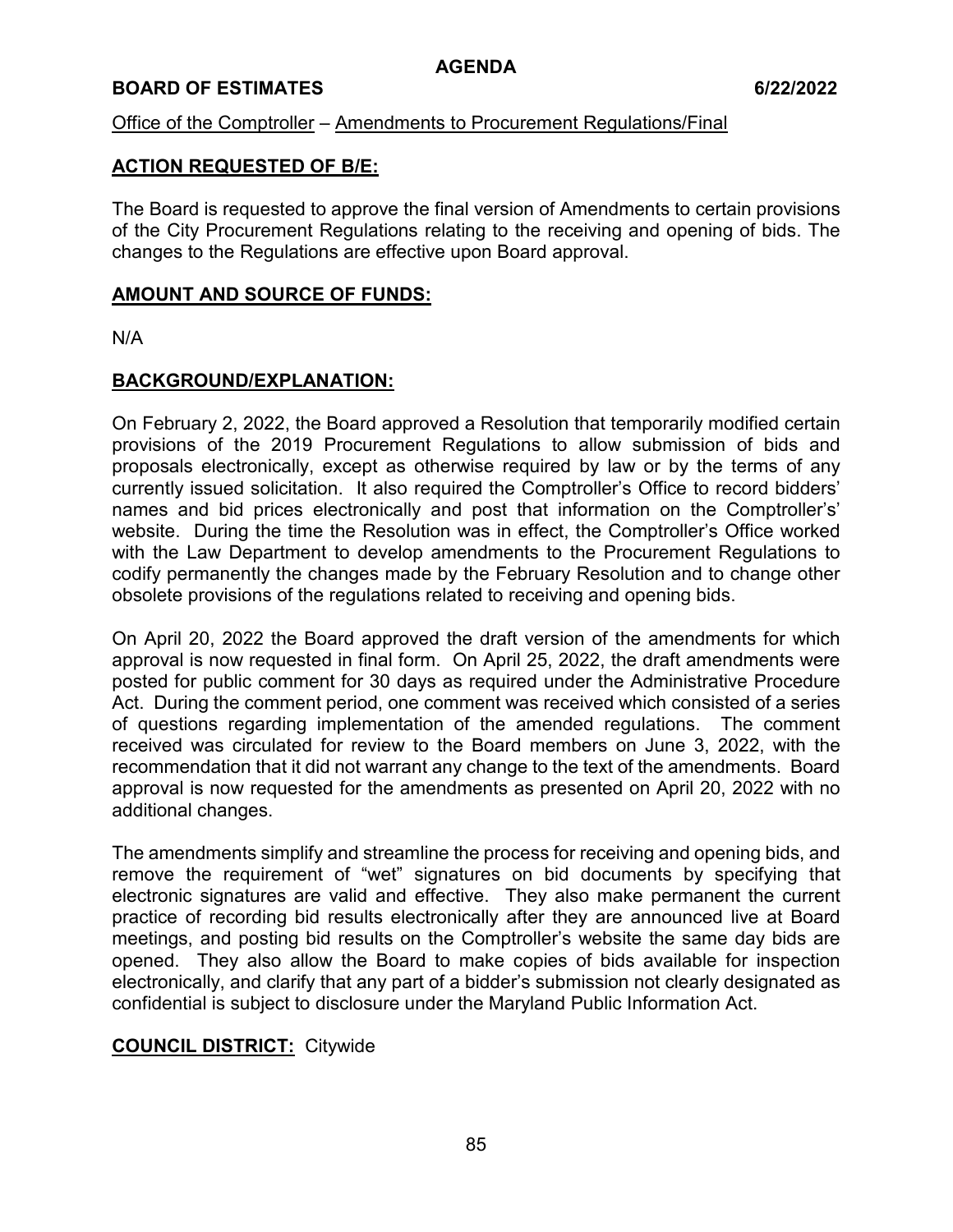**AGENDA**

**BOARD OF ESTIMATES 6/22/2022**

Office of the Comptroller – Amendments to Procurement Regulations/Final

## ACTION REQUESTED OF B/E:

The Board is requested to approve the final version of Amendments to certain provisions of the City Procurement Regulations relating to the receiving and opening of bids. The changes to the Regulations are effective upon Board approval.

## AMOUNT AND SOURCE OF FUNDS:

N/A

## BACKGROUND/EXPLANATION:

On February 2, 2022, the Board approved a Resolution that temporarily modified certain provisions of the 2019 Procurement Regulations to allow submission of bids and proposals electronically, except as otherwise required by law or by the terms of any currently issued solicitation. It also required the Comptroller's Office to record bidders' names and bid prices electronically and post that information on the Comptroller's' website. During the time the Resolution was in effect, the Comptroller's Office worked with the Law Department to develop amendments to the Procurement Regulations to codify permanently the changes made by the February Resolution and to change other obsolete provisions of the regulations related to receiving and opening bids.

On April 20, 2022 the Board approved the draft version of the amendments for which approval is now requested in final form. On April 25, 2022, the draft amendments were posted for public comment for 30 days as required under the Administrative Procedure Act. During the comment period, one comment was received which consisted of a series of questions regarding implementation of the amended regulations. The comment received was circulated for review to the Board members on June 3, 2022, with the recommendation that it did not warrant any change to the text of the amendments. Board approval is now requested for the amendments as presented on April 20, 2022 with no additional changes.

The amendments simplify and streamline the process for receiving and opening bids, and remove the requirement of "wet" signatures on bid documents by specifying that electronic signatures are valid and effective. They also make permanent the current practice of recording bid results electronically after they are announced live at Board meetings, and posting bid results on the Comptroller's website the same day bids are opened. They also allow the Board to make copies of bids available for inspection electronically, and clarify that any part of a bidder's submission not clearly designated as confidential is subject to disclosure under the Maryland Public Information Act.

**COUNCIL DISTRICT:** Citywide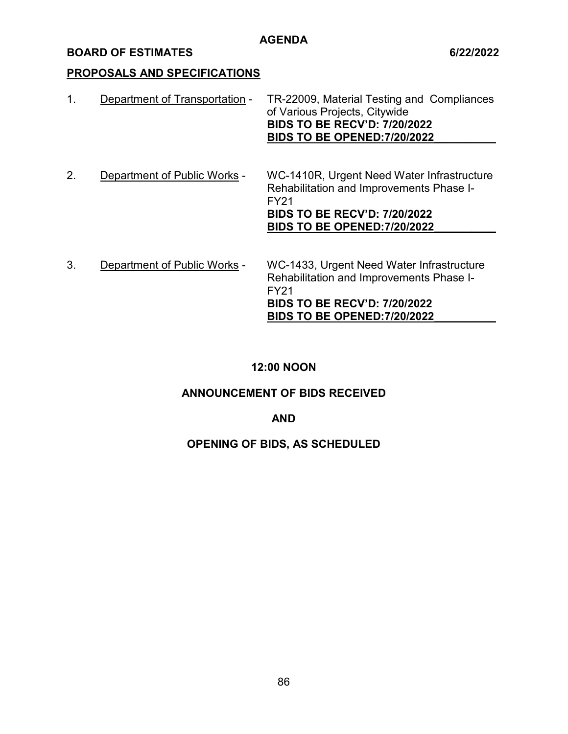**AGENDA**

**BOARD OF ESTIMATES** **6/22/2022**

## PROPOSALS AND SPECIFICATIONS

1. Department of Transportation - TR-22009, Material Testing and Compliances of Various Projects, Citywide
   **BIDS TO BE RECV'D: 7/20/2022**
   **BIDS TO BE OPENED:7/20/2022**

2. Department of Public Works - WC-1410R, Urgent Need Water Infrastructure Rehabilitation and Improvements Phase I-FY21
   **BIDS TO BE RECV'D: 7/20/2022**
   **BIDS TO BE OPENED:7/20/2022**

3. Department of Public Works - WC-1433, Urgent Need Water Infrastructure Rehabilitation and Improvements Phase I-FY21
   **BIDS TO BE RECV'D: 7/20/2022**
   **BIDS TO BE OPENED:7/20/2022**

**12:00 NOON**

**ANNOUNCEMENT OF BIDS RECEIVED**

**AND**

**OPENING OF BIDS, AS SCHEDULED**